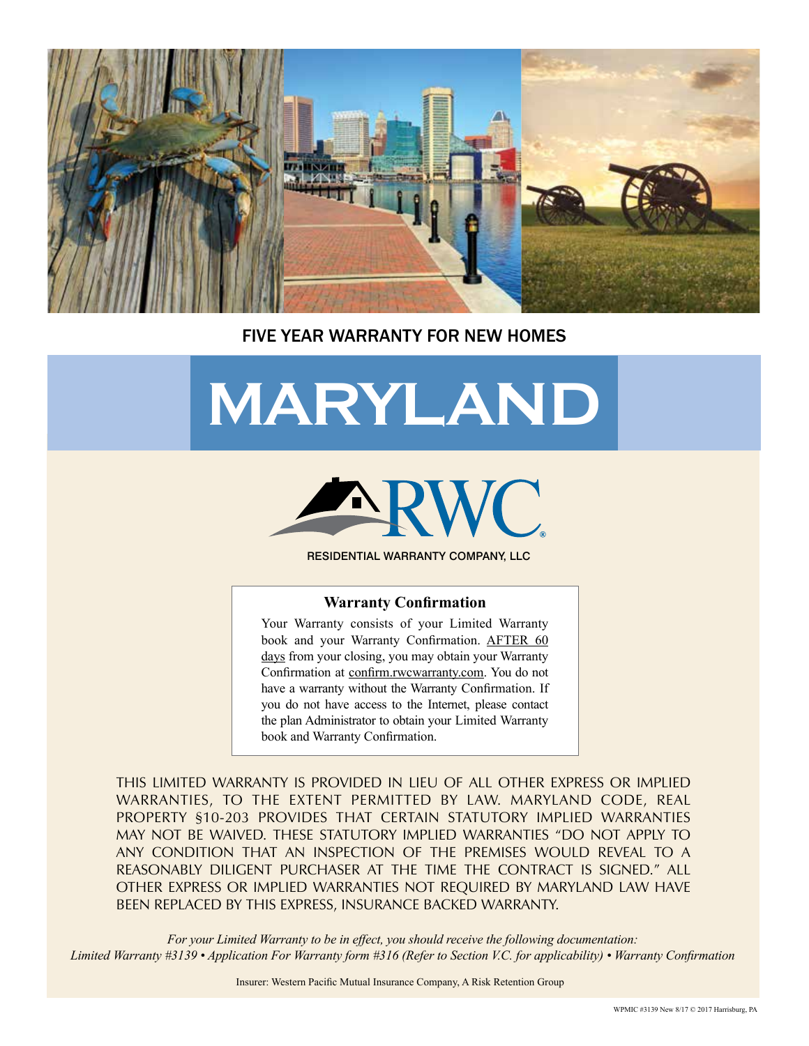FIVE YEAR WARRANTY FOR NEW HOMES

# MARYLAND

RWC

RESIDENTIAL WARRANTY COMPANY, LLC

### Warranty Confirmation

Your Warranty consists of your Limited Warranty book and your Warranty Confirmation. AFTER 60 days from your closing, you may obtain your Warranty Confirmation at confirm.rwcwarranty.com. You do not have a warranty without the Warranty Confirmation. If you do not have access to the Internet, please contact the plan Administrator to obtain your Limited Warranty book and Warranty Confirmation.

THIS LIMITED WARRANTY IS PROVIDED IN LIEU OF ALL OTHER EXPRESS OR IMPLIED WARRANTIES, TO THE EXTENT PERMITTED BY LAW. MARYLAND CODE, REAL PROPERTY §10-203 PROVIDES THAT CERTAIN STATUTORY IMPLIED WARRANTIES MAY NOT BE WAIVED. THESE STATUTORY IMPLIED WARRANTIES "DO NOT APPLY TO ANY CONDITION THAT AN INSPECTION OF THE PREMISES WOULD REVEAL TO A REASONABLY DILIGENT PURCHASER AT THE TIME THE CONTRACT IS SIGNED." ALL OTHER EXPRESS OR IMPLIED WARRANTIES NOT REQUIRED BY MARYLAND LAW HAVE BEEN REPLACED BY THIS EXPRESS, INSURANCE BACKED WARRANTY.

*For your Limited Warranty to be in effect, you should receive the following documentation:*
*Limited Warranty #3139 • Application For Warranty form #316 (Refer to Section V.C. for applicability) • Warranty Confirmation*

Insurer: Western Pacific Mutual Insurance Company, A Risk Retention Group

WPMIC #3139 New 8/17 © 2017 Harrisburg, PA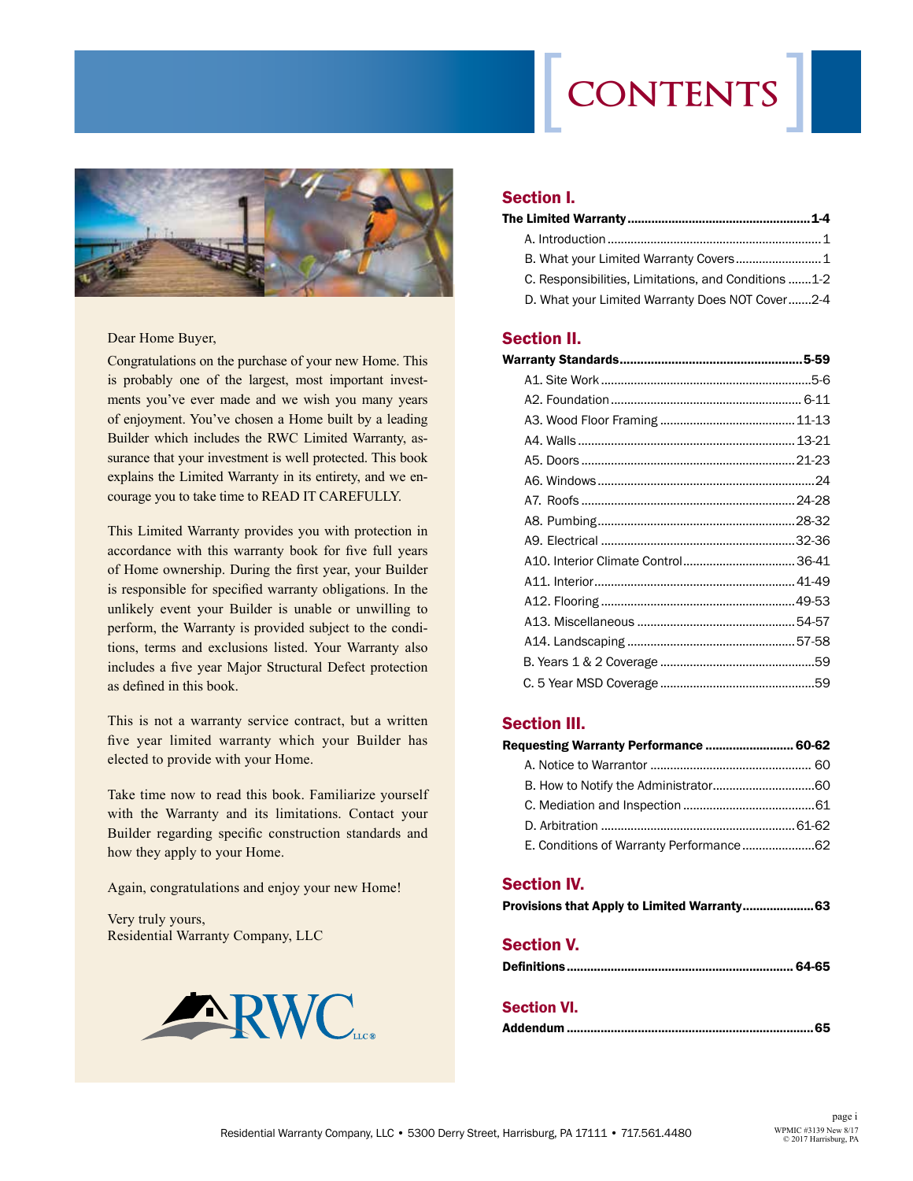# CONTENTS

Dear Home Buyer,

Congratulations on the purchase of your new Home. This is probably one of the largest, most important investments you've ever made and we wish you many years of enjoyment. You've chosen a Home built by a leading Builder which includes the RWC Limited Warranty, assurance that your investment is well protected. This book explains the Limited Warranty in its entirety, and we encourage you to take time to READ IT CAREFULLY.

This Limited Warranty provides you with protection in accordance with this warranty book for five full years of Home ownership. During the first year, your Builder is responsible for specified warranty obligations. In the unlikely event your Builder is unable or unwilling to perform, the Warranty is provided subject to the conditions, terms and exclusions listed. Your Warranty also includes a five year Major Structural Defect protection as defined in this book.

This is not a warranty service contract, but a written five year limited warranty which your Builder has elected to provide with your Home.

Take time now to read this book. Familiarize yourself with the Warranty and its limitations. Contact your Builder regarding specific construction standards and how they apply to your Home.

Again, congratulations and enjoy your new Home!

Very truly yours,
Residential Warranty Company, LLC

## Section I.

**The Limited Warranty ........ 1-4**

- A. Introduction ........ 1
- B. What your Limited Warranty Covers ........ 1
- C. Responsibilities, Limitations, and Conditions ........ 1-2
- D. What your Limited Warranty Does NOT Cover ........ 2-4

## Section II.

**Warranty Standards ........ 5-59**

- A1. Site Work ........ 5-6
- A2. Foundation ........ 6-11
- A3. Wood Floor Framing ........ 11-13
- A4. Walls ........ 13-21
- A5. Doors ........ 21-23
- A6. Windows ........ 24
- A7. Roofs ........ 24-28
- A8. Pumbing ........ 28-32
- A9. Electrical ........ 32-36
- A10. Interior Climate Control ........ 36-41
- A11. Interior ........ 41-49
- A12. Flooring ........ 49-53
- A13. Miscellaneous ........ 54-57
- A14. Landscaping ........ 57-58
- B. Years 1 & 2 Coverage ........ 59
- C. 5 Year MSD Coverage ........ 59

## Section III.

**Requesting Warranty Performance ........ 60-62**

- A. Notice to Warrantor ........ 60
- B. How to Notify the Administrator ........ 60
- C. Mediation and Inspection ........ 61
- D. Arbitration ........ 61-62
- E. Conditions of Warranty Performance ........ 62

## Section IV.

**Provisions that Apply to Limited Warranty ........ 63**

## Section V.

**Definitions ........ 64-65**

## Section VI.

**Addendum ........ 65**

Residential Warranty Company, LLC • 5300 Derry Street, Harrisburg, PA 17111 • 717.561.4480

WPMIC #3139 New 8/17
© 2017 Harrisburg, PA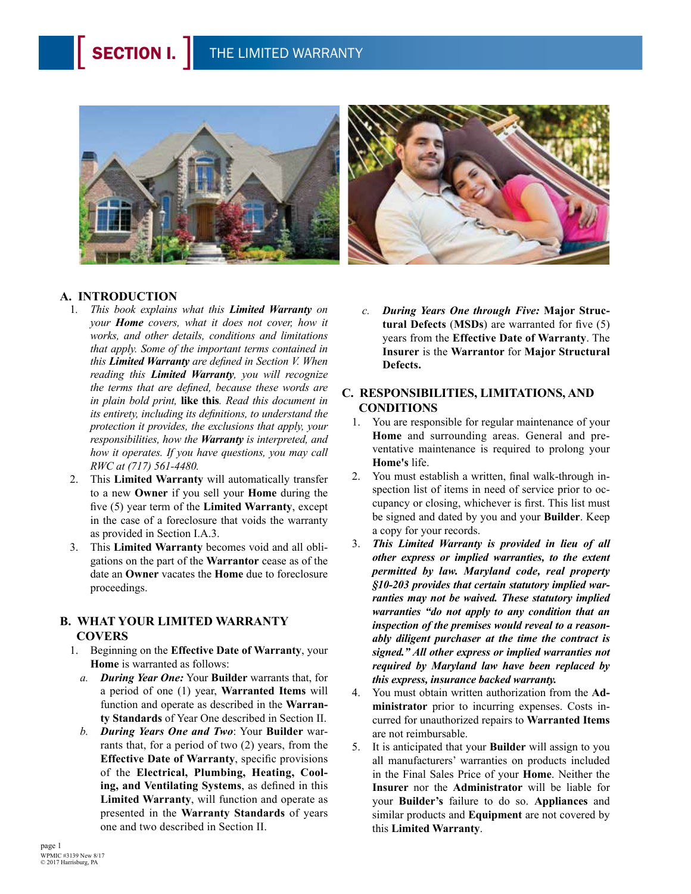# SECTION I. THE LIMITED WARRANTY

## A. INTRODUCTION

1. *This book explains what this **Limited Warranty** on your **Home** covers, what it does not cover, how it works, and other details, conditions and limitations that apply. Some of the important terms contained in this **Limited Warranty** are defined in Section V. When reading this **Limited Warranty**, you will recognize the terms that are defined, because these words are in plain bold print,* **like this***. Read this document in its entirety, including its definitions, to understand the protection it provides, the exclusions that apply, your responsibilities, how the **Warranty** is interpreted, and how it operates. If you have questions, you may call RWC at (717) 561-4480.*
2. This **Limited Warranty** will automatically transfer to a new **Owner** if you sell your **Home** during the five (5) year term of the **Limited Warranty**, except in the case of a foreclosure that voids the warranty as provided in Section I.A.3.
3. This **Limited Warranty** becomes void and all obligations on the part of the **Warrantor** cease as of the date an **Owner** vacates the **Home** due to foreclosure proceedings.

## B. WHAT YOUR LIMITED WARRANTY COVERS

1. Beginning on the **Effective Date of Warranty**, your **Home** is warranted as follows:
   a. ***During Year One:*** Your **Builder** warrants that, for a period of one (1) year, **Warranted Items** will function and operate as described in the **Warranty Standards** of Year One described in Section II.
   b. ***During Years One and Two***: Your **Builder** warrants that, for a period of two (2) years, from the **Effective Date of Warranty**, specific provisions of the **Electrical, Plumbing, Heating, Cooling, and Ventilating Systems**, as defined in this **Limited Warranty**, will function and operate as presented in the **Warranty Standards** of years one and two described in Section II.
   c. ***During Years One through Five:*** **Major Structural Defects** (**MSDs**) are warranted for five (5) years from the **Effective Date of Warranty**. The **Insurer** is the **Warrantor** for **Major Structural Defects.**

## C. RESPONSIBILITIES, LIMITATIONS, AND CONDITIONS

1. You are responsible for regular maintenance of your **Home** and surrounding areas. General and preventative maintenance is required to prolong your **Home's** life.
2. You must establish a written, final walk-through inspection list of items in need of service prior to occupancy or closing, whichever is first. This list must be signed and dated by you and your **Builder**. Keep a copy for your records.
3. ***This Limited Warranty is provided in lieu of all other express or implied warranties, to the extent permitted by law. Maryland code, real property §10-203 provides that certain statutory implied warranties may not be waived. These statutory implied warranties "do not apply to any condition that an inspection of the premises would reveal to a reasonably diligent purchaser at the time the contract is signed." All other express or implied warranties not required by Maryland law have been replaced by this express, insurance backed warranty.***
4. You must obtain written authorization from the **Administrator** prior to incurring expenses. Costs incurred for unauthorized repairs to **Warranted Items** are not reimbursable.
5. It is anticipated that your **Builder** will assign to you all manufacturers' warranties on products included in the Final Sales Price of your **Home**. Neither the **Insurer** nor the **Administrator** will be liable for your **Builder's** failure to do so. **Appliances** and similar products and **Equipment** are not covered by this **Limited Warranty**.

WPMIC #3139 New 8/17
© 2017 Harrisburg, PA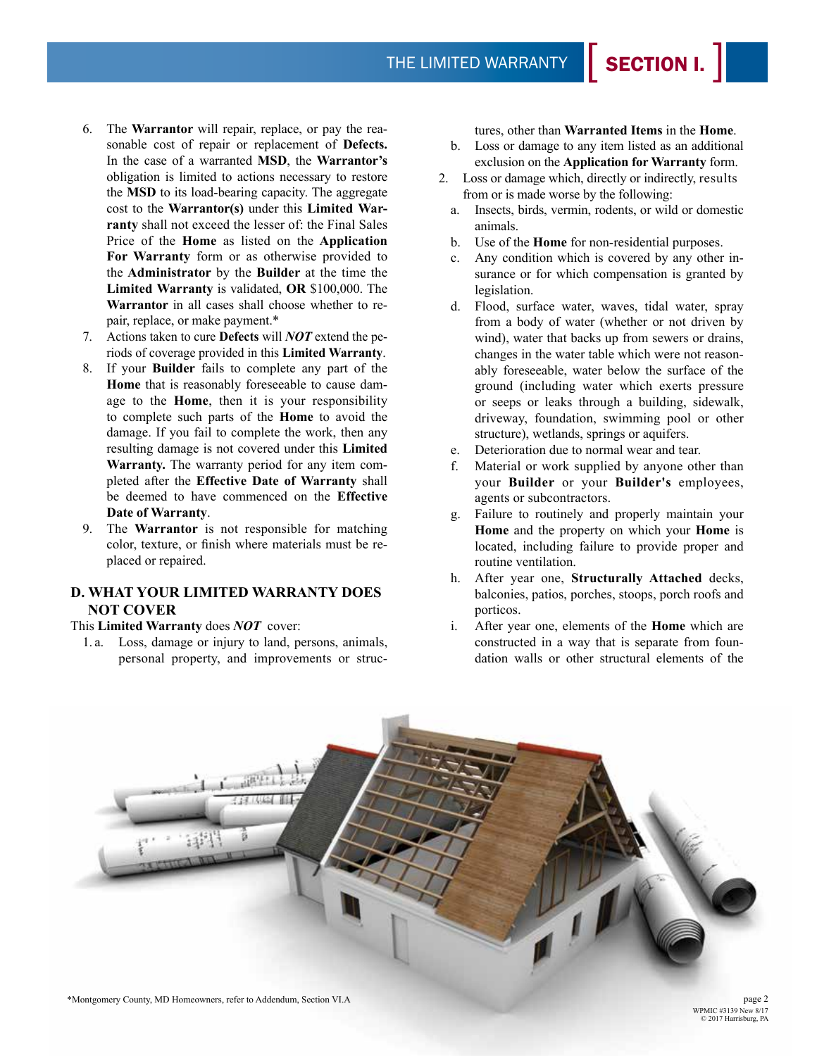6. The **Warrantor** will repair, replace, or pay the reasonable cost of repair or replacement of **Defects.** In the case of a warranted **MSD**, the **Warrantor's** obligation is limited to actions necessary to restore the **MSD** to its load-bearing capacity. The aggregate cost to the **Warrantor(s)** under this **Limited Warranty** shall not exceed the lesser of: the Final Sales Price of the **Home** as listed on the **Application For Warranty** form or as otherwise provided to the **Administrator** by the **Builder** at the time the **Limited Warranty** is validated, **OR** $100,000. The **Warrantor** in all cases shall choose whether to repair, replace, or make payment.*
7. Actions taken to cure **Defects** will ***NOT*** extend the periods of coverage provided in this **Limited Warranty**.
8. If your **Builder** fails to complete any part of the **Home** that is reasonably foreseeable to cause damage to the **Home**, then it is your responsibility to complete such parts of the **Home** to avoid the damage. If you fail to complete the work, then any resulting damage is not covered under this **Limited Warranty.** The warranty period for any item completed after the **Effective Date of Warranty** shall be deemed to have commenced on the **Effective Date of Warranty**.
9. The **Warrantor** is not responsible for matching color, texture, or finish where materials must be replaced or repaired.

## D. WHAT YOUR LIMITED WARRANTY DOES NOT COVER

This **Limited Warranty** does ***NOT*** cover:

1. a. Loss, damage or injury to land, persons, animals, personal property, and improvements or structures, other than **Warranted Items** in the **Home**.
   b. Loss or damage to any item listed as an additional exclusion on the **Application for Warranty** form.
2. Loss or damage which, directly or indirectly, results from or is made worse by the following:
   a. Insects, birds, vermin, rodents, or wild or domestic animals.
   b. Use of the **Home** for non-residential purposes.
   c. Any condition which is covered by any other insurance or for which compensation is granted by legislation.
   d. Flood, surface water, waves, tidal water, spray from a body of water (whether or not driven by wind), water that backs up from sewers or drains, changes in the water table which were not reasonably foreseeable, water below the surface of the ground (including water which exerts pressure or seeps or leaks through a building, sidewalk, driveway, foundation, swimming pool or other structure), wetlands, springs or aquifers.
   e. Deterioration due to normal wear and tear.
   f. Material or work supplied by anyone other than your **Builder** or your **Builder's** employees, agents or subcontractors.
   g. Failure to routinely and properly maintain your **Home** and the property on which your **Home** is located, including failure to provide proper and routine ventilation.
   h. After year one, **Structurally Attached** decks, balconies, patios, porches, stoops, porch roofs and porticos.
   i. After year one, elements of the **Home** which are constructed in a way that is separate from foundation walls or other structural elements of the

*Montgomery County, MD Homeowners, refer to Addendum, Section VI.A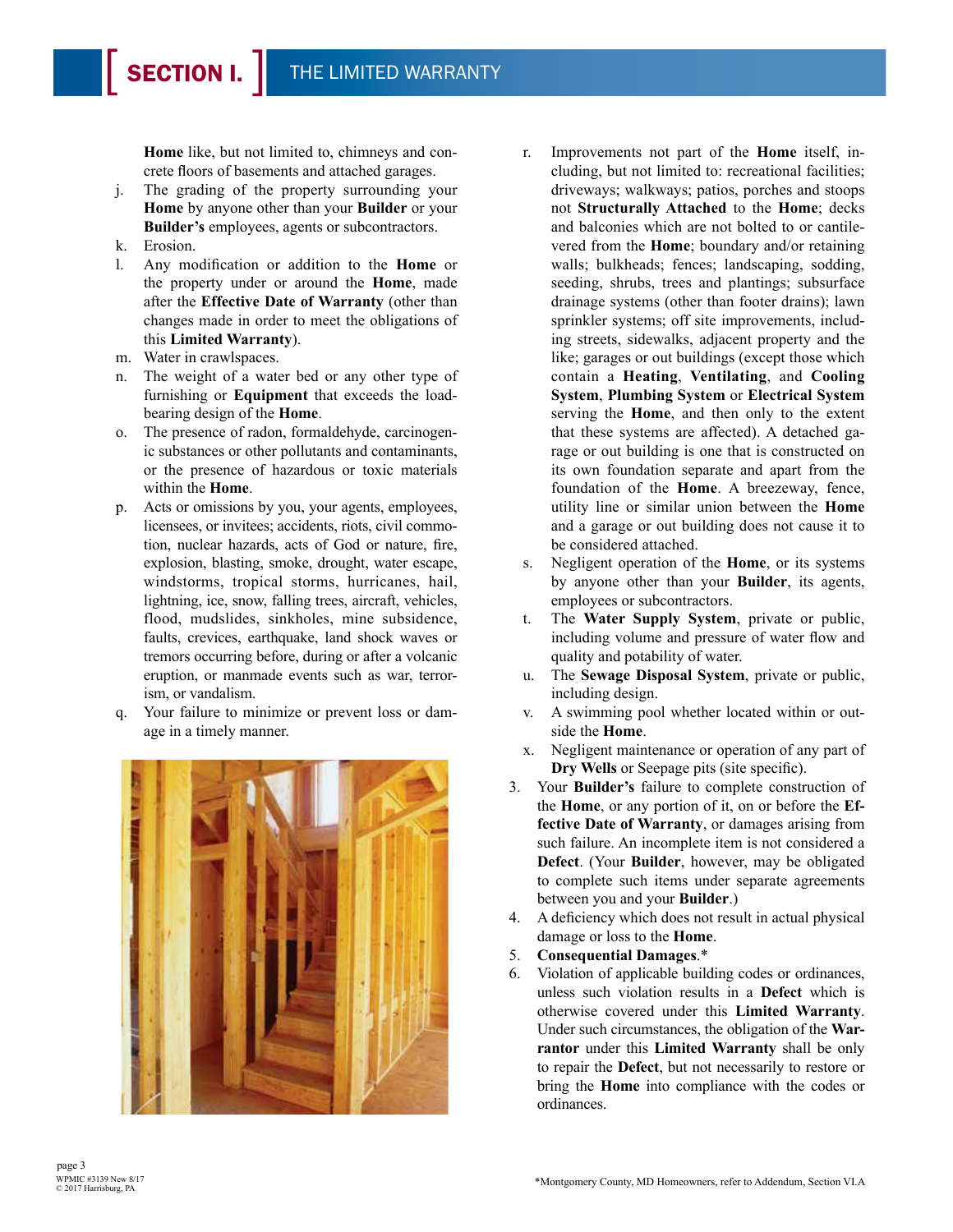**Home** like, but not limited to, chimneys and concrete floors of basements and attached garages.

j. The grading of the property surrounding your **Home** by anyone other than your **Builder** or your **Builder's** employees, agents or subcontractors.
k. Erosion.
l. Any modification or addition to the **Home** or the property under or around the **Home**, made after the **Effective Date of Warranty** (other than changes made in order to meet the obligations of this **Limited Warranty**).
m. Water in crawlspaces.
n. The weight of a water bed or any other type of furnishing or **Equipment** that exceeds the load-bearing design of the **Home**.
o. The presence of radon, formaldehyde, carcinogenic substances or other pollutants and contaminants, or the presence of hazardous or toxic materials within the **Home**.
p. Acts or omissions by you, your agents, employees, licensees, or invitees; accidents, riots, civil commotion, nuclear hazards, acts of God or nature, fire, explosion, blasting, smoke, drought, water escape, windstorms, tropical storms, hurricanes, hail, lightning, ice, snow, falling trees, aircraft, vehicles, flood, mudslides, sinkholes, mine subsidence, faults, crevices, earthquake, land shock waves or tremors occurring before, during or after a volcanic eruption, or manmade events such as war, terrorism, or vandalism.
q. Your failure to minimize or prevent loss or damage in a timely manner.
r. Improvements not part of the **Home** itself, including, but not limited to: recreational facilities; driveways; walkways; patios, porches and stoops not **Structurally Attached** to the **Home**; decks and balconies which are not bolted to or cantilevered from the **Home**; boundary and/or retaining walls; bulkheads; fences; landscaping, sodding, seeding, shrubs, trees and plantings; subsurface drainage systems (other than footer drains); lawn sprinkler systems; off site improvements, including streets, sidewalks, adjacent property and the like; garages or out buildings (except those which contain a **Heating**, **Ventilating**, and **Cooling System**, **Plumbing System** or **Electrical System** serving the **Home**, and then only to the extent that these systems are affected). A detached garage or out building is one that is constructed on its own foundation separate and apart from the foundation of the **Home**. A breezeway, fence, utility line or similar union between the **Home** and a garage or out building does not cause it to be considered attached.
s. Negligent operation of the **Home**, or its systems by anyone other than your **Builder**, its agents, employees or subcontractors.
t. The **Water Supply System**, private or public, including volume and pressure of water flow and quality and potability of water.
u. The **Sewage Disposal System**, private or public, including design.
v. A swimming pool whether located within or outside the **Home**.
x. Negligent maintenance or operation of any part of **Dry Wells** or Seepage pits (site specific).

3. Your **Builder's** failure to complete construction of the **Home**, or any portion of it, on or before the **Effective Date of Warranty**, or damages arising from such failure. An incomplete item is not considered a **Defect**. (Your **Builder**, however, may be obligated to complete such items under separate agreements between you and your **Builder**.)
4. A deficiency which does not result in actual physical damage or loss to the **Home**.
5. **Consequential Damages**.*
6. Violation of applicable building codes or ordinances, unless such violation results in a **Defect** which is otherwise covered under this **Limited Warranty**. Under such circumstances, the obligation of the **Warrantor** under this **Limited Warranty** shall be only to repair the **Defect**, but not necessarily to restore or bring the **Home** into compliance with the codes or ordinances.

*Montgomery County, MD Homeowners, refer to Addendum, Section VI.A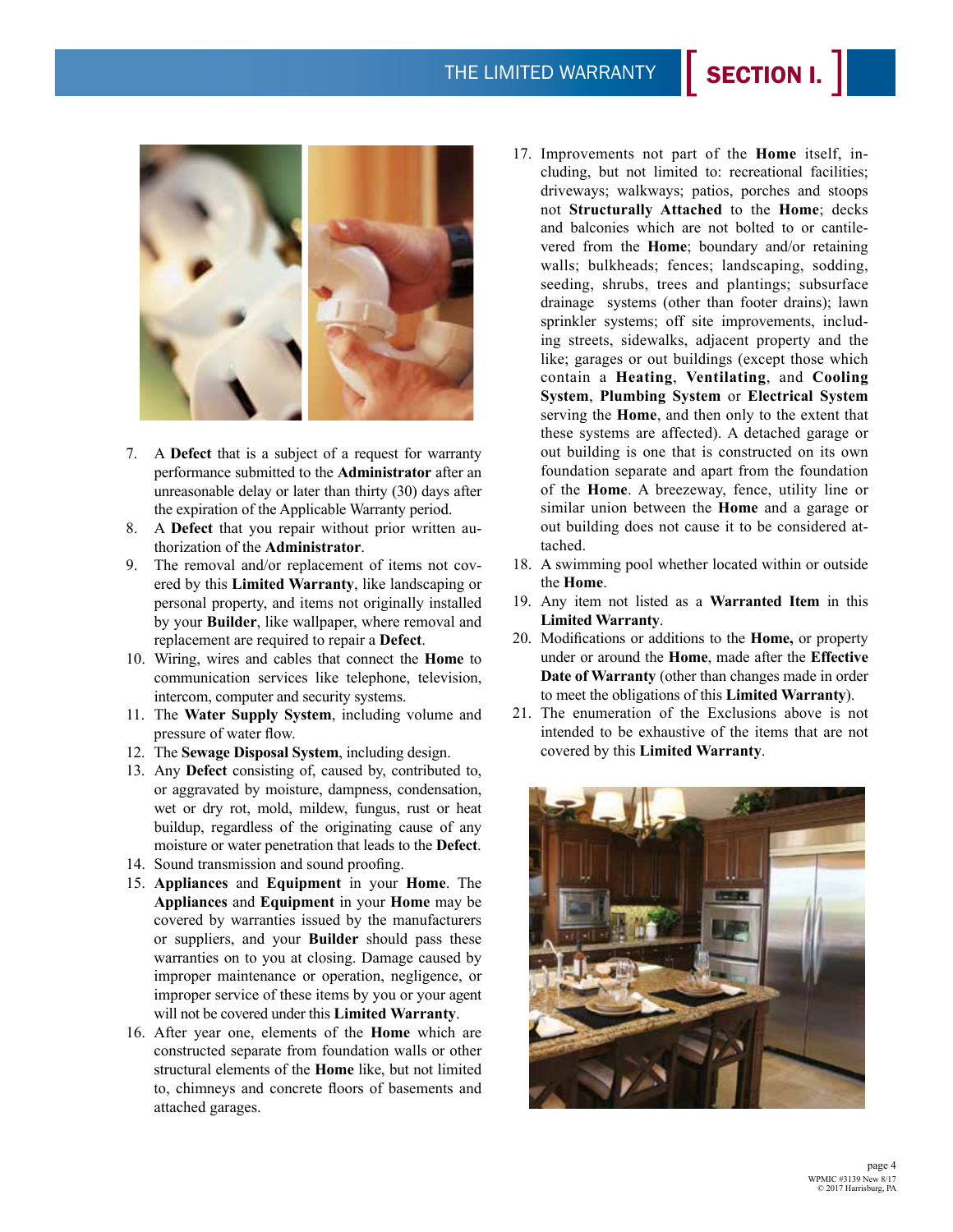7. A **Defect** that is a subject of a request for warranty performance submitted to the **Administrator** after an unreasonable delay or later than thirty (30) days after the expiration of the Applicable Warranty period.
8. A **Defect** that you repair without prior written authorization of the **Administrator**.
9. The removal and/or replacement of items not covered by this **Limited Warranty**, like landscaping or personal property, and items not originally installed by your **Builder**, like wallpaper, where removal and replacement are required to repair a **Defect**.
10. Wiring, wires and cables that connect the **Home** to communication services like telephone, television, intercom, computer and security systems.
11. The **Water Supply System**, including volume and pressure of water flow.
12. The **Sewage Disposal System**, including design.
13. Any **Defect** consisting of, caused by, contributed to, or aggravated by moisture, dampness, condensation, wet or dry rot, mold, mildew, fungus, rust or heat buildup, regardless of the originating cause of any moisture or water penetration that leads to the **Defect**.
14. Sound transmission and sound proofing.
15. **Appliances** and **Equipment** in your **Home**. The **Appliances** and **Equipment** in your **Home** may be covered by warranties issued by the manufacturers or suppliers, and your **Builder** should pass these warranties on to you at closing. Damage caused by improper maintenance or operation, negligence, or improper service of these items by you or your agent will not be covered under this **Limited Warranty**.
16. After year one, elements of the **Home** which are constructed separate from foundation walls or other structural elements of the **Home** like, but not limited to, chimneys and concrete floors of basements and attached garages.
17. Improvements not part of the **Home** itself, including, but not limited to: recreational facilities; driveways; walkways; patios, porches and stoops not **Structurally Attached** to the **Home**; decks and balconies which are not bolted to or cantilevered from the **Home**; boundary and/or retaining walls; bulkheads; fences; landscaping, sodding, seeding, shrubs, trees and plantings; subsurface drainage systems (other than footer drains); lawn sprinkler systems; off site improvements, including streets, sidewalks, adjacent property and the like; garages or out buildings (except those which contain a **Heating**, **Ventilating**, and **Cooling System**, **Plumbing System** or **Electrical System** serving the **Home**, and then only to the extent that these systems are affected). A detached garage or out building is one that is constructed on its own foundation separate and apart from the foundation of the **Home**. A breezeway, fence, utility line or similar union between the **Home** and a garage or out building does not cause it to be considered attached.
18. A swimming pool whether located within or outside the **Home**.
19. Any item not listed as a **Warranted Item** in this **Limited Warranty**.
20. Modifications or additions to the **Home,** or property under or around the **Home**, made after the **Effective Date of Warranty** (other than changes made in order to meet the obligations of this **Limited Warranty**).
21. The enumeration of the Exclusions above is not intended to be exhaustive of the items that are not covered by this **Limited Warranty**.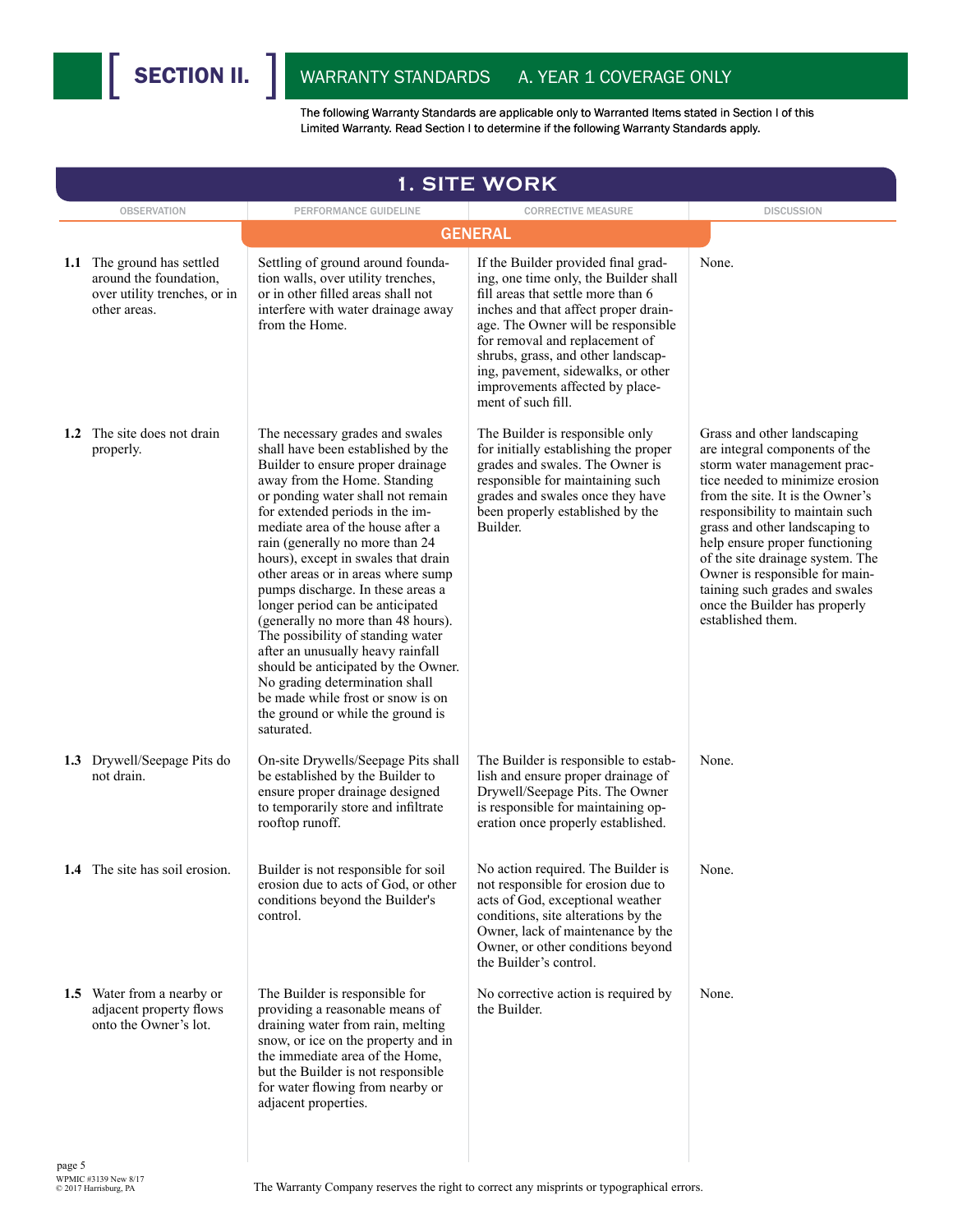# SECTION II. WARRANTY STANDARDS A. YEAR 1 COVERAGE ONLY

The following Warranty Standards are applicable only to Warranted Items stated in Section I of this Limited Warranty. Read Section I to determine if the following Warranty Standards apply.

## 1. SITE WORK

### GENERAL

| OBSERVATION | PERFORMANCE GUIDELINE | CORRECTIVE MEASURE | DISCUSSION |
|---|---|---|---|
| **1.1** The ground has settled around the foundation, over utility trenches, or in other areas. | Settling of ground around foundation walls, over utility trenches, or in other filled areas shall not interfere with water drainage away from the Home. | If the Builder provided final grading, one time only, the Builder shall fill areas that settle more than 6 inches and that affect proper drainage. The Owner will be responsible for removal and replacement of shrubs, grass, and other landscaping, pavement, sidewalks, or other improvements affected by placement of such fill. | None. |
| **1.2** The site does not drain properly. | The necessary grades and swales shall have been established by the Builder to ensure proper drainage away from the Home. Standing or ponding water shall not remain for extended periods in the immediate area of the house after a rain (generally no more than 24 hours), except in swales that drain other areas or in areas where sump pumps discharge. In these areas a longer period can be anticipated (generally no more than 48 hours). The possibility of standing water after an unusually heavy rainfall should be anticipated by the Owner. No grading determination shall be made while frost or snow is on the ground or while the ground is saturated. | The Builder is responsible only for initially establishing the proper grades and swales. The Owner is responsible for maintaining such grades and swales once they have been properly established by the Builder. | Grass and other landscaping are integral components of the storm water management practice needed to minimize erosion from the site. It is the Owner's responsibility to maintain such grass and other landscaping to help ensure proper functioning of the site drainage system. The Owner is responsible for maintaining such grades and swales once the Builder has properly established them. |
| **1.3** Drywell/Seepage Pits do not drain. | On-site Drywells/Seepage Pits shall be established by the Builder to ensure proper drainage designed to temporarily store and infiltrate rooftop runoff. | The Builder is responsible to establish and ensure proper drainage of Drywell/Seepage Pits. The Owner is responsible for maintaining operation once properly established. | None. |
| **1.4** The site has soil erosion. | Builder is not responsible for soil erosion due to acts of God, or other conditions beyond the Builder's control. | No action required. The Builder is not responsible for erosion due to acts of God, exceptional weather conditions, site alterations by the Owner, lack of maintenance by the Owner, or other conditions beyond the Builder's control. | None. |
| **1.5** Water from a nearby or adjacent property flows onto the Owner's lot. | The Builder is responsible for providing a reasonable means of draining water from rain, melting snow, or ice on the property and in the immediate area of the Home, but the Builder is not responsible for water flowing from nearby or adjacent properties. | No corrective action is required by the Builder. | None. |

WPMIC #3139 New 8/17
© 2017 Harrisburg, PA

The Warranty Company reserves the right to correct any misprints or typographical errors.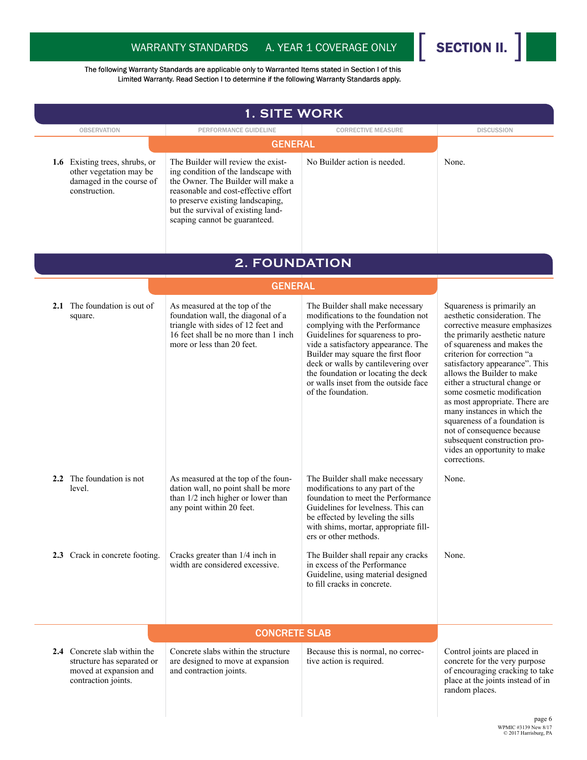# WARRANTY STANDARDS A. YEAR 1 COVERAGE ONLY — SECTION II.

The following Warranty Standards are applicable only to Warranted Items stated in Section I of this Limited Warranty. Read Section I to determine if the following Warranty Standards apply.

## 1. SITE WORK

| OBSERVATION | PERFORMANCE GUIDELINE | CORRECTIVE MEASURE | DISCUSSION |
|---|---|---|---|
| | **GENERAL** | | |
| **1.6** Existing trees, shrubs, or other vegetation may be damaged in the course of construction. | The Builder will review the existing condition of the landscape with the Owner. The Builder will make a reasonable and cost-effective effort to preserve existing landscaping, but the survival of existing landscaping cannot be guaranteed. | No Builder action is needed. | None. |

## 2. FOUNDATION

| OBSERVATION | PERFORMANCE GUIDELINE | CORRECTIVE MEASURE | DISCUSSION |
|---|---|---|---|
| | **GENERAL** | | |
| **2.1** The foundation is out of square. | As measured at the top of the foundation wall, the diagonal of a triangle with sides of 12 feet and 16 feet shall be no more than 1 inch more or less than 20 feet. | The Builder shall make necessary modifications to the foundation not complying with the Performance Guidelines for squareness to provide a satisfactory appearance. The Builder may square the first floor deck or walls by cantilevering over the foundation or locating the deck or walls inset from the outside face of the foundation. | Squareness is primarily an aesthetic consideration. The corrective measure emphasizes the primarily aesthetic nature of squareness and makes the criterion for correction "a satisfactory appearance". This allows the Builder to make either a structural change or some cosmetic modification as most appropriate. There are many instances in which the squareness of a foundation is not of consequence because subsequent construction provides an opportunity to make corrections. |
| **2.2** The foundation is not level. | As measured at the top of the foundation wall, no point shall be more than 1/2 inch higher or lower than any point within 20 feet. | The Builder shall make necessary modifications to any part of the foundation to meet the Performance Guidelines for levelness. This can be effected by leveling the sills with shims, mortar, appropriate fillers or other methods. | None. |
| **2.3** Crack in concrete footing. | Cracks greater than 1/4 inch in width are considered excessive. | The Builder shall repair any cracks in excess of the Performance Guideline, using material designed to fill cracks in concrete. | None. |
| | **CONCRETE SLAB** | | |
| **2.4** Concrete slab within the structure has separated or moved at expansion and contraction joints. | Concrete slabs within the structure are designed to move at expansion and contraction joints. | Because this is normal, no corrective action is required. | Control joints are placed in concrete for the very purpose of encouraging cracking to take place at the joints instead of in random places. |

WPMIC #3139 New 8/17
© 2017 Harrisburg, PA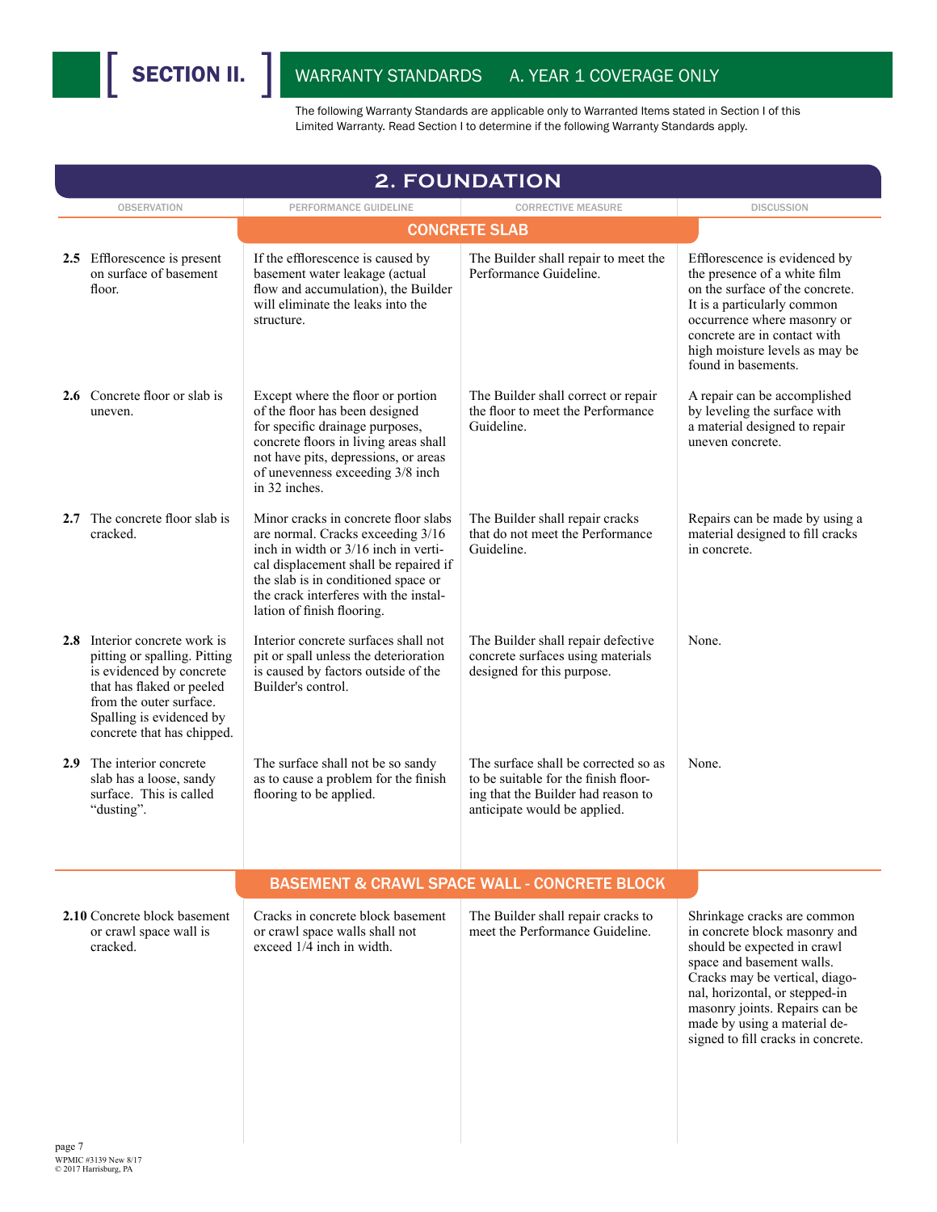# SECTION II. WARRANTY STANDARDS A. YEAR 1 COVERAGE ONLY

The following Warranty Standards are applicable only to Warranted Items stated in Section I of this Limited Warranty. Read Section I to determine if the following Warranty Standards apply.

## 2. FOUNDATION

| OBSERVATION | PERFORMANCE GUIDELINE | CORRECTIVE MEASURE | DISCUSSION |
|---|---|---|---|
| | **CONCRETE SLAB** | | |
| **2.5** Efflorescence is present on surface of basement floor. | If the efflorescence is caused by basement water leakage (actual flow and accumulation), the Builder will eliminate the leaks into the structure. | The Builder shall repair to meet the Performance Guideline. | Efflorescence is evidenced by the presence of a white film on the surface of the concrete. It is a particularly common occurrence where masonry or concrete are in contact with high moisture levels as may be found in basements. |
| **2.6** Concrete floor or slab is uneven. | Except where the floor or portion of the floor has been designed for specific drainage purposes, concrete floors in living areas shall not have pits, depressions, or areas of unevenness exceeding 3/8 inch in 32 inches. | The Builder shall correct or repair the floor to meet the Performance Guideline. | A repair can be accomplished by leveling the surface with a material designed to repair uneven concrete. |
| **2.7** The concrete floor slab is cracked. | Minor cracks in concrete floor slabs are normal. Cracks exceeding 3/16 inch in width or 3/16 inch in vertical displacement shall be repaired if the slab is in conditioned space or the crack interferes with the installation of finish flooring. | The Builder shall repair cracks that do not meet the Performance Guideline. | Repairs can be made by using a material designed to fill cracks in concrete. |
| **2.8** Interior concrete work is pitting or spalling. Pitting is evidenced by concrete that has flaked or peeled from the outer surface. Spalling is evidenced by concrete that has chipped. | Interior concrete surfaces shall not pit or spall unless the deterioration is caused by factors outside of the Builder's control. | The Builder shall repair defective concrete surfaces using materials designed for this purpose. | None. |
| **2.9** The interior concrete slab has a loose, sandy surface. This is called "dusting". | The surface shall not be so sandy as to cause a problem for the finish flooring to be applied. | The surface shall be corrected so as to be suitable for the finish flooring that the Builder had reason to anticipate would be applied. | None. |
| | **BASEMENT & CRAWL SPACE WALL - CONCRETE BLOCK** | | |
| **2.10** Concrete block basement or crawl space wall is cracked. | Cracks in concrete block basement or crawl space walls shall not exceed 1/4 inch in width. | The Builder shall repair cracks to meet the Performance Guideline. | Shrinkage cracks are common in concrete block masonry and should be expected in crawl space and basement walls. Cracks may be vertical, diagonal, horizontal, or stepped-in masonry joints. Repairs can be made by using a material designed to fill cracks in concrete. |

WPMIC #3139 New 8/17
© 2017 Harrisburg, PA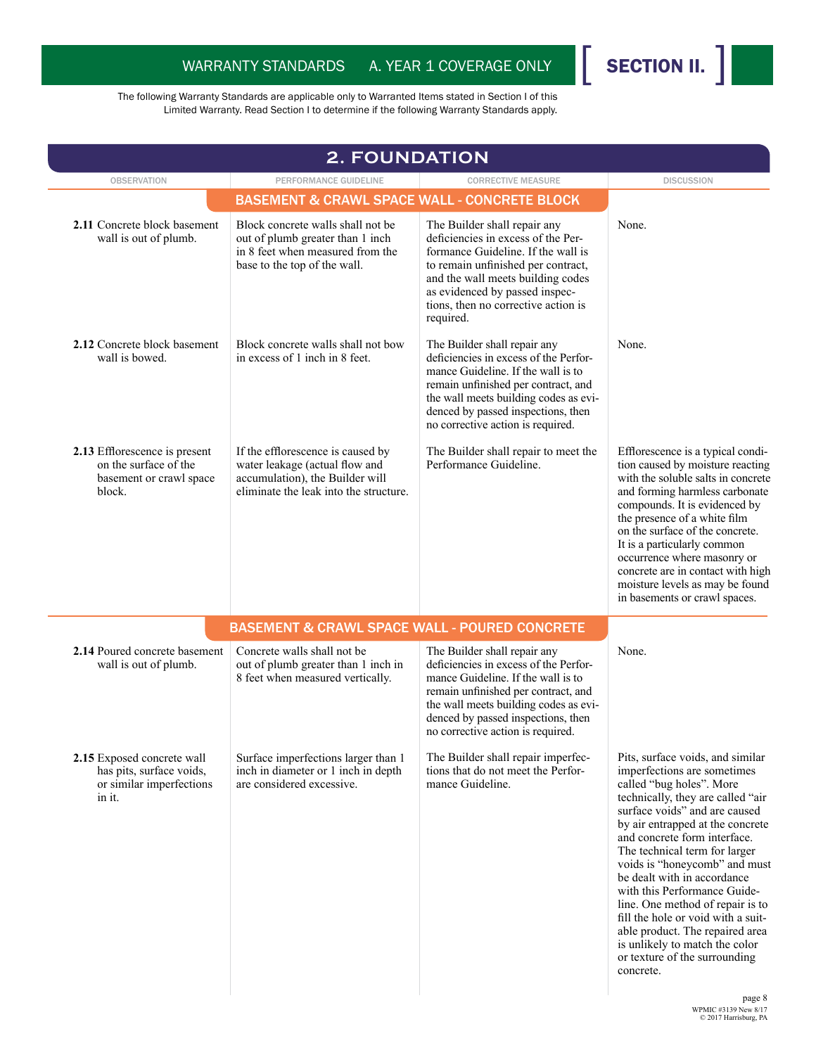WARRANTY STANDARDS A. YEAR 1 COVERAGE ONLY **SECTION II.**

The following Warranty Standards are applicable only to Warranted Items stated in Section I of this Limited Warranty. Read Section I to determine if the following Warranty Standards apply.

## 2. FOUNDATION

| OBSERVATION | PERFORMANCE GUIDELINE | CORRECTIVE MEASURE | DISCUSSION |
|---|---|---|---|
| **BASEMENT & CRAWL SPACE WALL - CONCRETE BLOCK** | | | |
| **2.11** Concrete block basement wall is out of plumb. | Block concrete walls shall not be out of plumb greater than 1 inch in 8 feet when measured from the base to the top of the wall. | The Builder shall repair any deficiencies in excess of the Performance Guideline. If the wall is to remain unfinished per contract, and the wall meets building codes as evidenced by passed inspections, then no corrective action is required. | None. |
| **2.12** Concrete block basement wall is bowed. | Block concrete walls shall not bow in excess of 1 inch in 8 feet. | The Builder shall repair any deficiencies in excess of the Performance Guideline. If the wall is to remain unfinished per contract, and the wall meets building codes as evidenced by passed inspections, then no corrective action is required. | None. |
| **2.13** Efflorescence is present on the surface of the basement or crawl space block. | If the efflorescence is caused by water leakage (actual flow and accumulation), the Builder will eliminate the leak into the structure. | The Builder shall repair to meet the Performance Guideline. | Efflorescence is a typical condition caused by moisture reacting with the soluble salts in concrete and forming harmless carbonate compounds. It is evidenced by the presence of a white film on the surface of the concrete. It is a particularly common occurrence where masonry or concrete are in contact with high moisture levels as may be found in basements or crawl spaces. |
| **BASEMENT & CRAWL SPACE WALL - POURED CONCRETE** | | | |
| **2.14** Poured concrete basement wall is out of plumb. | Concrete walls shall not be out of plumb greater than 1 inch in 8 feet when measured vertically. | The Builder shall repair any deficiencies in excess of the Performance Guideline. If the wall is to remain unfinished per contract, and the wall meets building codes as evidenced by passed inspections, then no corrective action is required. | None. |
| **2.15** Exposed concrete wall has pits, surface voids, or similar imperfections in it. | Surface imperfections larger than 1 inch in diameter or 1 inch in depth are considered excessive. | The Builder shall repair imperfections that do not meet the Performance Guideline. | Pits, surface voids, and similar imperfections are sometimes called "bug holes". More technically, they are called "air surface voids" and are caused by air entrapped at the concrete and concrete form interface. The technical term for larger voids is "honeycomb" and must be dealt with in accordance with this Performance Guideline. One method of repair is to fill the hole or void with a suitable product. The repaired area is unlikely to match the color or texture of the surrounding concrete. |

WPMIC #3139 New 8/17
© 2017 Harrisburg, PA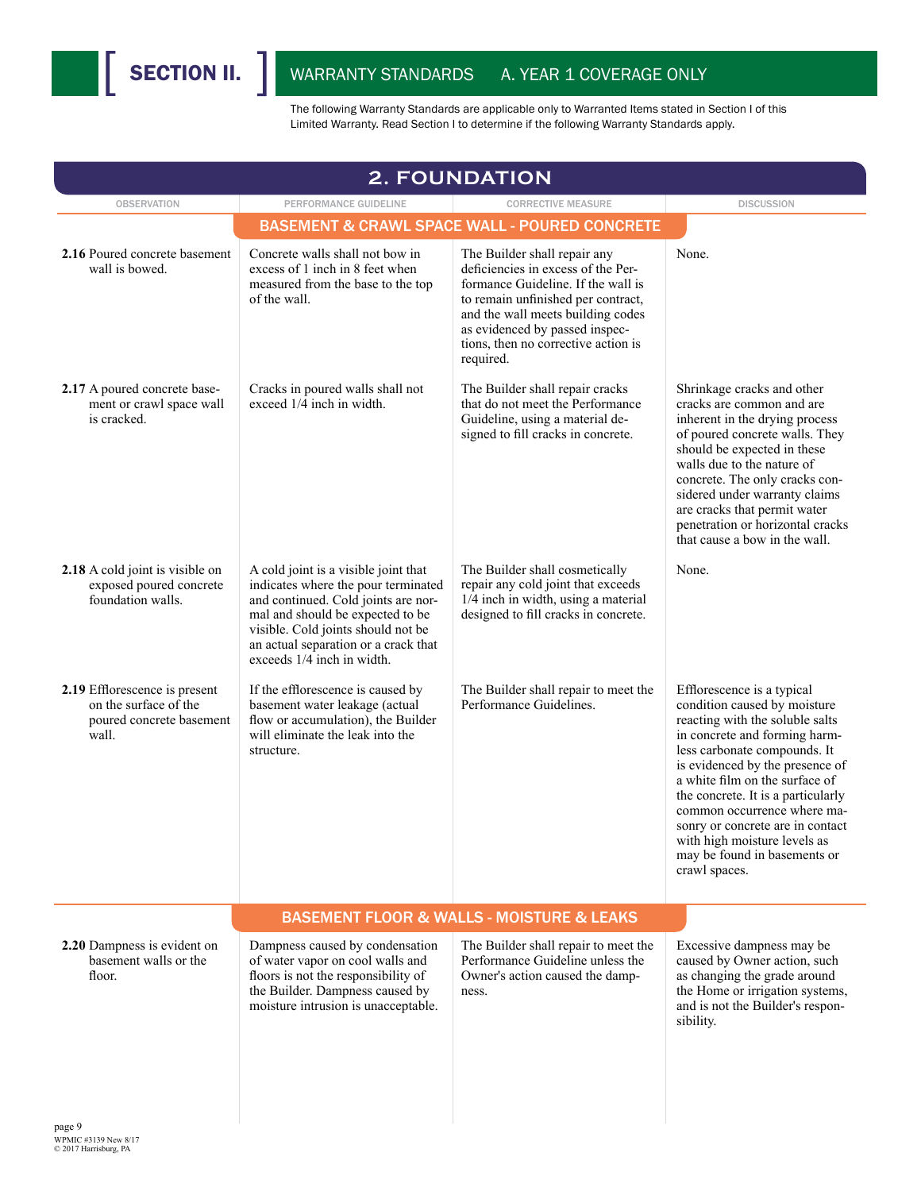# SECTION II. WARRANTY STANDARDS A. YEAR 1 COVERAGE ONLY

The following Warranty Standards are applicable only to Warranted Items stated in Section I of this Limited Warranty. Read Section I to determine if the following Warranty Standards apply.

## 2. FOUNDATION

| OBSERVATION | PERFORMANCE GUIDELINE | CORRECTIVE MEASURE | DISCUSSION |
|---|---|---|---|
| **BASEMENT & CRAWL SPACE WALL - POURED CONCRETE** | | | |
| **2.16** Poured concrete basement wall is bowed. | Concrete walls shall not bow in excess of 1 inch in 8 feet when measured from the base to the top of the wall. | The Builder shall repair any deficiencies in excess of the Performance Guideline. If the wall is to remain unfinished per contract, and the wall meets building codes as evidenced by passed inspections, then no corrective action is required. | None. |
| **2.17** A poured concrete basement or crawl space wall is cracked. | Cracks in poured walls shall not exceed 1/4 inch in width. | The Builder shall repair cracks that do not meet the Performance Guideline, using a material designed to fill cracks in concrete. | Shrinkage cracks and other cracks are common and are inherent in the drying process of poured concrete walls. They should be expected in these walls due to the nature of concrete. The only cracks considered under warranty claims are cracks that permit water penetration or horizontal cracks that cause a bow in the wall. |
| **2.18** A cold joint is visible on exposed poured concrete foundation walls. | A cold joint is a visible joint that indicates where the pour terminated and continued. Cold joints are normal and should be expected to be visible. Cold joints should not be an actual separation or a crack that exceeds 1/4 inch in width. | The Builder shall cosmetically repair any cold joint that exceeds 1/4 inch in width, using a material designed to fill cracks in concrete. | None. |
| **2.19** Efflorescence is present on the surface of the poured concrete basement wall. | If the efflorescence is caused by basement water leakage (actual flow or accumulation), the Builder will eliminate the leak into the structure. | The Builder shall repair to meet the Performance Guidelines. | Efflorescence is a typical condition caused by moisture reacting with the soluble salts in concrete and forming harmless carbonate compounds. It is evidenced by the presence of a white film on the surface of the concrete. It is a particularly common occurrence where masonry or concrete are in contact with high moisture levels as may be found in basements or crawl spaces. |
| **BASEMENT FLOOR & WALLS - MOISTURE & LEAKS** | | | |
| **2.20** Dampness is evident on basement walls or the floor. | Dampness caused by condensation of water vapor on cool walls and floors is not the responsibility of the Builder. Dampness caused by moisture intrusion is unacceptable. | The Builder shall repair to meet the Performance Guideline unless the Owner's action caused the dampness. | Excessive dampness may be caused by Owner action, such as changing the grade around the Home or irrigation systems, and is not the Builder's responsibility. |

WPMIC #3139 New 8/17
© 2017 Harrisburg, PA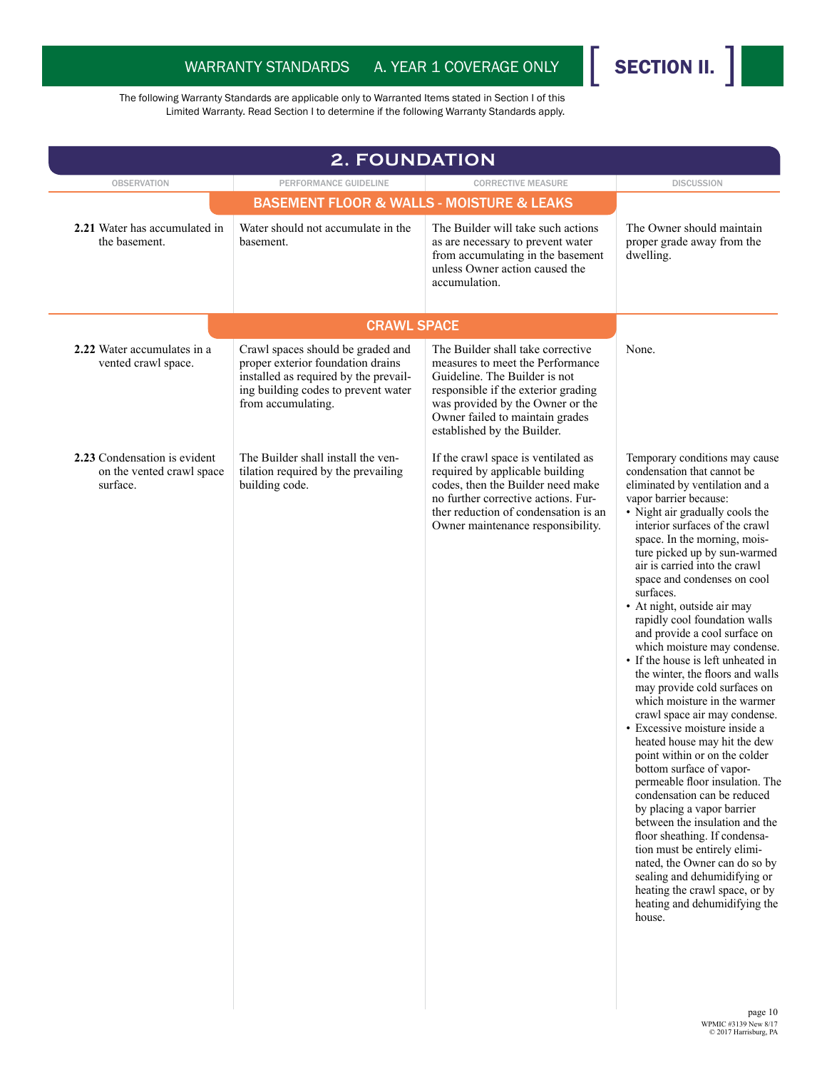## WARRANTY STANDARDS A. YEAR 1 COVERAGE ONLY [ SECTION II. ]

The following Warranty Standards are applicable only to Warranted Items stated in Section I of this Limited Warranty. Read Section I to determine if the following Warranty Standards apply.

# 2. FOUNDATION

| OBSERVATION | PERFORMANCE GUIDELINE | CORRECTIVE MEASURE | DISCUSSION |
|---|---|---|---|
| **BASEMENT FLOOR & WALLS - MOISTURE & LEAKS** | | | |
| **2.21** Water has accumulated in the basement. | Water should not accumulate in the basement. | The Builder will take such actions as are necessary to prevent water from accumulating in the basement unless Owner action caused the accumulation. | The Owner should maintain proper grade away from the dwelling. |
| **CRAWL SPACE** | | | |
| **2.22** Water accumulates in a vented crawl space. | Crawl spaces should be graded and proper exterior foundation drains installed as required by the prevailing building codes to prevent water from accumulating. | The Builder shall take corrective measures to meet the Performance Guideline. The Builder is not responsible if the exterior grading was provided by the Owner or the Owner failed to maintain grades established by the Builder. | None. |
| **2.23** Condensation is evident on the vented crawl space surface. | The Builder shall install the ventilation required by the prevailing building code. | If the crawl space is ventilated as required by applicable building codes, then the Builder need make no further corrective actions. Further reduction of condensation is an Owner maintenance responsibility. | Temporary conditions may cause condensation that cannot be eliminated by ventilation and a vapor barrier because:<br>• Night air gradually cools the interior surfaces of the crawl space. In the morning, moisture picked up by sun-warmed air is carried into the crawl space and condenses on cool surfaces.<br>• At night, outside air may rapidly cool foundation walls and provide a cool surface on which moisture may condense.<br>• If the house is left unheated in the winter, the floors and walls may provide cold surfaces on which moisture in the warmer crawl space air may condense.<br>• Excessive moisture inside a heated house may hit the dew point within or on the colder bottom surface of vapor-permeable floor insulation. The condensation can be reduced by placing a vapor barrier between the insulation and the floor sheathing. If condensation must be entirely eliminated, the Owner can do so by sealing and dehumidifying or heating the crawl space, or by heating and dehumidifying the house. |

WPMIC #3139 New 8/17
© 2017 Harrisburg, PA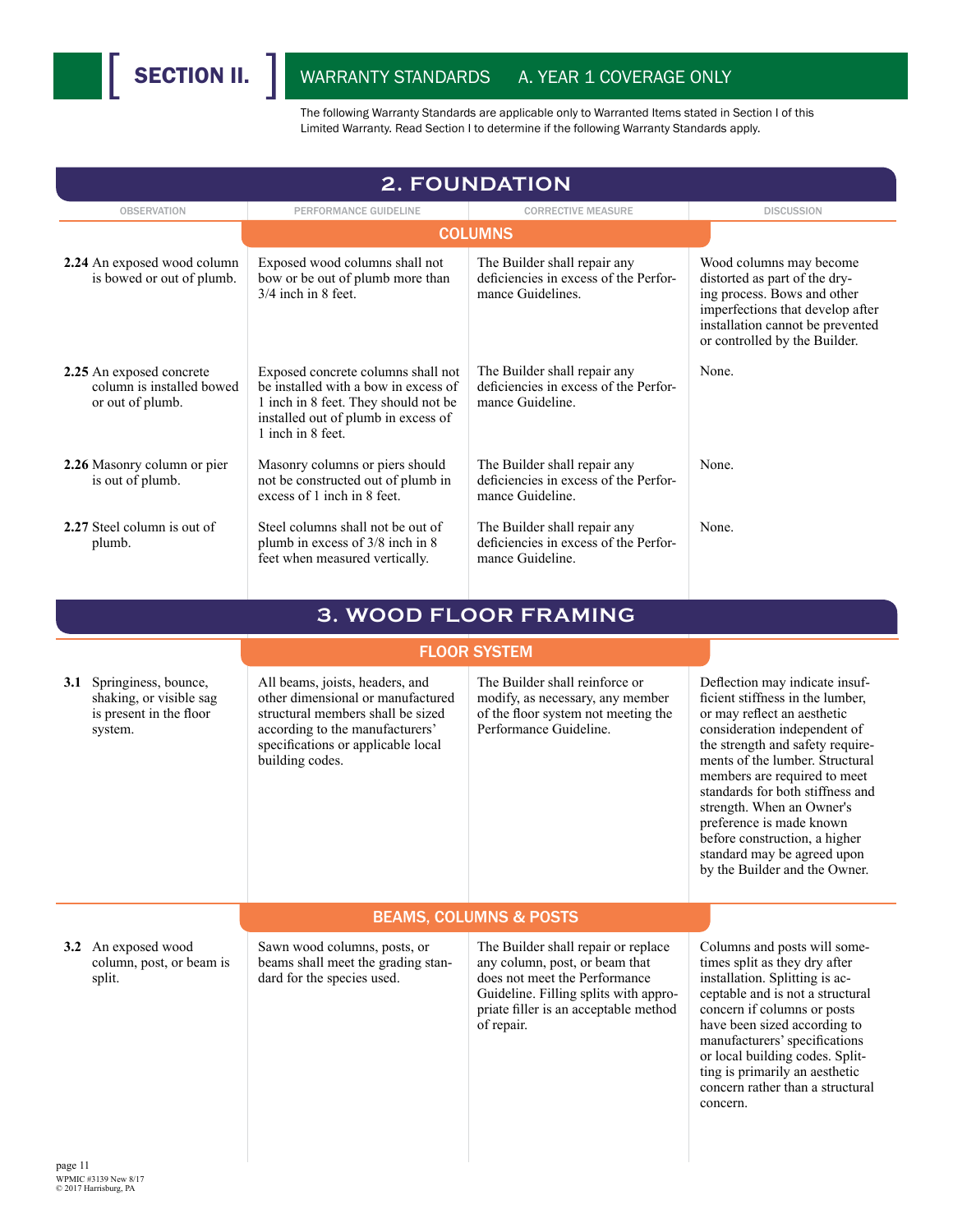# SECTION II. WARRANTY STANDARDS A. YEAR 1 COVERAGE ONLY

The following Warranty Standards are applicable only to Warranted Items stated in Section I of this Limited Warranty. Read Section I to determine if the following Warranty Standards apply.

## 2. FOUNDATION

### COLUMNS

| OBSERVATION | PERFORMANCE GUIDELINE | CORRECTIVE MEASURE | DISCUSSION |
|---|---|---|---|
| **2.24** An exposed wood column is bowed or out of plumb. | Exposed wood columns shall not bow or be out of plumb more than 3/4 inch in 8 feet. | The Builder shall repair any deficiencies in excess of the Performance Guidelines. | Wood columns may become distorted as part of the drying process. Bows and other imperfections that develop after installation cannot be prevented or controlled by the Builder. |
| **2.25** An exposed concrete column is installed bowed or out of plumb. | Exposed concrete columns shall not be installed with a bow in excess of 1 inch in 8 feet. They should not be installed out of plumb in excess of 1 inch in 8 feet. | The Builder shall repair any deficiencies in excess of the Performance Guideline. | None. |
| **2.26** Masonry column or pier is out of plumb. | Masonry columns or piers should not be constructed out of plumb in excess of 1 inch in 8 feet. | The Builder shall repair any deficiencies in excess of the Performance Guideline. | None. |
| **2.27** Steel column is out of plumb. | Steel columns shall not be out of plumb in excess of 3/8 inch in 8 feet when measured vertically. | The Builder shall repair any deficiencies in excess of the Performance Guideline. | None. |

## 3. WOOD FLOOR FRAMING

### FLOOR SYSTEM

| OBSERVATION | PERFORMANCE GUIDELINE | CORRECTIVE MEASURE | DISCUSSION |
|---|---|---|---|
| **3.1** Springiness, bounce, shaking, or visible sag is present in the floor system. | All beams, joists, headers, and other dimensional or manufactured structural members shall be sized according to the manufacturers' specifications or applicable local building codes. | The Builder shall reinforce or modify, as necessary, any member of the floor system not meeting the Performance Guideline. | Deflection may indicate insufficient stiffness in the lumber, or may reflect an aesthetic consideration independent of the strength and safety requirements of the lumber. Structural members are required to meet standards for both stiffness and strength. When an Owner's preference is made known before construction, a higher standard may be agreed upon by the Builder and the Owner. |

### BEAMS, COLUMNS & POSTS

| OBSERVATION | PERFORMANCE GUIDELINE | CORRECTIVE MEASURE | DISCUSSION |
|---|---|---|---|
| **3.2** An exposed wood column, post, or beam is split. | Sawn wood columns, posts, or beams shall meet the grading standard for the species used. | The Builder shall repair or replace any column, post, or beam that does not meet the Performance Guideline. Filling splits with appropriate filler is an acceptable method of repair. | Columns and posts will sometimes split as they dry after installation. Splitting is acceptable and is not a structural concern if columns or posts have been sized according to manufacturers' specifications or local building codes. Splitting is primarily an aesthetic concern rather than a structural concern. |

WPMIC #3139 New 8/17
© 2017 Harrisburg, PA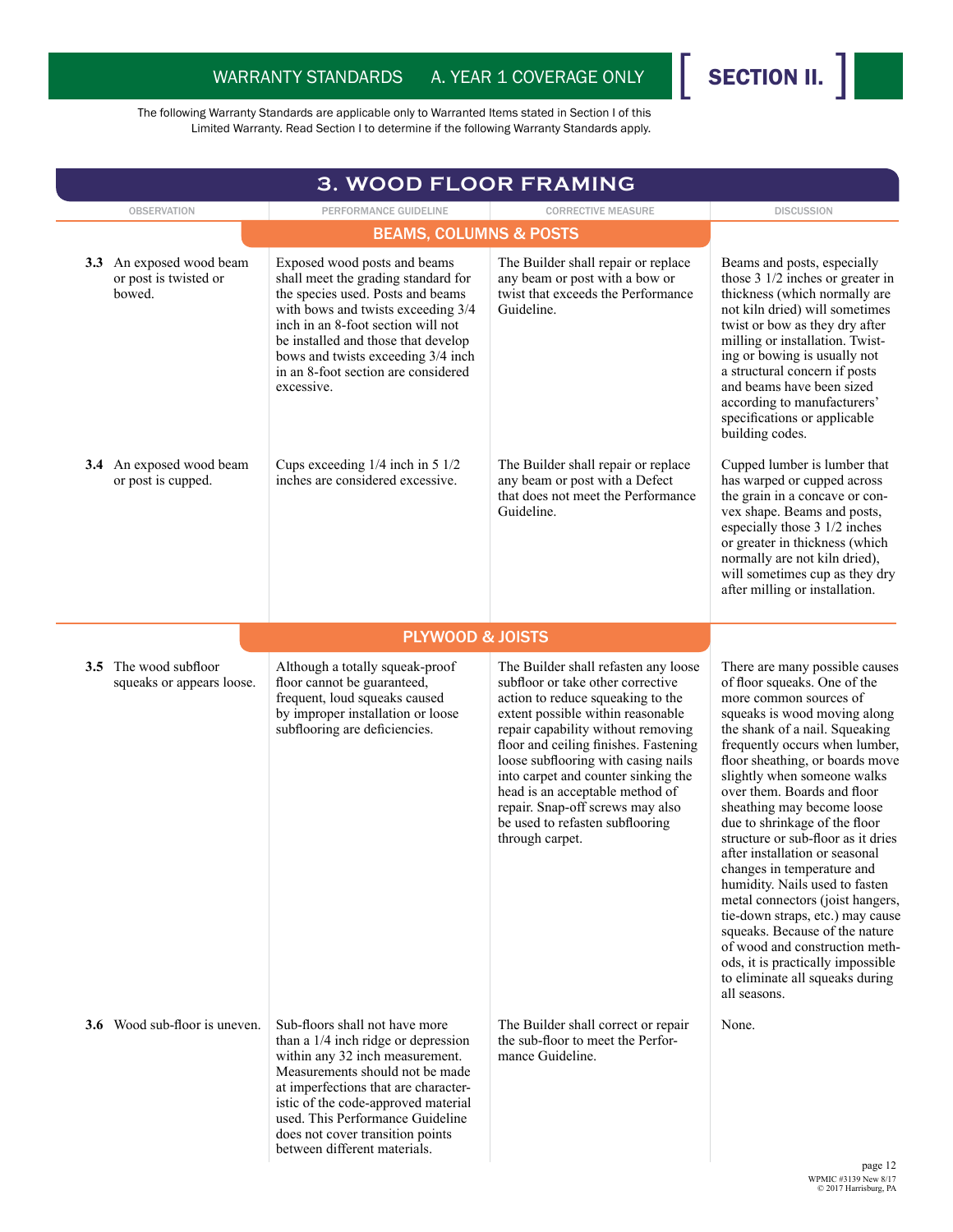WARRANTY STANDARDS A. YEAR 1 COVERAGE ONLY **SECTION II.**

The following Warranty Standards are applicable only to Warranted Items stated in Section I of this Limited Warranty. Read Section I to determine if the following Warranty Standards apply.

## 3. WOOD FLOOR FRAMING

| OBSERVATION | PERFORMANCE GUIDELINE | CORRECTIVE MEASURE | DISCUSSION |
|---|---|---|---|
| | **BEAMS, COLUMNS & POSTS** | | |
| **3.3** An exposed wood beam or post is twisted or bowed. | Exposed wood posts and beams shall meet the grading standard for the species used. Posts and beams with bows and twists exceeding 3/4 inch in an 8-foot section will not be installed and those that develop bows and twists exceeding 3/4 inch in an 8-foot section are considered excessive. | The Builder shall repair or replace any beam or post with a bow or twist that exceeds the Performance Guideline. | Beams and posts, especially those 3 1/2 inches or greater in thickness (which normally are not kiln dried) will sometimes twist or bow as they dry after milling or installation. Twisting or bowing is usually not a structural concern if posts and beams have been sized according to manufacturers' specifications or applicable building codes. |
| **3.4** An exposed wood beam or post is cupped. | Cups exceeding 1/4 inch in 5 1/2 inches are considered excessive. | The Builder shall repair or replace any beam or post with a Defect that does not meet the Performance Guideline. | Cupped lumber is lumber that has warped or cupped across the grain in a concave or convex shape. Beams and posts, especially those 3 1/2 inches or greater in thickness (which normally are not kiln dried), will sometimes cup as they dry after milling or installation. |
| | **PLYWOOD & JOISTS** | | |
| **3.5** The wood subfloor squeaks or appears loose. | Although a totally squeak-proof floor cannot be guaranteed, frequent, loud squeaks caused by improper installation or loose subflooring are deficiencies. | The Builder shall refasten any loose subfloor or take other corrective action to reduce squeaking to the extent possible within reasonable repair capability without removing floor and ceiling finishes. Fastening loose subflooring with casing nails into carpet and counter sinking the head is an acceptable method of repair. Snap-off screws may also be used to refasten subflooring through carpet. | There are many possible causes of floor squeaks. One of the more common sources of squeaks is wood moving along the shank of a nail. Squeaking frequently occurs when lumber, floor sheathing, or boards move slightly when someone walks over them. Boards and floor sheathing may become loose due to shrinkage of the floor structure or sub-floor as it dries after installation or seasonal changes in temperature and humidity. Nails used to fasten metal connectors (joist hangers, tie-down straps, etc.) may cause squeaks. Because of the nature of wood and construction methods, it is practically impossible to eliminate all squeaks during all seasons. |
| **3.6** Wood sub-floor is uneven. | Sub-floors shall not have more than a 1/4 inch ridge or depression within any 32 inch measurement. Measurements should not be made at imperfections that are characteristic of the code-approved material used. This Performance Guideline does not cover transition points between different materials. | The Builder shall correct or repair the sub-floor to meet the Performance Guideline. | None. |

WPMIC #3139 New 8/17
© 2017 Harrisburg, PA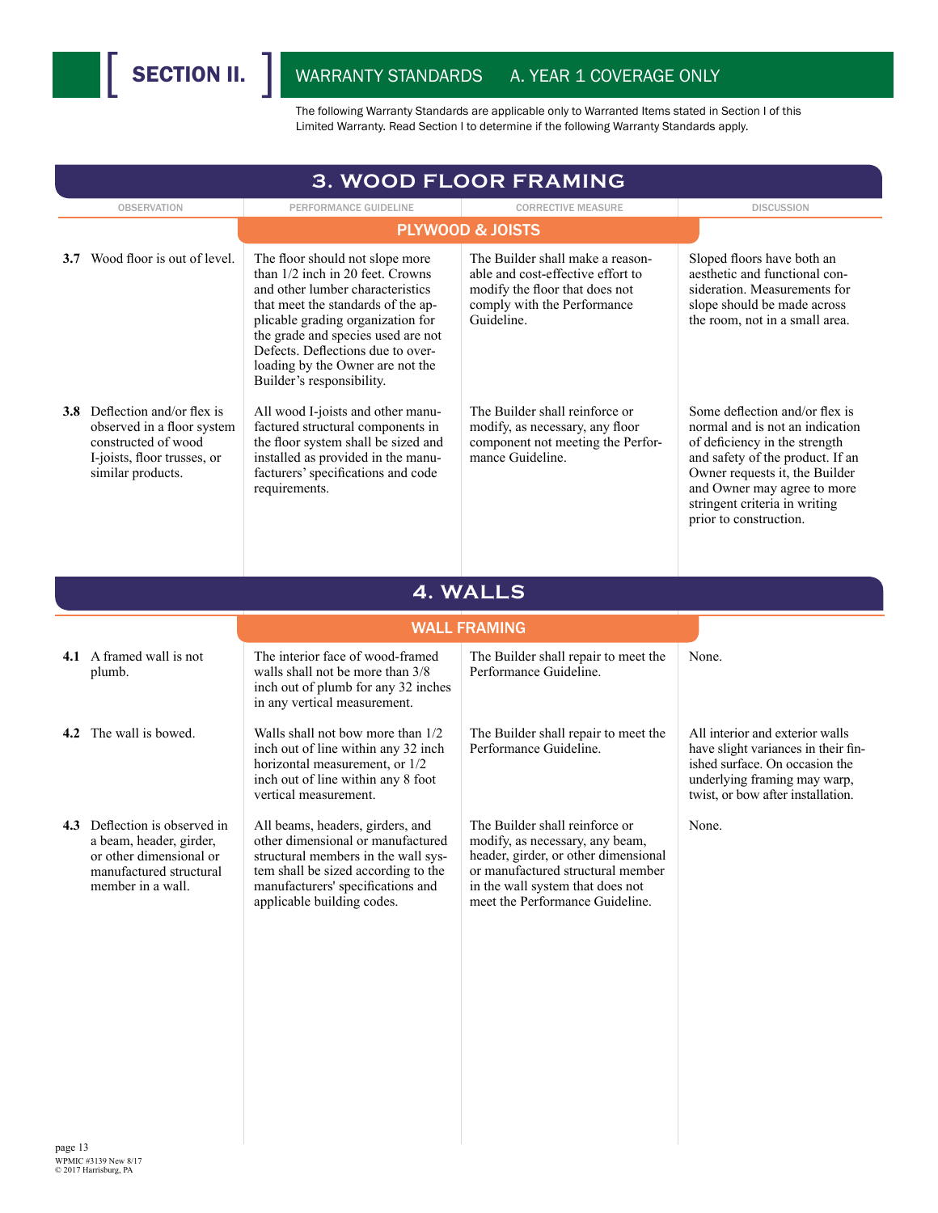# SECTION II. WARRANTY STANDARDS A. YEAR 1 COVERAGE ONLY

The following Warranty Standards are applicable only to Warranted Items stated in Section I of this Limited Warranty. Read Section I to determine if the following Warranty Standards apply.

## 3. WOOD FLOOR FRAMING

### PLYWOOD & JOISTS

| OBSERVATION | PERFORMANCE GUIDELINE | CORRECTIVE MEASURE | DISCUSSION |
|---|---|---|---|
| **3.7** Wood floor is out of level. | The floor should not slope more than 1/2 inch in 20 feet. Crowns and other lumber characteristics that meet the standards of the applicable grading organization for the grade and species used are not Defects. Deflections due to overloading by the Owner are not the Builder's responsibility. | The Builder shall make a reasonable and cost-effective effort to modify the floor that does not comply with the Performance Guideline. | Sloped floors have both an aesthetic and functional consideration. Measurements for slope should be made across the room, not in a small area. |
| **3.8** Deflection and/or flex is observed in a floor system constructed of wood I-joists, floor trusses, or similar products. | All wood I-joists and other manufactured structural components in the floor system shall be sized and installed as provided in the manufacturers' specifications and code requirements. | The Builder shall reinforce or modify, as necessary, any floor component not meeting the Performance Guideline. | Some deflection and/or flex is normal and is not an indication of deficiency in the strength and safety of the product. If an Owner requests it, the Builder and Owner may agree to more stringent criteria in writing prior to construction. |

## 4. WALLS

### WALL FRAMING

| OBSERVATION | PERFORMANCE GUIDELINE | CORRECTIVE MEASURE | DISCUSSION |
|---|---|---|---|
| **4.1** A framed wall is not plumb. | The interior face of wood-framed walls shall not be more than 3/8 inch out of plumb for any 32 inches in any vertical measurement. | The Builder shall repair to meet the Performance Guideline. | None. |
| **4.2** The wall is bowed. | Walls shall not bow more than 1/2 inch out of line within any 32 inch horizontal measurement, or 1/2 inch out of line within any 8 foot vertical measurement. | The Builder shall repair to meet the Performance Guideline. | All interior and exterior walls have slight variances in their finished surface. On occasion the underlying framing may warp, twist, or bow after installation. |
| **4.3** Deflection is observed in a beam, header, girder, or other dimensional or manufactured structural member in a wall. | All beams, headers, girders, and other dimensional or manufactured structural members in the wall system shall be sized according to the manufacturers' specifications and applicable building codes. | The Builder shall reinforce or modify, as necessary, any beam, header, girder, or other dimensional or manufactured structural member in the wall system that does not meet the Performance Guideline. | None. |

WPMIC #3139 New 8/17
© 2017 Harrisburg, PA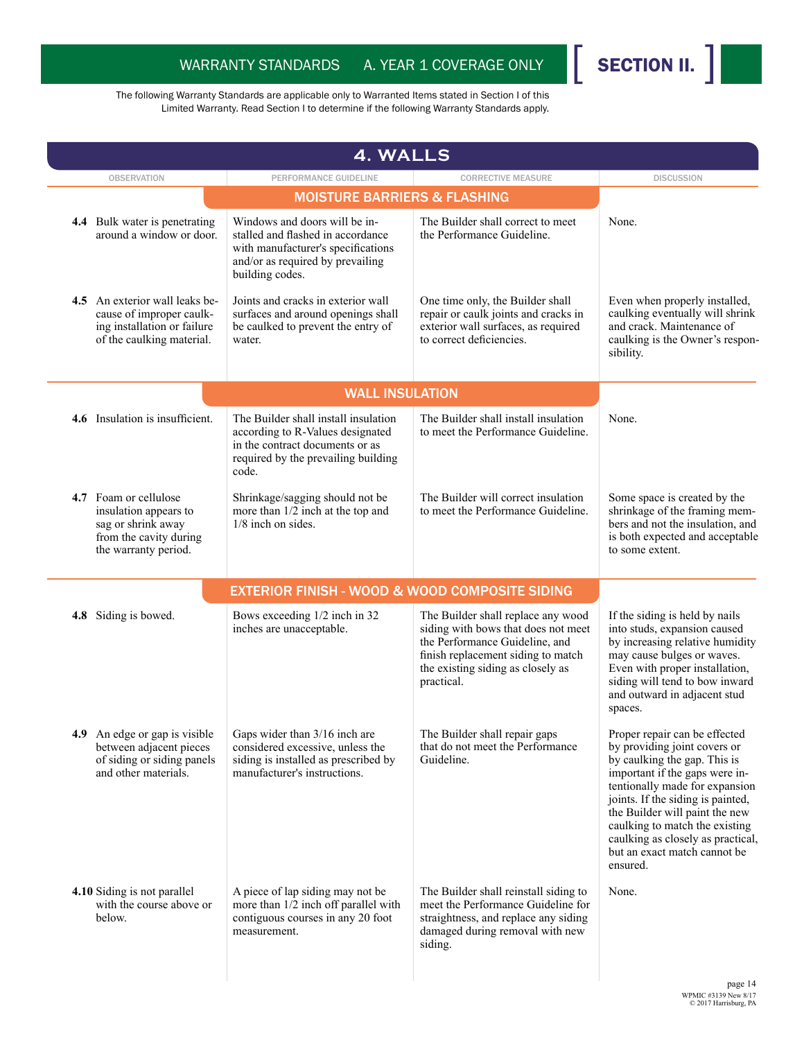WARRANTY STANDARDS A. YEAR 1 COVERAGE ONLY **[ SECTION II. ]**

The following Warranty Standards are applicable only to Warranted Items stated in Section I of this Limited Warranty. Read Section I to determine if the following Warranty Standards apply.

## 4. WALLS

| OBSERVATION | PERFORMANCE GUIDELINE | CORRECTIVE MEASURE | DISCUSSION |
|---|---|---|---|
| | **MOISTURE BARRIERS & FLASHING** | | |
| **4.4** Bulk water is penetrating around a window or door. | Windows and doors will be installed and flashed in accordance with manufacturer's specifications and/or as required by prevailing building codes. | The Builder shall correct to meet the Performance Guideline. | None. |
| **4.5** An exterior wall leaks because of improper caulking installation or failure of the caulking material. | Joints and cracks in exterior wall surfaces and around openings shall be caulked to prevent the entry of water. | One time only, the Builder shall repair or caulk joints and cracks in exterior wall surfaces, as required to correct deficiencies. | Even when properly installed, caulking eventually will shrink and crack. Maintenance of caulking is the Owner's responsibility. |
| | **WALL INSULATION** | | |
| **4.6** Insulation is insufficient. | The Builder shall install insulation according to R-Values designated in the contract documents or as required by the prevailing building code. | The Builder shall install insulation to meet the Performance Guideline. | None. |
| **4.7** Foam or cellulose insulation appears to sag or shrink away from the cavity during the warranty period. | Shrinkage/sagging should not be more than 1/2 inch at the top and 1/8 inch on sides. | The Builder will correct insulation to meet the Performance Guideline. | Some space is created by the shrinkage of the framing members and not the insulation, and is both expected and acceptable to some extent. |
| | **EXTERIOR FINISH - WOOD & WOOD COMPOSITE SIDING** | | |
| **4.8** Siding is bowed. | Bows exceeding 1/2 inch in 32 inches are unacceptable. | The Builder shall replace any wood siding with bows that does not meet the Performance Guideline, and finish replacement siding to match the existing siding as closely as practical. | If the siding is held by nails into studs, expansion caused by increasing relative humidity may cause bulges or waves. Even with proper installation, siding will tend to bow inward and outward in adjacent stud spaces. |
| **4.9** An edge or gap is visible between adjacent pieces of siding or siding panels and other materials. | Gaps wider than 3/16 inch are considered excessive, unless the siding is installed as prescribed by manufacturer's instructions. | The Builder shall repair gaps that do not meet the Performance Guideline. | Proper repair can be effected by providing joint covers or by caulking the gap. This is important if the gaps were intentionally made for expansion joints. If the siding is painted, the Builder will paint the new caulking to match the existing caulking as closely as practical, but an exact match cannot be ensured. |
| **4.10** Siding is not parallel with the course above or below. | A piece of lap siding may not be more than 1/2 inch off parallel with contiguous courses in any 20 foot measurement. | The Builder shall reinstall siding to meet the Performance Guideline for straightness, and replace any siding damaged during removal with new siding. | None. |

WPMIC #3139 New 8/17
© 2017 Harrisburg, PA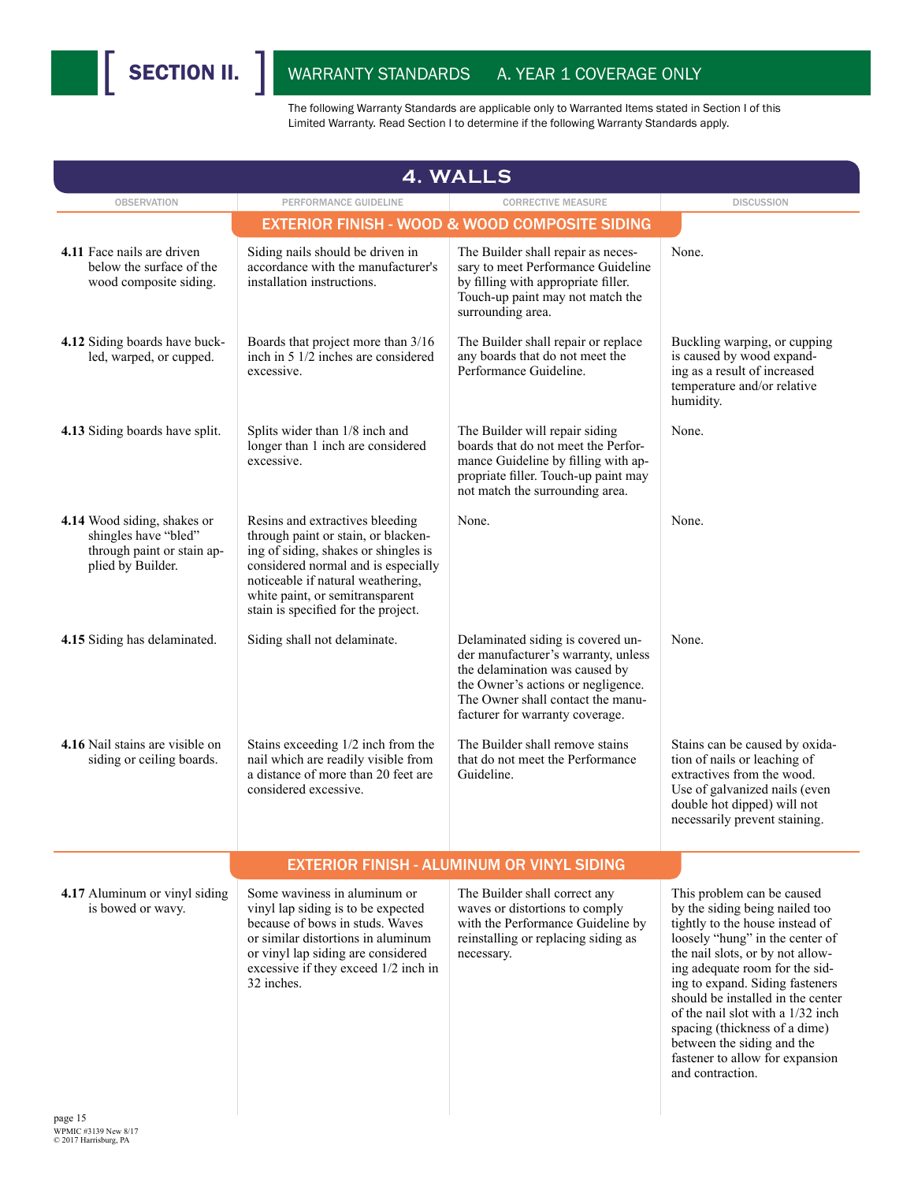# SECTION II. WARRANTY STANDARDS A. YEAR 1 COVERAGE ONLY

The following Warranty Standards are applicable only to Warranted Items stated in Section I of this Limited Warranty. Read Section I to determine if the following Warranty Standards apply.

## 4. WALLS

| OBSERVATION | PERFORMANCE GUIDELINE | CORRECTIVE MEASURE | DISCUSSION |
|---|---|---|---|
| | **EXTERIOR FINISH - WOOD & WOOD COMPOSITE SIDING** | | |
| **4.11** Face nails are driven below the surface of the wood composite siding. | Siding nails should be driven in accordance with the manufacturer's installation instructions. | The Builder shall repair as necessary to meet Performance Guideline by filling with appropriate filler. Touch-up paint may not match the surrounding area. | None. |
| **4.12** Siding boards have buckled, warped, or cupped. | Boards that project more than 3/16 inch in 5 1/2 inches are considered excessive. | The Builder shall repair or replace any boards that do not meet the Performance Guideline. | Buckling warping, or cupping is caused by wood expanding as a result of increased temperature and/or relative humidity. |
| **4.13** Siding boards have split. | Splits wider than 1/8 inch and longer than 1 inch are considered excessive. | The Builder will repair siding boards that do not meet the Performance Guideline by filling with appropriate filler. Touch-up paint may not match the surrounding area. | None. |
| **4.14** Wood siding, shakes or shingles have "bled" through paint or stain applied by Builder. | Resins and extractives bleeding through paint or stain, or blackening of siding, shakes or shingles is considered normal and is especially noticeable if natural weathering, white paint, or semitransparent stain is specified for the project. | None. | None. |
| **4.15** Siding has delaminated. | Siding shall not delaminate. | Delaminated siding is covered under manufacturer's warranty, unless the delamination was caused by the Owner's actions or negligence. The Owner shall contact the manufacturer for warranty coverage. | None. |
| **4.16** Nail stains are visible on siding or ceiling boards. | Stains exceeding 1/2 inch from the nail which are readily visible from a distance of more than 20 feet are considered excessive. | The Builder shall remove stains that do not meet the Performance Guideline. | Stains can be caused by oxidation of nails or leaching of extractives from the wood. Use of galvanized nails (even double hot dipped) will not necessarily prevent staining. |
| | **EXTERIOR FINISH - ALUMINUM OR VINYL SIDING** | | |
| **4.17** Aluminum or vinyl siding is bowed or wavy. | Some waviness in aluminum or vinyl lap siding is to be expected because of bows in studs. Waves or similar distortions in aluminum or vinyl lap siding are considered excessive if they exceed 1/2 inch in 32 inches. | The Builder shall correct any waves or distortions to comply with the Performance Guideline by reinstalling or replacing siding as necessary. | This problem can be caused by the siding being nailed too tightly to the house instead of loosely "hung" in the center of the nail slots, or by not allowing adequate room for the siding to expand. Siding fasteners should be installed in the center of the nail slot with a 1/32 inch spacing (thickness of a dime) between the siding and the fastener to allow for expansion and contraction. |

WPMIC #3139 New 8/17
© 2017 Harrisburg, PA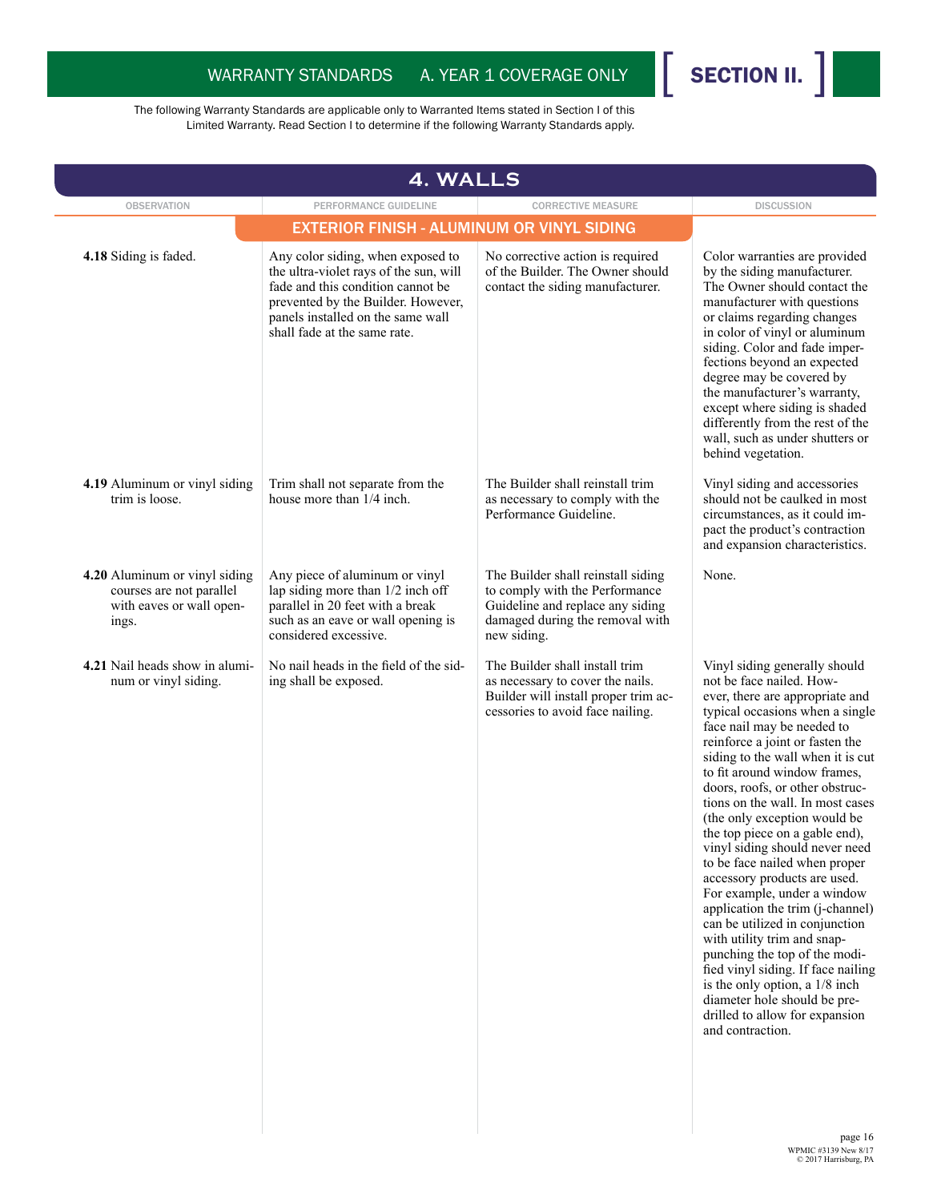WARRANTY STANDARDS A. YEAR 1 COVERAGE ONLY **SECTION II.**

The following Warranty Standards are applicable only to Warranted Items stated in Section I of this Limited Warranty. Read Section I to determine if the following Warranty Standards apply.

## 4. WALLS

### EXTERIOR FINISH - ALUMINUM OR VINYL SIDING

| OBSERVATION | PERFORMANCE GUIDELINE | CORRECTIVE MEASURE | DISCUSSION |
|---|---|---|---|
| **4.18** Siding is faded. | Any color siding, when exposed to the ultra-violet rays of the sun, will fade and this condition cannot be prevented by the Builder. However, panels installed on the same wall shall fade at the same rate. | No corrective action is required of the Builder. The Owner should contact the siding manufacturer. | Color warranties are provided by the siding manufacturer. The Owner should contact the manufacturer with questions or claims regarding changes in color of vinyl or aluminum siding. Color and fade imperfections beyond an expected degree may be covered by the manufacturer's warranty, except where siding is shaded differently from the rest of the wall, such as under shutters or behind vegetation. |
| **4.19** Aluminum or vinyl siding trim is loose. | Trim shall not separate from the house more than 1/4 inch. | The Builder shall reinstall trim as necessary to comply with the Performance Guideline. | Vinyl siding and accessories should not be caulked in most circumstances, as it could impact the product's contraction and expansion characteristics. |
| **4.20** Aluminum or vinyl siding courses are not parallel with eaves or wall openings. | Any piece of aluminum or vinyl lap siding more than 1/2 inch off parallel in 20 feet with a break such as an eave or wall opening is considered excessive. | The Builder shall reinstall siding to comply with the Performance Guideline and replace any siding damaged during the removal with new siding. | None. |
| **4.21** Nail heads show in aluminum or vinyl siding. | No nail heads in the field of the siding shall be exposed. | The Builder shall install trim as necessary to cover the nails. Builder will install proper trim accessories to avoid face nailing. | Vinyl siding generally should not be face nailed. However, there are appropriate and typical occasions when a single face nail may be needed to reinforce a joint or fasten the siding to the wall when it is cut to fit around window frames, doors, roofs, or other obstructions on the wall. In most cases (the only exception would be the top piece on a gable end), vinyl siding should never need to be face nailed when proper accessory products are used. For example, under a window application the trim (j-channel) can be utilized in conjunction with utility trim and snap-punching the top of the modified vinyl siding. If face nailing is the only option, a 1/8 inch diameter hole should be pre-drilled to allow for expansion and contraction. |

WPMIC #3139 New 8/17
© 2017 Harrisburg, PA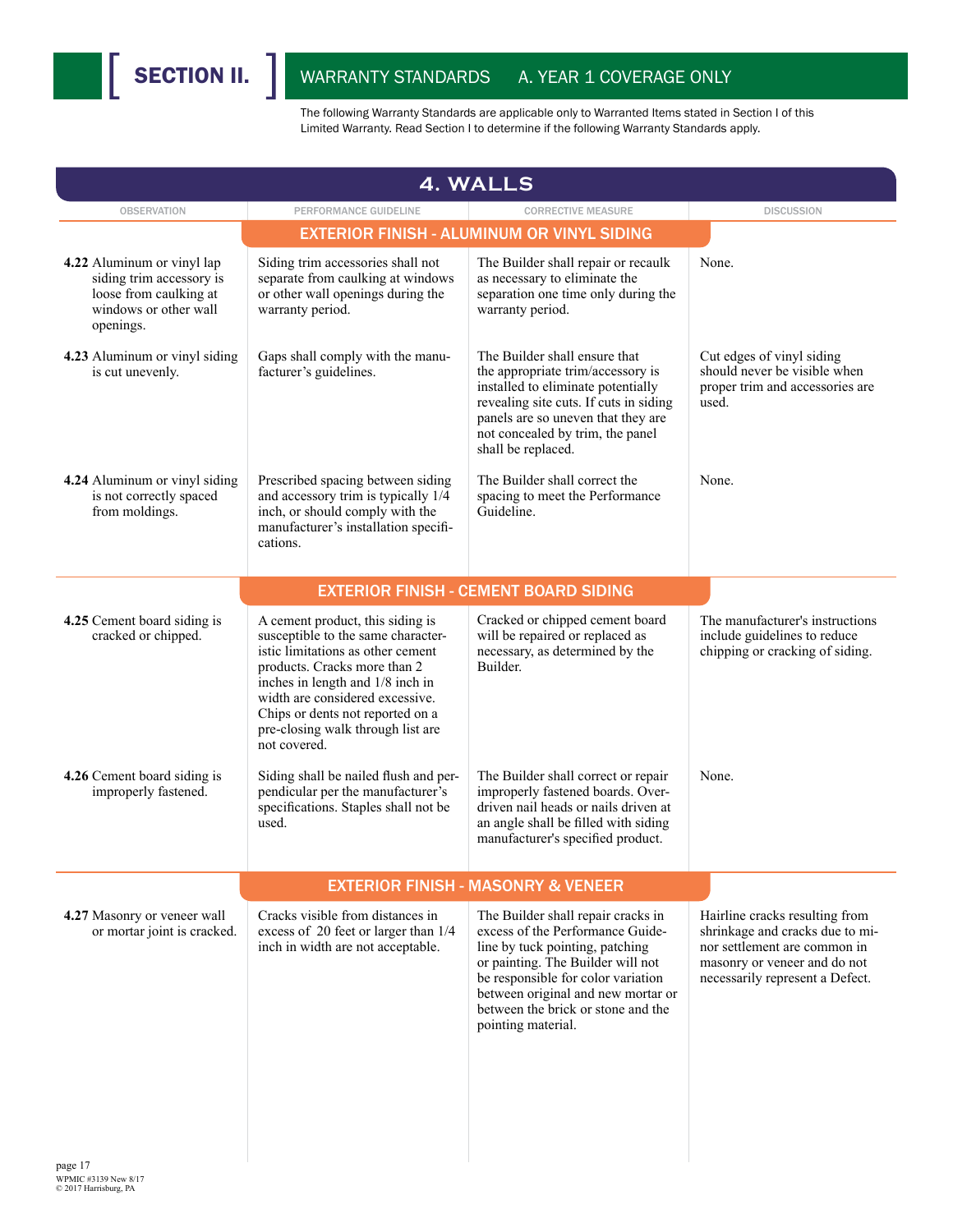# SECTION II. WARRANTY STANDARDS A. YEAR 1 COVERAGE ONLY

The following Warranty Standards are applicable only to Warranted Items stated in Section I of this Limited Warranty. Read Section I to determine if the following Warranty Standards apply.

## 4. WALLS

| OBSERVATION | PERFORMANCE GUIDELINE | CORRECTIVE MEASURE | DISCUSSION |
|---|---|---|---|
| **EXTERIOR FINISH - ALUMINUM OR VINYL SIDING** | | | |
| **4.22** Aluminum or vinyl lap siding trim accessory is loose from caulking at windows or other wall openings. | Siding trim accessories shall not separate from caulking at windows or other wall openings during the warranty period. | The Builder shall repair or recaulk as necessary to eliminate the separation one time only during the warranty period. | None. |
| **4.23** Aluminum or vinyl siding is cut unevenly. | Gaps shall comply with the manufacturer's guidelines. | The Builder shall ensure that the appropriate trim/accessory is installed to eliminate potentially revealing site cuts. If cuts in siding panels are so uneven that they are not concealed by trim, the panel shall be replaced. | Cut edges of vinyl siding should never be visible when proper trim and accessories are used. |
| **4.24** Aluminum or vinyl siding is not correctly spaced from moldings. | Prescribed spacing between siding and accessory trim is typically 1/4 inch, or should comply with the manufacturer's installation specifications. | The Builder shall correct the spacing to meet the Performance Guideline. | None. |
| **EXTERIOR FINISH - CEMENT BOARD SIDING** | | | |
| **4.25** Cement board siding is cracked or chipped. | A cement product, this siding is susceptible to the same characteristic limitations as other cement products. Cracks more than 2 inches in length and 1/8 inch in width are considered excessive. Chips or dents not reported on a pre-closing walk through list are not covered. | Cracked or chipped cement board will be repaired or replaced as necessary, as determined by the Builder. | The manufacturer's instructions include guidelines to reduce chipping or cracking of siding. |
| **4.26** Cement board siding is improperly fastened. | Siding shall be nailed flush and perpendicular per the manufacturer's specifications. Staples shall not be used. | The Builder shall correct or repair improperly fastened boards. Overdriven nail heads or nails driven at an angle shall be filled with siding manufacturer's specified product. | None. |
| **EXTERIOR FINISH - MASONRY & VENEER** | | | |
| **4.27** Masonry or veneer wall or mortar joint is cracked. | Cracks visible from distances in excess of 20 feet or larger than 1/4 inch in width are not acceptable. | The Builder shall repair cracks in excess of the Performance Guideline by tuck pointing, patching or painting. The Builder will not be responsible for color variation between original and new mortar or between the brick or stone and the pointing material. | Hairline cracks resulting from shrinkage and cracks due to minor settlement are common in masonry or veneer and do not necessarily represent a Defect. |

WPMIC #3139 New 8/17
© 2017 Harrisburg, PA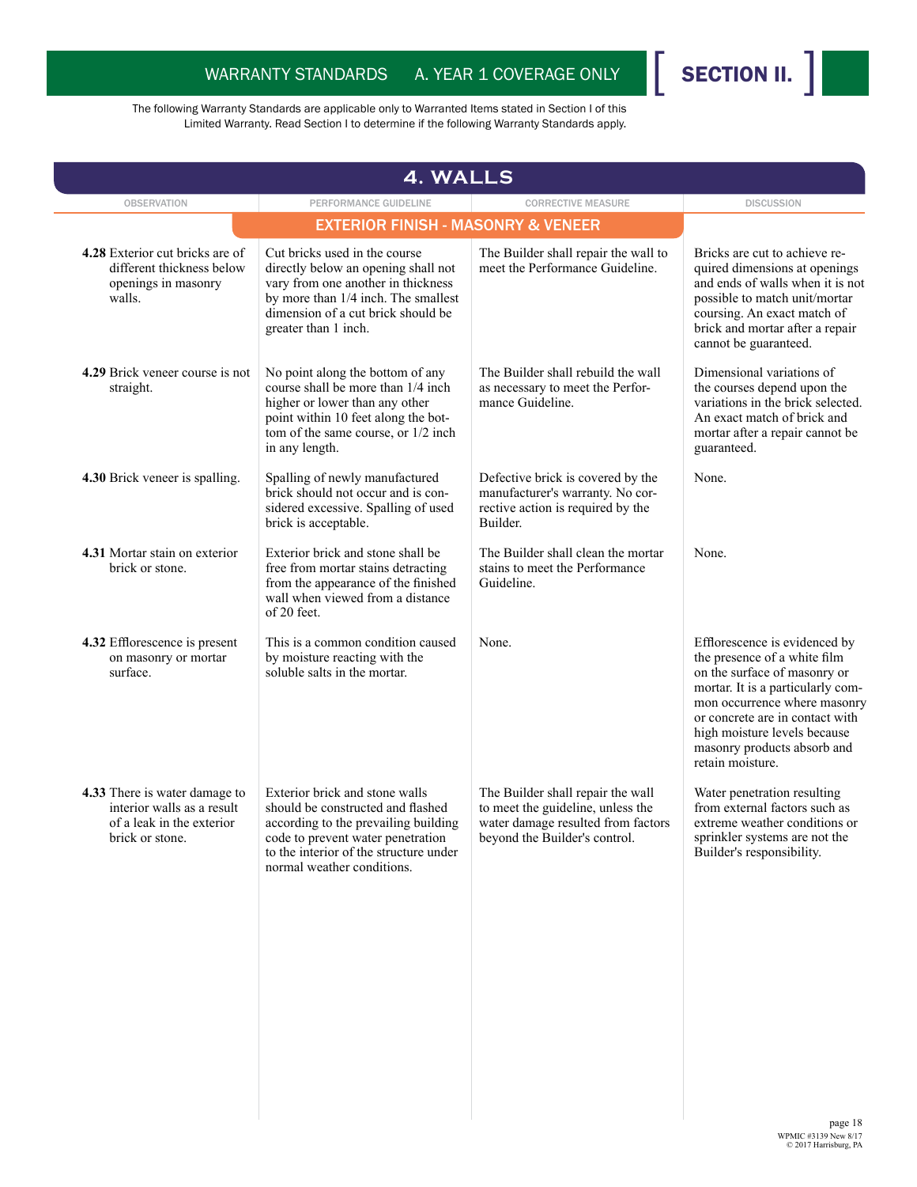WARRANTY STANDARDS A. YEAR 1 COVERAGE ONLY [ SECTION II. ]

The following Warranty Standards are applicable only to Warranted Items stated in Section I of this Limited Warranty. Read Section I to determine if the following Warranty Standards apply.

## 4. WALLS

### EXTERIOR FINISH - MASONRY & VENEER

| OBSERVATION | PERFORMANCE GUIDELINE | CORRECTIVE MEASURE | DISCUSSION |
|---|---|---|---|
| **4.28** Exterior cut bricks are of different thickness below openings in masonry walls. | Cut bricks used in the course directly below an opening shall not vary from one another in thickness by more than 1/4 inch. The smallest dimension of a cut brick should be greater than 1 inch. | The Builder shall repair the wall to meet the Performance Guideline. | Bricks are cut to achieve required dimensions at openings and ends of walls when it is not possible to match unit/mortar coursing. An exact match of brick and mortar after a repair cannot be guaranteed. |
| **4.29** Brick veneer course is not straight. | No point along the bottom of any course shall be more than 1/4 inch higher or lower than any other point within 10 feet along the bottom of the same course, or 1/2 inch in any length. | The Builder shall rebuild the wall as necessary to meet the Performance Guideline. | Dimensional variations of the courses depend upon the variations in the brick selected. An exact match of brick and mortar after a repair cannot be guaranteed. |
| **4.30** Brick veneer is spalling. | Spalling of newly manufactured brick should not occur and is considered excessive. Spalling of used brick is acceptable. | Defective brick is covered by the manufacturer's warranty. No corrective action is required by the Builder. | None. |
| **4.31** Mortar stain on exterior brick or stone. | Exterior brick and stone shall be free from mortar stains detracting from the appearance of the finished wall when viewed from a distance of 20 feet. | The Builder shall clean the mortar stains to meet the Performance Guideline. | None. |
| **4.32** Efflorescence is present on masonry or mortar surface. | This is a common condition caused by moisture reacting with the soluble salts in the mortar. | None. | Efflorescence is evidenced by the presence of a white film on the surface of masonry or mortar. It is a particularly common occurrence where masonry or concrete are in contact with high moisture levels because masonry products absorb and retain moisture. |
| **4.33** There is water damage to interior walls as a result of a leak in the exterior brick or stone. | Exterior brick and stone walls should be constructed and flashed according to the prevailing building code to prevent water penetration to the interior of the structure under normal weather conditions. | The Builder shall repair the wall to meet the guideline, unless the water damage resulted from factors beyond the Builder's control. | Water penetration resulting from external factors such as extreme weather conditions or sprinkler systems are not the Builder's responsibility. |

WPMIC #3139 New 8/17
© 2017 Harrisburg, PA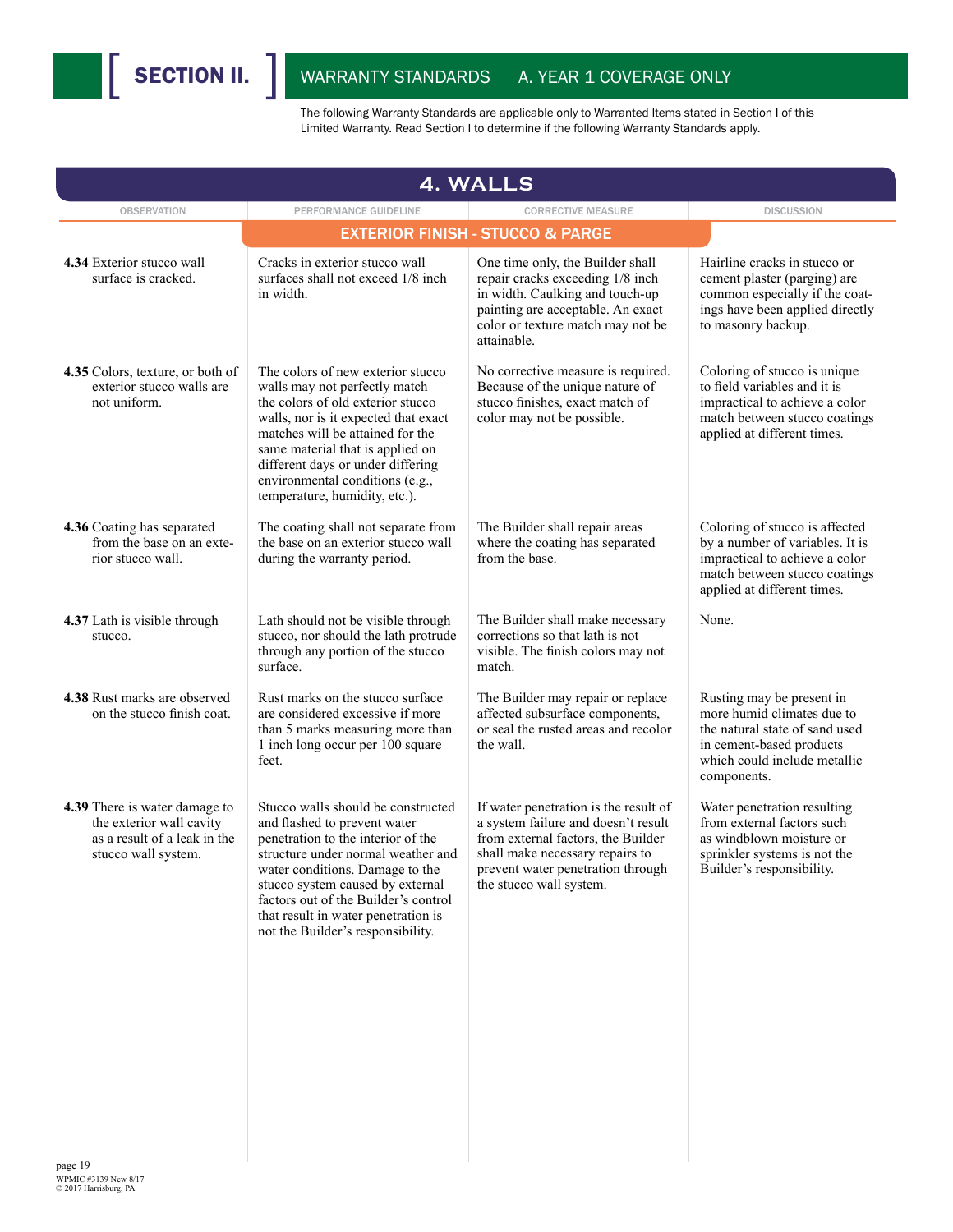## SECTION II. WARRANTY STANDARDS A. YEAR 1 COVERAGE ONLY

The following Warranty Standards are applicable only to Warranted Items stated in Section I of this Limited Warranty. Read Section I to determine if the following Warranty Standards apply.

# 4. WALLS

| OBSERVATION | PERFORMANCE GUIDELINE | CORRECTIVE MEASURE | DISCUSSION |
|---|---|---|---|
| | **EXTERIOR FINISH - STUCCO & PARGE** | | |
| **4.34** Exterior stucco wall surface is cracked. | Cracks in exterior stucco wall surfaces shall not exceed 1/8 inch in width. | One time only, the Builder shall repair cracks exceeding 1/8 inch in width. Caulking and touch-up painting are acceptable. An exact color or texture match may not be attainable. | Hairline cracks in stucco or cement plaster (parging) are common especially if the coatings have been applied directly to masonry backup. |
| **4.35** Colors, texture, or both of exterior stucco walls are not uniform. | The colors of new exterior stucco walls may not perfectly match the colors of old exterior stucco walls, nor is it expected that exact matches will be attained for the same material that is applied on different days or under differing environmental conditions (e.g., temperature, humidity, etc.). | No corrective measure is required. Because of the unique nature of stucco finishes, exact match of color may not be possible. | Coloring of stucco is unique to field variables and it is impractical to achieve a color match between stucco coatings applied at different times. |
| **4.36** Coating has separated from the base on an exterior stucco wall. | The coating shall not separate from the base on an exterior stucco wall during the warranty period. | The Builder shall repair areas where the coating has separated from the base. | Coloring of stucco is affected by a number of variables. It is impractical to achieve a color match between stucco coatings applied at different times. |
| **4.37** Lath is visible through stucco. | Lath should not be visible through stucco, nor should the lath protrude through any portion of the stucco surface. | The Builder shall make necessary corrections so that lath is not visible. The finish colors may not match. | None. |
| **4.38** Rust marks are observed on the stucco finish coat. | Rust marks on the stucco surface are considered excessive if more than 5 marks measuring more than 1 inch long occur per 100 square feet. | The Builder may repair or replace affected subsurface components, or seal the rusted areas and recolor the wall. | Rusting may be present in more humid climates due to the natural state of sand used in cement-based products which could include metallic components. |
| **4.39** There is water damage to the exterior wall cavity as a result of a leak in the stucco wall system. | Stucco walls should be constructed and flashed to prevent water penetration to the interior of the structure under normal weather and water conditions. Damage to the stucco system caused by external factors out of the Builder's control that result in water penetration is not the Builder's responsibility. | If water penetration is the result of a system failure and doesn't result from external factors, the Builder shall make necessary repairs to prevent water penetration through the stucco wall system. | Water penetration resulting from external factors such as windblown moisture or sprinkler systems is not the Builder's responsibility. |

WPMIC #3139 New 8/17
© 2017 Harrisburg, PA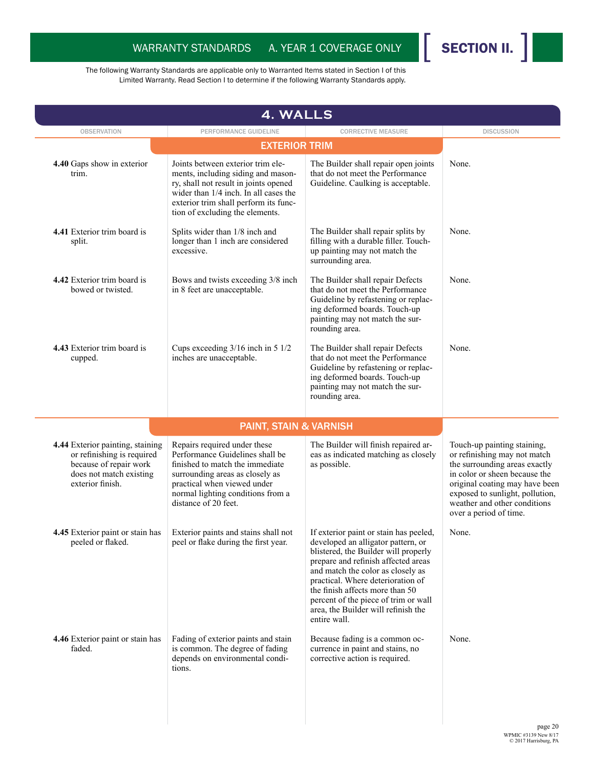WARRANTY STANDARDS A. YEAR 1 COVERAGE ONLY

# SECTION II.

The following Warranty Standards are applicable only to Warranted Items stated in Section I of this Limited Warranty. Read Section I to determine if the following Warranty Standards apply.

## 4. WALLS

### EXTERIOR TRIM

| OBSERVATION | PERFORMANCE GUIDELINE | CORRECTIVE MEASURE | DISCUSSION |
|---|---|---|---|
| **4.40** Gaps show in exterior trim. | Joints between exterior trim elements, including siding and masonry, shall not result in joints opened wider than 1/4 inch. In all cases the exterior trim shall perform its function of excluding the elements. | The Builder shall repair open joints that do not meet the Performance Guideline. Caulking is acceptable. | None. |
| **4.41** Exterior trim board is split. | Splits wider than 1/8 inch and longer than 1 inch are considered excessive. | The Builder shall repair splits by filling with a durable filler. Touch-up painting may not match the surrounding area. | None. |
| **4.42** Exterior trim board is bowed or twisted. | Bows and twists exceeding 3/8 inch in 8 feet are unacceptable. | The Builder shall repair Defects that do not meet the Performance Guideline by refastening or replacing deformed boards. Touch-up painting may not match the surrounding area. | None. |
| **4.43** Exterior trim board is cupped. | Cups exceeding 3/16 inch in 5 1/2 inches are unacceptable. | The Builder shall repair Defects that do not meet the Performance Guideline by refastening or replacing deformed boards. Touch-up painting may not match the surrounding area. | None. |

### PAINT, STAIN & VARNISH

| OBSERVATION | PERFORMANCE GUIDELINE | CORRECTIVE MEASURE | DISCUSSION |
|---|---|---|---|
| **4.44** Exterior painting, staining or refinishing is required because of repair work does not match existing exterior finish. | Repairs required under these Performance Guidelines shall be finished to match the immediate surrounding areas as closely as practical when viewed under normal lighting conditions from a distance of 20 feet. | The Builder will finish repaired areas as indicated matching as closely as possible. | Touch-up painting staining, or refinishing may not match the surrounding areas exactly in color or sheen because the original coating may have been exposed to sunlight, pollution, weather and other conditions over a period of time. |
| **4.45** Exterior paint or stain has peeled or flaked. | Exterior paints and stains shall not peel or flake during the first year. | If exterior paint or stain has peeled, developed an alligator pattern, or blistered, the Builder will properly prepare and refinish affected areas and match the color as closely as practical. Where deterioration of the finish affects more than 50 percent of the piece of trim or wall area, the Builder will refinish the entire wall. | None. |
| **4.46** Exterior paint or stain has faded. | Fading of exterior paints and stain is common. The degree of fading depends on environmental conditions. | Because fading is a common occurrence in paint and stains, no corrective action is required. | None. |

WPMIC #3139 New 8/17
© 2017 Harrisburg, PA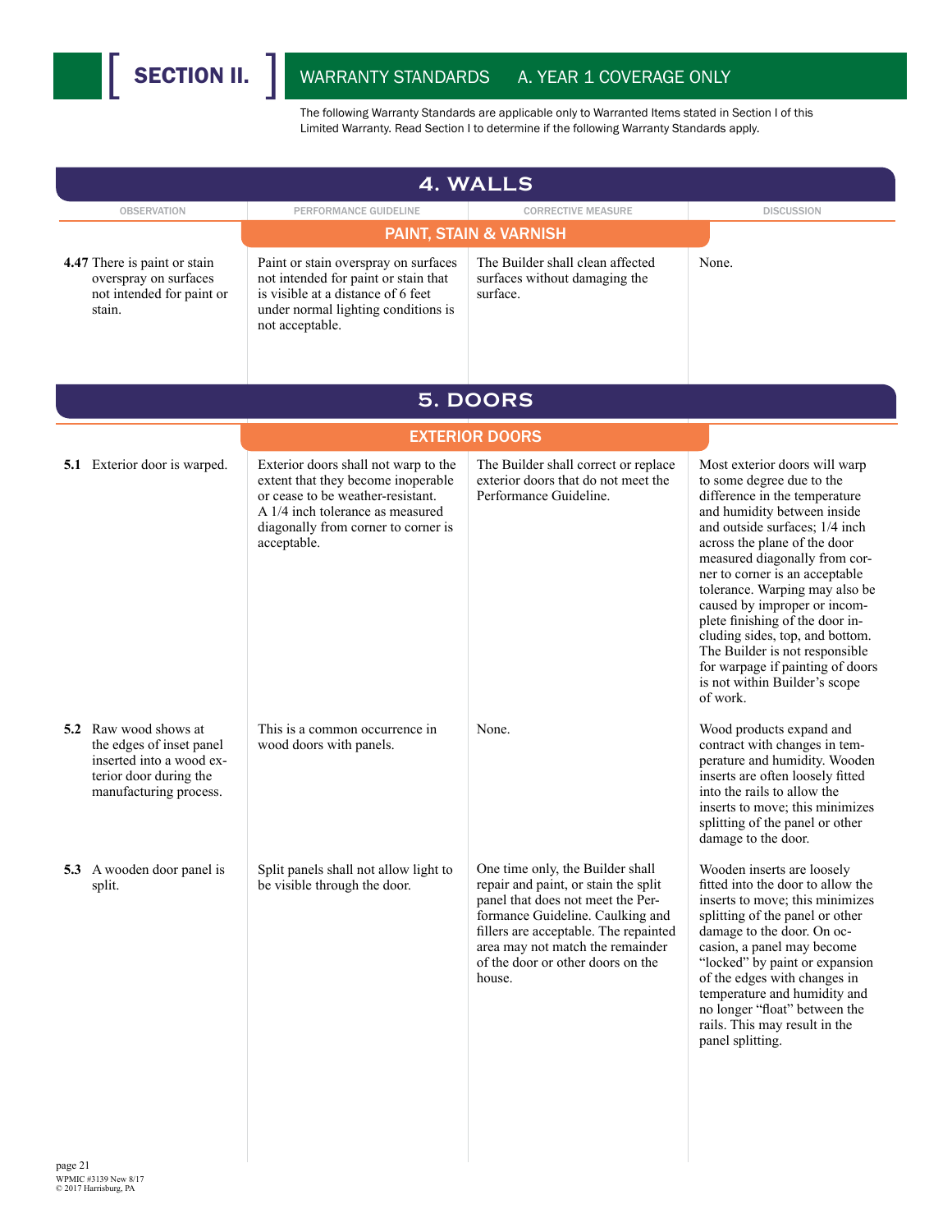# SECTION II. WARRANTY STANDARDS A. YEAR 1 COVERAGE ONLY

The following Warranty Standards are applicable only to Warranted Items stated in Section I of this Limited Warranty. Read Section I to determine if the following Warranty Standards apply.

## 4. WALLS

### PAINT, STAIN & VARNISH

| OBSERVATION | PERFORMANCE GUIDELINE | CORRECTIVE MEASURE | DISCUSSION |
|---|---|---|---|
| **4.47** There is paint or stain overspray on surfaces not intended for paint or stain. | Paint or stain overspray on surfaces not intended for paint or stain that is visible at a distance of 6 feet under normal lighting conditions is not acceptable. | The Builder shall clean affected surfaces without damaging the surface. | None. |

## 5. DOORS

### EXTERIOR DOORS

| OBSERVATION | PERFORMANCE GUIDELINE | CORRECTIVE MEASURE | DISCUSSION |
|---|---|---|---|
| **5.1** Exterior door is warped. | Exterior doors shall not warp to the extent that they become inoperable or cease to be weather-resistant. A 1/4 inch tolerance as measured diagonally from corner to corner is acceptable. | The Builder shall correct or replace exterior doors that do not meet the Performance Guideline. | Most exterior doors will warp to some degree due to the difference in the temperature and humidity between inside and outside surfaces; 1/4 inch across the plane of the door measured diagonally from corner to corner is an acceptable tolerance. Warping may also be caused by improper or incomplete finishing of the door including sides, top, and bottom. The Builder is not responsible for warpage if painting of doors is not within Builder's scope of work. |
| **5.2** Raw wood shows at the edges of inset panel inserted into a wood exterior door during the manufacturing process. | This is a common occurrence in wood doors with panels. | None. | Wood products expand and contract with changes in temperature and humidity. Wooden inserts are often loosely fitted into the rails to allow the inserts to move; this minimizes splitting of the panel or other damage to the door. |
| **5.3** A wooden door panel is split. | Split panels shall not allow light to be visible through the door. | One time only, the Builder shall repair and paint, or stain the split panel that does not meet the Performance Guideline. Caulking and fillers are acceptable. The repainted area may not match the remainder of the door or other doors on the house. | Wooden inserts are loosely fitted into the door to allow the inserts to move; this minimizes splitting of the panel or other damage to the door. On occasion, a panel may become "locked" by paint or expansion of the edges with changes in temperature and humidity and no longer "float" between the rails. This may result in the panel splitting. |

WPMIC #3139 New 8/17
© 2017 Harrisburg, PA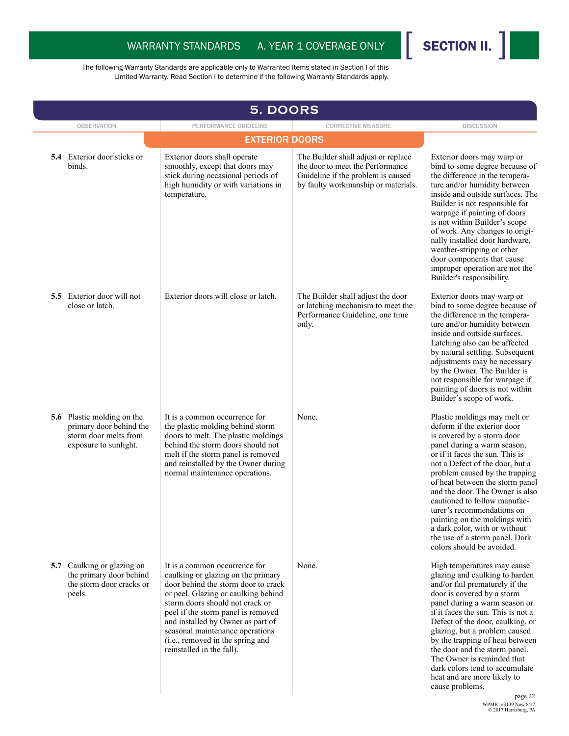The following Warranty Standards are applicable only to Warranted Items stated in Section I of this Limited Warranty. Read Section I to determine if the following Warranty Standards apply.

## 5. DOORS

| OBSERVATION | PERFORMANCE GUIDELINE | CORRECTIVE MEASURE | DISCUSSION |
|---|---|---|---|
| | **EXTERIOR DOORS** | | |
| **5.4** Exterior door sticks or binds. | Exterior doors shall operate smoothly, except that doors may stick during occasional periods of high humidity or with variations in temperature. | The Builder shall adjust or replace the door to meet the Performance Guideline if the problem is caused by faulty workmanship or materials. | Exterior doors may warp or bind to some degree because of the difference in the temperature and/or humidity between inside and outside surfaces. The Builder is not responsible for warpage if painting of doors is not within Builder's scope of work. Any changes to originally installed door hardware, weather-stripping or other door components that cause improper operation are not the Builder's responsibility. |
| **5.5** Exterior door will not close or latch. | Exterior doors will close or latch. | The Builder shall adjust the door or latching mechanism to meet the Performance Guideline, one time only. | Exterior doors may warp or bind to some degree because of the difference in the temperature and/or humidity between inside and outside surfaces. Latching also can be affected by natural settling. Subsequent adjustments may be necessary by the Owner. The Builder is not responsible for warpage if painting of doors is not within Builder's scope of work. |
| **5.6** Plastic molding on the primary door behind the storm door melts from exposure to sunlight. | It is a common occurrence for the plastic molding behind storm doors to melt. The plastic moldings behind the storm doors should not melt if the storm panel is removed and reinstalled by the Owner during normal maintenance operations. | None. | Plastic moldings may melt or deform if the exterior door is covered by a storm door panel during a warm season, or if it faces the sun. This is not a Defect of the door, but a problem caused by the trapping of heat between the storm panel and the door. The Owner is also cautioned to follow manufacturer's recommendations on painting on the moldings with a dark color, with or without the use of a storm panel. Dark colors should be avoided. |
| **5.7** Caulking or glazing on the primary door behind the storm door cracks or peels. | It is a common occurrence for caulking or glazing on the primary door behind the storm door to crack or peel. Glazing or caulking behind storm doors should not crack or peel if the storm panel is removed and installed by Owner as part of seasonal maintenance operations (i.e., removed in the spring and reinstalled in the fall). | None. | High temperatures may cause glazing and caulking to harden and/or fail prematurely if the door is covered by a storm panel during a warm season or if it faces the sun. This is not a Defect of the door, caulking, or glazing, but a problem caused by the trapping of heat between the door and the storm panel. The Owner is reminded that dark colors tend to accumulate heat and are more likely to cause problems. |

WPMIC #3139 New 8/17
© 2017 Harrisburg, PA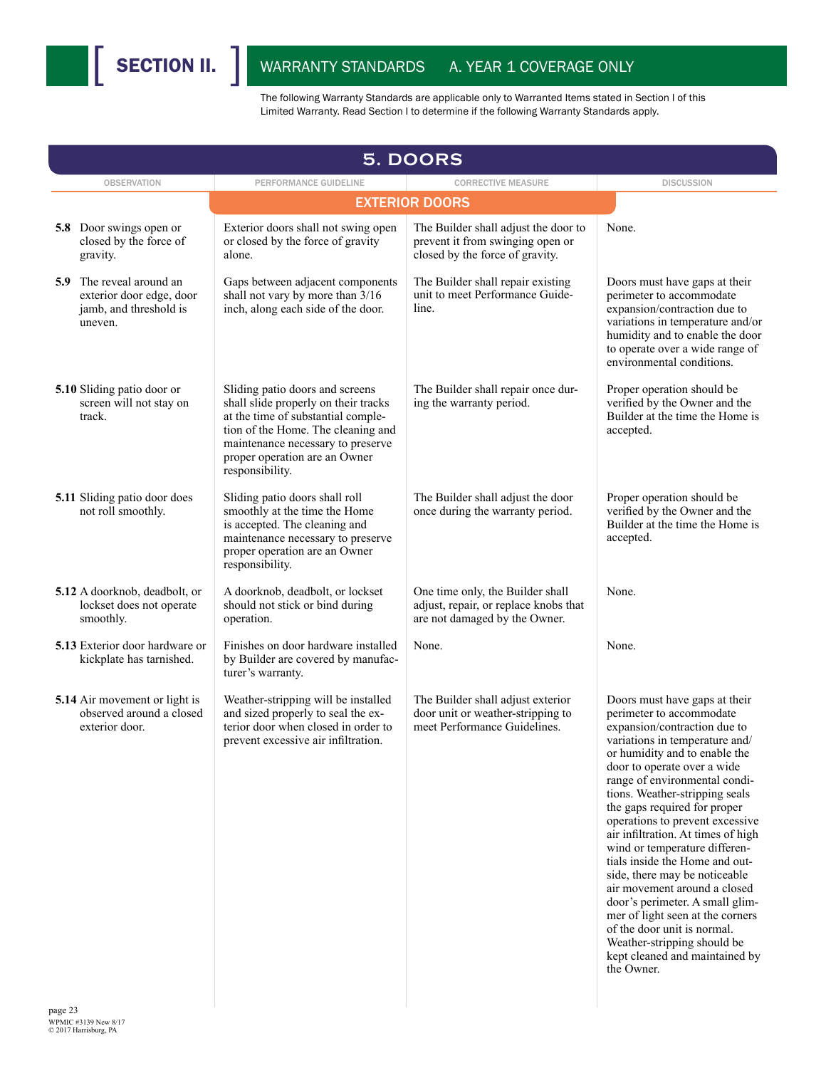## SECTION II. WARRANTY STANDARDS A. YEAR 1 COVERAGE ONLY

The following Warranty Standards are applicable only to Warranted Items stated in Section I of this Limited Warranty. Read Section I to determine if the following Warranty Standards apply.

### 5. DOORS

| OBSERVATION | PERFORMANCE GUIDELINE | CORRECTIVE MEASURE | DISCUSSION |
|---|---|---|---|
| **EXTERIOR DOORS** | | | |
| **5.8** Door swings open or closed by the force of gravity. | Exterior doors shall not swing open or closed by the force of gravity alone. | The Builder shall adjust the door to prevent it from swinging open or closed by the force of gravity. | None. |
| **5.9** The reveal around an exterior door edge, door jamb, and threshold is uneven. | Gaps between adjacent components shall not vary by more than 3/16 inch, along each side of the door. | The Builder shall repair existing unit to meet Performance Guideline. | Doors must have gaps at their perimeter to accommodate expansion/contraction due to variations in temperature and/or humidity and to enable the door to operate over a wide range of environmental conditions. |
| **5.10** Sliding patio door or screen will not stay on track. | Sliding patio doors and screens shall slide properly on their tracks at the time of substantial completion of the Home. The cleaning and maintenance necessary to preserve proper operation are an Owner responsibility. | The Builder shall repair once during the warranty period. | Proper operation should be verified by the Owner and the Builder at the time the Home is accepted. |
| **5.11** Sliding patio door does not roll smoothly. | Sliding patio doors shall roll smoothly at the time the Home is accepted. The cleaning and maintenance necessary to preserve proper operation are an Owner responsibility. | The Builder shall adjust the door once during the warranty period. | Proper operation should be verified by the Owner and the Builder at the time the Home is accepted. |
| **5.12** A doorknob, deadbolt, or lockset does not operate smoothly. | A doorknob, deadbolt, or lockset should not stick or bind during operation. | One time only, the Builder shall adjust, repair, or replace knobs that are not damaged by the Owner. | None. |
| **5.13** Exterior door hardware or kickplate has tarnished. | Finishes on door hardware installed by Builder are covered by manufacturer's warranty. | None. | None. |
| **5.14** Air movement or light is observed around a closed exterior door. | Weather-stripping will be installed and sized properly to seal the exterior door when closed in order to prevent excessive air infiltration. | The Builder shall adjust exterior door unit or weather-stripping to meet Performance Guidelines. | Doors must have gaps at their perimeter to accommodate expansion/contraction due to variations in temperature and/or humidity and to enable the door to operate over a wide range of environmental conditions. Weather-stripping seals the gaps required for proper operations to prevent excessive air infiltration. At times of high wind or temperature differentials inside the Home and outside, there may be noticeable air movement around a closed door's perimeter. A small glimmer of light seen at the corners of the door unit is normal. Weather-stripping should be kept cleaned and maintained by the Owner. |

WPMIC #3139 New 8/17
© 2017 Harrisburg, PA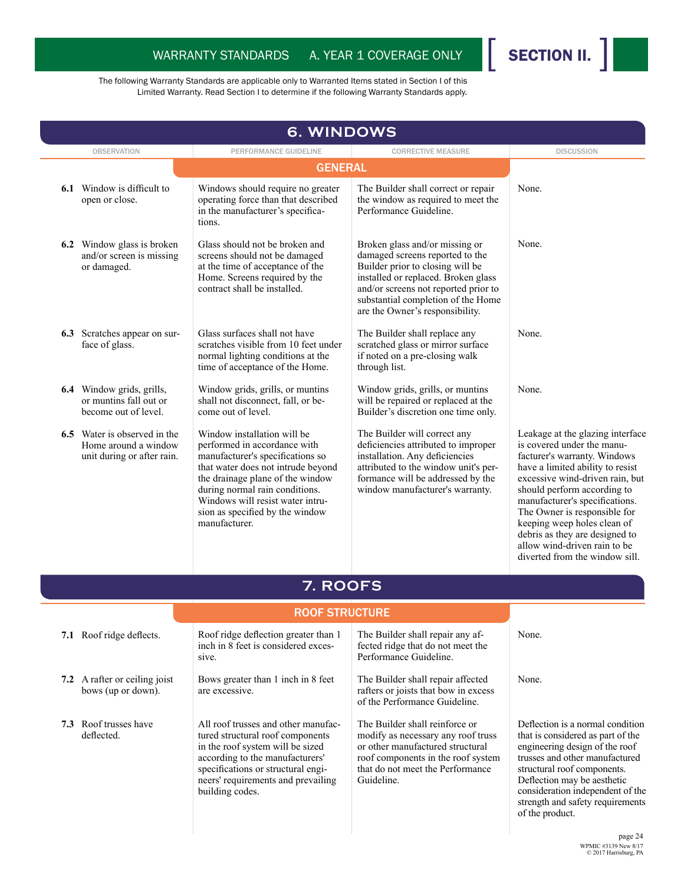## WARRANTY STANDARDS A. YEAR 1 COVERAGE ONLY — SECTION II.

The following Warranty Standards are applicable only to Warranted Items stated in Section I of this Limited Warranty. Read Section I to determine if the following Warranty Standards apply.

## 6. WINDOWS

| OBSERVATION | PERFORMANCE GUIDELINE | CORRECTIVE MEASURE | DISCUSSION |
|---|---|---|---|
| **GENERAL** | | | |
| **6.1** Window is difficult to open or close. | Windows should require no greater operating force than that described in the manufacturer's specifications. | The Builder shall correct or repair the window as required to meet the Performance Guideline. | None. |
| **6.2** Window glass is broken and/or screen is missing or damaged. | Glass should not be broken and screens should not be damaged at the time of acceptance of the Home. Screens required by the contract shall be installed. | Broken glass and/or missing or damaged screens reported to the Builder prior to closing will be installed or replaced. Broken glass and/or screens not reported prior to substantial completion of the Home are the Owner's responsibility. | None. |
| **6.3** Scratches appear on surface of glass. | Glass surfaces shall not have scratches visible from 10 feet under normal lighting conditions at the time of acceptance of the Home. | The Builder shall replace any scratched glass or mirror surface if noted on a pre-closing walk through list. | None. |
| **6.4** Window grids, grills, or muntins fall out or become out of level. | Window grids, grills, or muntins shall not disconnect, fall, or become out of level. | Window grids, grills, or muntins will be repaired or replaced at the Builder's discretion one time only. | None. |
| **6.5** Water is observed in the Home around a window unit during or after rain. | Window installation will be performed in accordance with manufacturer's specifications so that water does not intrude beyond the drainage plane of the window during normal rain conditions. Windows will resist water intrusion as specified by the window manufacturer. | The Builder will correct any deficiencies attributed to improper installation. Any deficiencies attributed to the window unit's performance will be addressed by the window manufacturer's warranty. | Leakage at the glazing interface is covered under the manufacturer's warranty. Windows have a limited ability to resist excessive wind-driven rain, but should perform according to manufacturer's specifications. The Owner is responsible for keeping weep holes clean of debris as they are designed to allow wind-driven rain to be diverted from the window sill. |

## 7. ROOFS

| OBSERVATION | PERFORMANCE GUIDELINE | CORRECTIVE MEASURE | DISCUSSION |
|---|---|---|---|
| **ROOF STRUCTURE** | | | |
| **7.1** Roof ridge deflects. | Roof ridge deflection greater than 1 inch in 8 feet is considered excessive. | The Builder shall repair any affected ridge that do not meet the Performance Guideline. | None. |
| **7.2** A rafter or ceiling joist bows (up or down). | Bows greater than 1 inch in 8 feet are excessive. | The Builder shall repair affected rafters or joists that bow in excess of the Performance Guideline. | None. |
| **7.3** Roof trusses have deflected. | All roof trusses and other manufactured structural roof components in the roof system will be sized according to the manufacturers' specifications or structural engineers' requirements and prevailing building codes. | The Builder shall reinforce or modify as necessary any roof truss or other manufactured structural roof components in the roof system that do not meet the Performance Guideline. | Deflection is a normal condition that is considered as part of the engineering design of the roof trusses and other manufactured structural roof components. Deflection may be aesthetic consideration independent of the strength and safety requirements of the product. |

WPMIC #3139 New 8/17
© 2017 Harrisburg, PA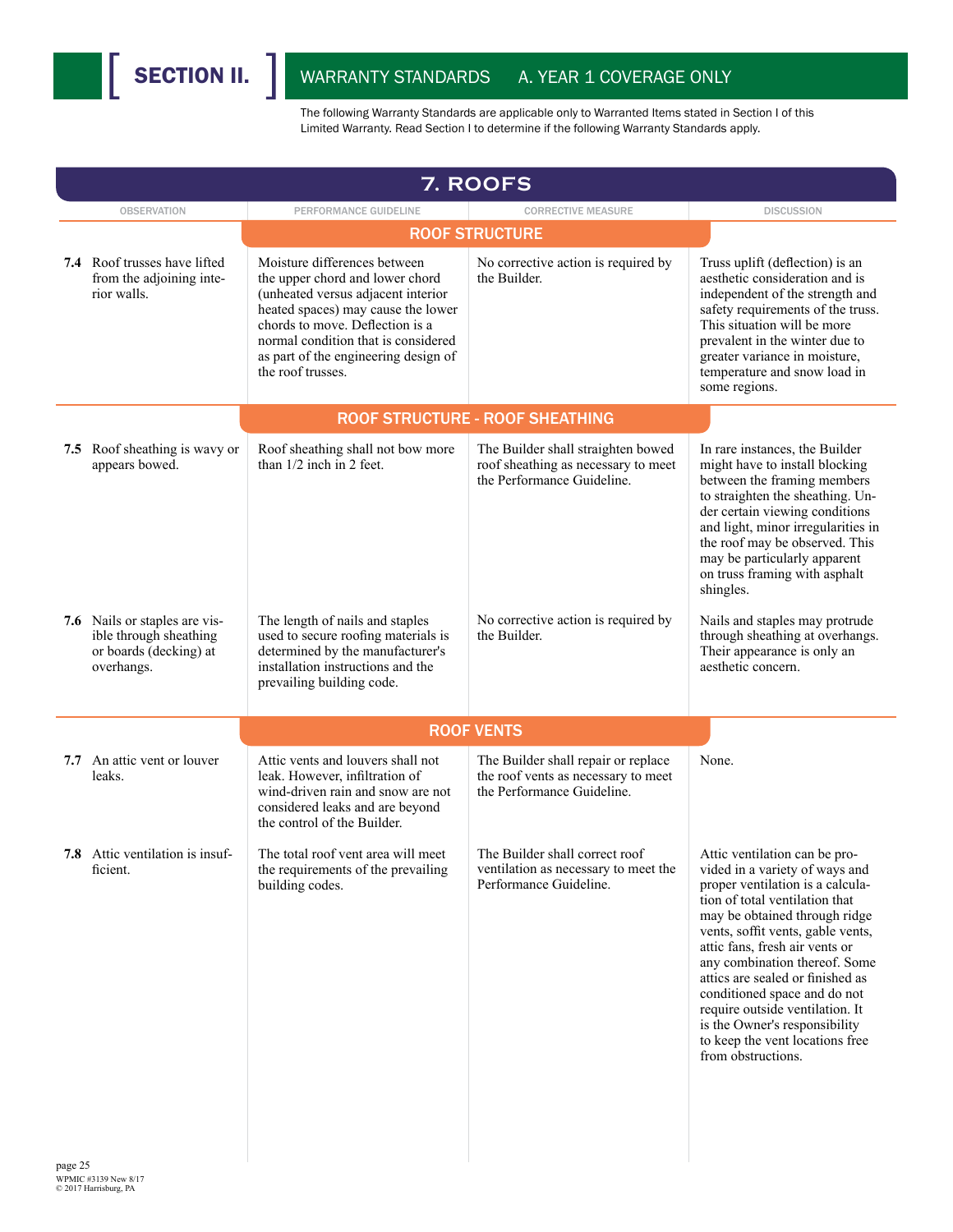# SECTION II. WARRANTY STANDARDS A. YEAR 1 COVERAGE ONLY

The following Warranty Standards are applicable only to Warranted Items stated in Section I of this Limited Warranty. Read Section I to determine if the following Warranty Standards apply.

## 7. ROOFS

| OBSERVATION | PERFORMANCE GUIDELINE | CORRECTIVE MEASURE | DISCUSSION |
|---|---|---|---|
| **ROOF STRUCTURE** | | | |
| **7.4** Roof trusses have lifted from the adjoining interior walls. | Moisture differences between the upper chord and lower chord (unheated versus adjacent interior heated spaces) may cause the lower chords to move. Deflection is a normal condition that is considered as part of the engineering design of the roof trusses. | No corrective action is required by the Builder. | Truss uplift (deflection) is an aesthetic consideration and is independent of the strength and safety requirements of the truss. This situation will be more prevalent in the winter due to greater variance in moisture, temperature and snow load in some regions. |
| **ROOF STRUCTURE - ROOF SHEATHING** | | | |
| **7.5** Roof sheathing is wavy or appears bowed. | Roof sheathing shall not bow more than 1/2 inch in 2 feet. | The Builder shall straighten bowed roof sheathing as necessary to meet the Performance Guideline. | In rare instances, the Builder might have to install blocking between the framing members to straighten the sheathing. Under certain viewing conditions and light, minor irregularities in the roof may be observed. This may be particularly apparent on truss framing with asphalt shingles. |
| **7.6** Nails or staples are visible through sheathing or boards (decking) at overhangs. | The length of nails and staples used to secure roofing materials is determined by the manufacturer's installation instructions and the prevailing building code. | No corrective action is required by the Builder. | Nails and staples may protrude through sheathing at overhangs. Their appearance is only an aesthetic concern. |
| **ROOF VENTS** | | | |
| **7.7** An attic vent or louver leaks. | Attic vents and louvers shall not leak. However, infiltration of wind-driven rain and snow are not considered leaks and are beyond the control of the Builder. | The Builder shall repair or replace the roof vents as necessary to meet the Performance Guideline. | None. |
| **7.8** Attic ventilation is insufficient. | The total roof vent area will meet the requirements of the prevailing building codes. | The Builder shall correct roof ventilation as necessary to meet the Performance Guideline. | Attic ventilation can be provided in a variety of ways and proper ventilation is a calculation of total ventilation that may be obtained through ridge vents, soffit vents, gable vents, attic fans, fresh air vents or any combination thereof. Some attics are sealed or finished as conditioned space and do not require outside ventilation. It is the Owner's responsibility to keep the vent locations free from obstructions. |

WPMIC #3139 New 8/17
© 2017 Harrisburg, PA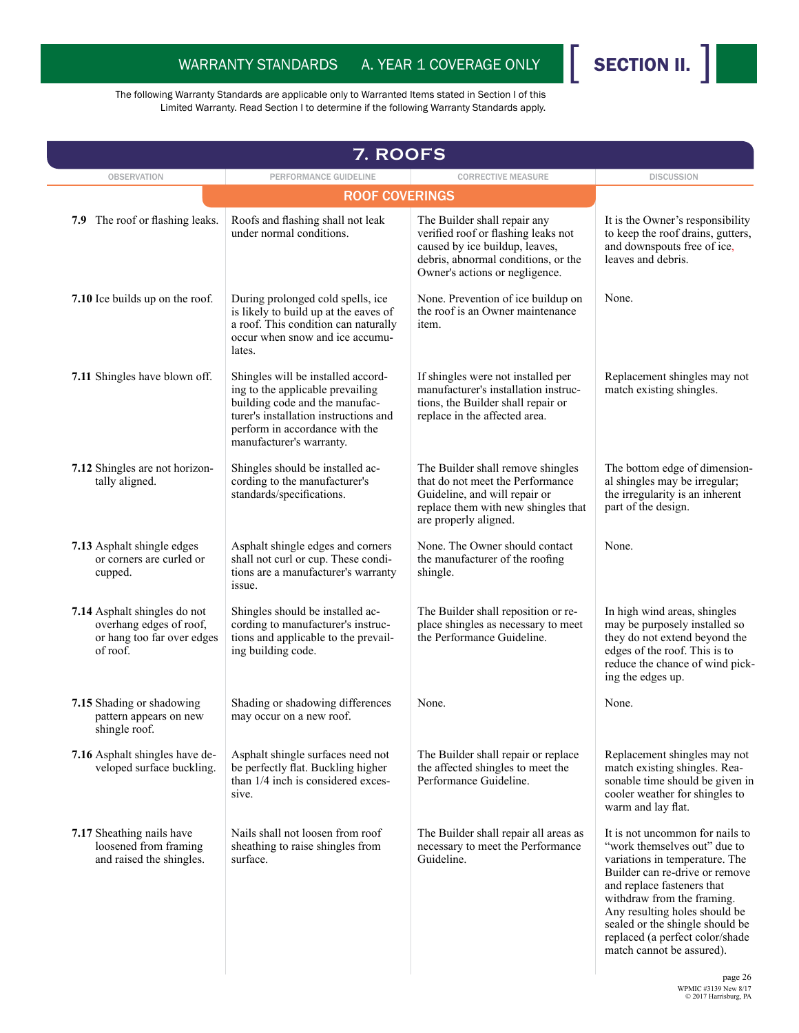# WARRANTY STANDARDS A. YEAR 1 COVERAGE ONLY [ SECTION II. ]

The following Warranty Standards are applicable only to Warranted Items stated in Section I of this Limited Warranty. Read Section I to determine if the following Warranty Standards apply.

## 7. ROOFS

| OBSERVATION | PERFORMANCE GUIDELINE | CORRECTIVE MEASURE | DISCUSSION |
|---|---|---|---|
| | **ROOF COVERINGS** | | |
| **7.9** The roof or flashing leaks. | Roofs and flashing shall not leak under normal conditions. | The Builder shall repair any verified roof or flashing leaks not caused by ice buildup, leaves, debris, abnormal conditions, or the Owner's actions or negligence. | It is the Owner's responsibility to keep the roof drains, gutters, and downspouts free of ice, leaves and debris. |
| **7.10** Ice builds up on the roof. | During prolonged cold spells, ice is likely to build up at the eaves of a roof. This condition can naturally occur when snow and ice accumulates. | None. Prevention of ice buildup on the roof is an Owner maintenance item. | None. |
| **7.11** Shingles have blown off. | Shingles will be installed according to the applicable prevailing building code and the manufacturer's installation instructions and perform in accordance with the manufacturer's warranty. | If shingles were not installed per manufacturer's installation instructions, the Builder shall repair or replace in the affected area. | Replacement shingles may not match existing shingles. |
| **7.12** Shingles are not horizontally aligned. | Shingles should be installed according to the manufacturer's standards/specifications. | The Builder shall remove shingles that do not meet the Performance Guideline, and will repair or replace them with new shingles that are properly aligned. | The bottom edge of dimensional shingles may be irregular; the irregularity is an inherent part of the design. |
| **7.13** Asphalt shingle edges or corners are curled or cupped. | Asphalt shingle edges and corners shall not curl or cup. These conditions are a manufacturer's warranty issue. | None. The Owner should contact the manufacturer of the roofing shingle. | None. |
| **7.14** Asphalt shingles do not overhang edges of roof, or hang too far over edges of roof. | Shingles should be installed according to manufacturer's instructions and applicable to the prevailing building code. | The Builder shall reposition or replace shingles as necessary to meet the Performance Guideline. | In high wind areas, shingles may be purposely installed so they do not extend beyond the edges of the roof. This is to reduce the chance of wind picking the edges up. |
| **7.15** Shading or shadowing pattern appears on new shingle roof. | Shading or shadowing differences may occur on a new roof. | None. | None. |
| **7.16** Asphalt shingles have developed surface buckling. | Asphalt shingle surfaces need not be perfectly flat. Buckling higher than 1/4 inch is considered excessive. | The Builder shall repair or replace the affected shingles to meet the Performance Guideline. | Replacement shingles may not match existing shingles. Reasonable time should be given in cooler weather for shingles to warm and lay flat. |
| **7.17** Sheathing nails have loosened from framing and raised the shingles. | Nails shall not loosen from roof sheathing to raise shingles from surface. | The Builder shall repair all areas as necessary to meet the Performance Guideline. | It is not uncommon for nails to "work themselves out" due to variations in temperature. The Builder can re-drive or remove and replace fasteners that withdraw from the framing. Any resulting holes should be sealed or the shingle should be replaced (a perfect color/shade match cannot be assured). |

WPMIC #3139 New 8/17
© 2017 Harrisburg, PA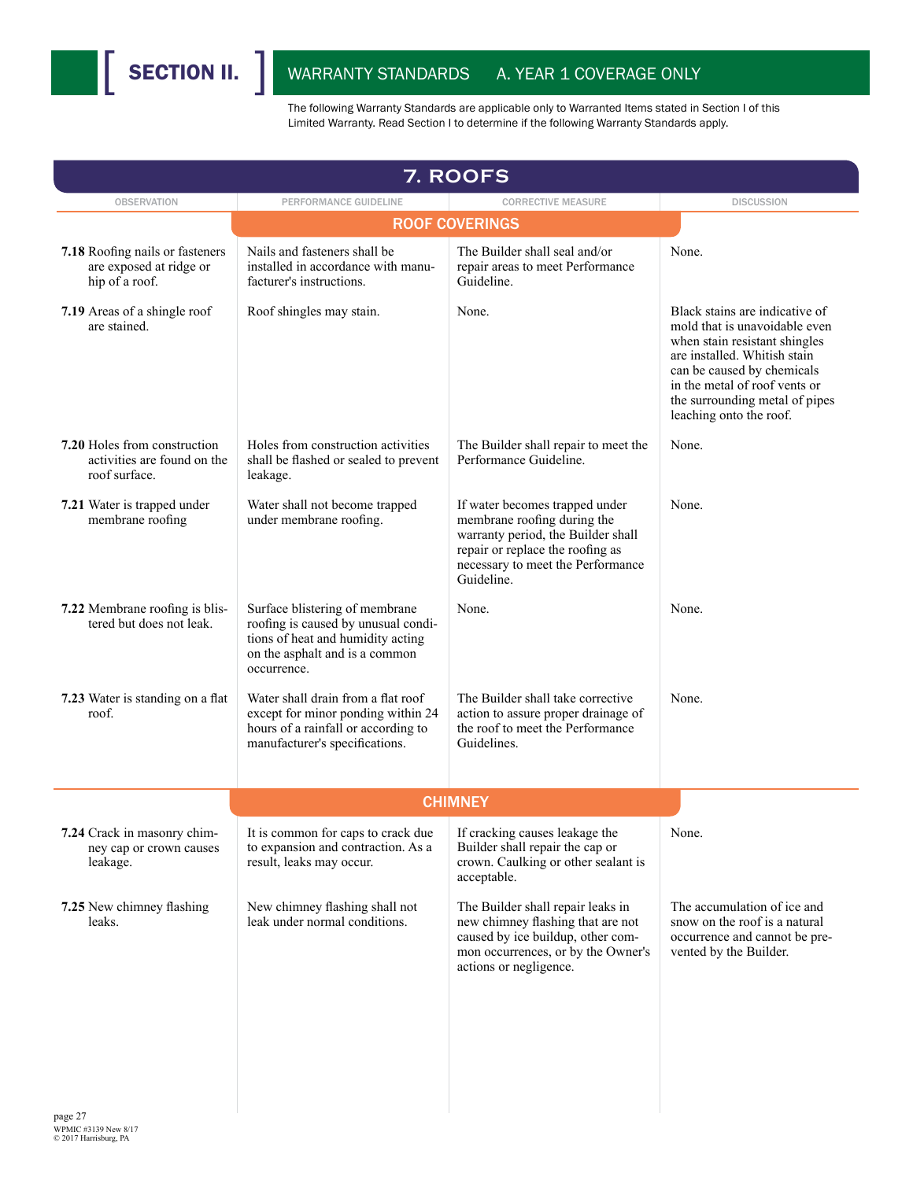# SECTION II. WARRANTY STANDARDS A. YEAR 1 COVERAGE ONLY

The following Warranty Standards are applicable only to Warranted Items stated in Section I of this Limited Warranty. Read Section I to determine if the following Warranty Standards apply.

## 7. ROOFS

| OBSERVATION | PERFORMANCE GUIDELINE | CORRECTIVE MEASURE | DISCUSSION |
|---|---|---|---|
| | **ROOF COVERINGS** | | |
| **7.18** Roofing nails or fasteners are exposed at ridge or hip of a roof. | Nails and fasteners shall be installed in accordance with manufacturer's instructions. | The Builder shall seal and/or repair areas to meet Performance Guideline. | None. |
| **7.19** Areas of a shingle roof are stained. | Roof shingles may stain. | None. | Black stains are indicative of mold that is unavoidable even when stain resistant shingles are installed. Whitish stain can be caused by chemicals in the metal of roof vents or the surrounding metal of pipes leaching onto the roof. |
| **7.20** Holes from construction activities are found on the roof surface. | Holes from construction activities shall be flashed or sealed to prevent leakage. | The Builder shall repair to meet the Performance Guideline. | None. |
| **7.21** Water is trapped under membrane roofing | Water shall not become trapped under membrane roofing. | If water becomes trapped under membrane roofing during the warranty period, the Builder shall repair or replace the roofing as necessary to meet the Performance Guideline. | None. |
| **7.22** Membrane roofing is blistered but does not leak. | Surface blistering of membrane roofing is caused by unusual conditions of heat and humidity acting on the asphalt and is a common occurrence. | None. | None. |
| **7.23** Water is standing on a flat roof. | Water shall drain from a flat roof except for minor ponding within 24 hours of a rainfall or according to manufacturer's specifications. | The Builder shall take corrective action to assure proper drainage of the roof to meet the Performance Guidelines. | None. |
| | **CHIMNEY** | | |
| **7.24** Crack in masonry chimney cap or crown causes leakage. | It is common for caps to crack due to expansion and contraction. As a result, leaks may occur. | If cracking causes leakage the Builder shall repair the cap or crown. Caulking or other sealant is acceptable. | None. |
| **7.25** New chimney flashing leaks. | New chimney flashing shall not leak under normal conditions. | The Builder shall repair leaks in new chimney flashing that are not caused by ice buildup, other common occurrences, or by the Owner's actions or negligence. | The accumulation of ice and snow on the roof is a natural occurrence and cannot be prevented by the Builder. |

WPMIC #3139 New 8/17
© 2017 Harrisburg, PA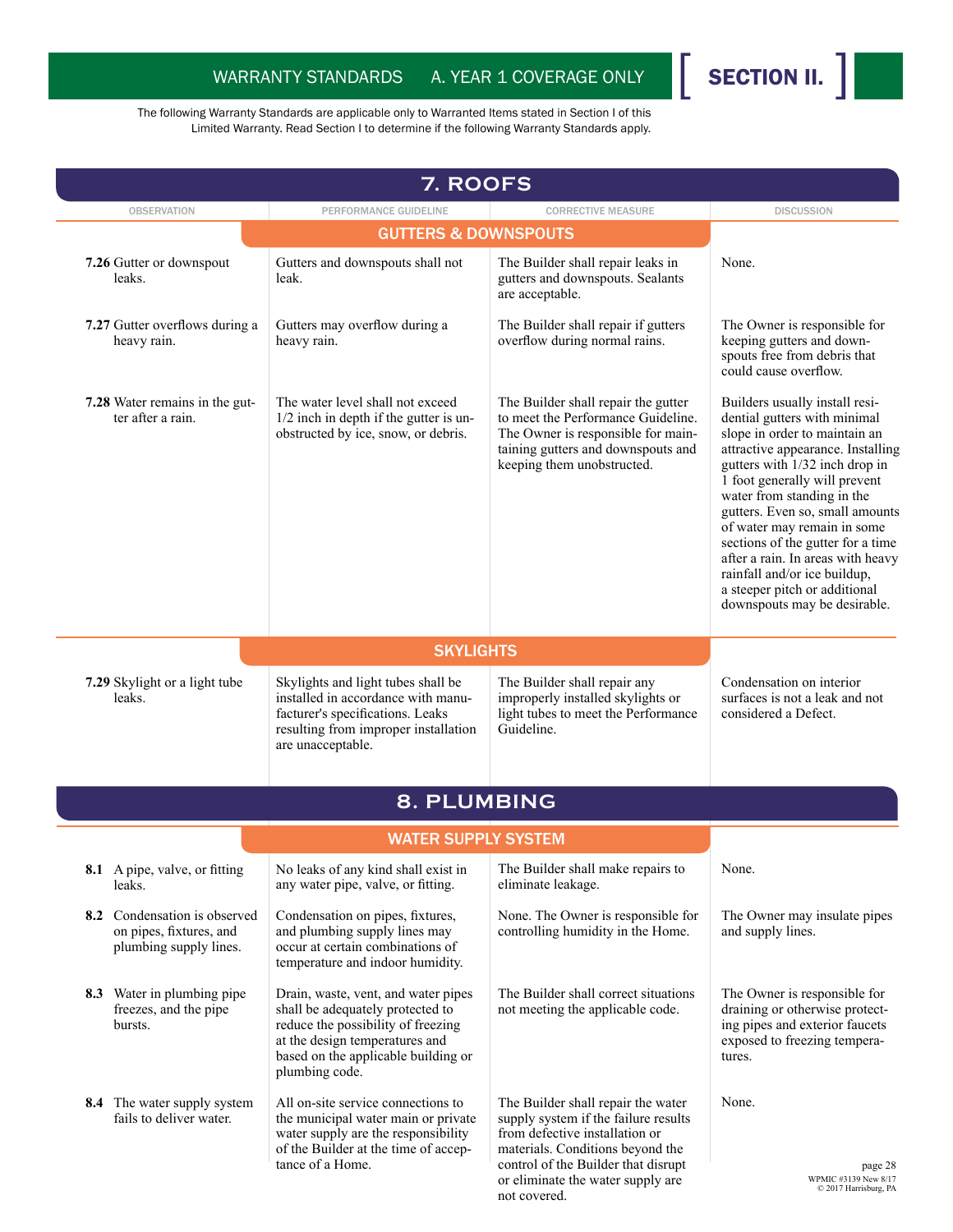The following Warranty Standards are applicable only to Warranted Items stated in Section I of this Limited Warranty. Read Section I to determine if the following Warranty Standards apply.

## 7. ROOFS

| OBSERVATION | PERFORMANCE GUIDELINE | CORRECTIVE MEASURE | DISCUSSION |
|---|---|---|---|
| | **GUTTERS & DOWNSPOUTS** | | |
| **7.26** Gutter or downspout leaks. | Gutters and downspouts shall not leak. | The Builder shall repair leaks in gutters and downspouts. Sealants are acceptable. | None. |
| **7.27** Gutter overflows during a heavy rain. | Gutters may overflow during a heavy rain. | The Builder shall repair if gutters overflow during normal rains. | The Owner is responsible for keeping gutters and downspouts free from debris that could cause overflow. |
| **7.28** Water remains in the gutter after a rain. | The water level shall not exceed 1/2 inch in depth if the gutter is unobstructed by ice, snow, or debris. | The Builder shall repair the gutter to meet the Performance Guideline. The Owner is responsible for maintaining gutters and downspouts and keeping them unobstructed. | Builders usually install residential gutters with minimal slope in order to maintain an attractive appearance. Installing gutters with 1/32 inch drop in 1 foot generally will prevent water from standing in the gutters. Even so, small amounts of water may remain in some sections of the gutter for a time after a rain. In areas with heavy rainfall and/or ice buildup, a steeper pitch or additional downspouts may be desirable. |
| | **SKYLIGHTS** | | |
| **7.29** Skylight or a light tube leaks. | Skylights and light tubes shall be installed in accordance with manufacturer's specifications. Leaks resulting from improper installation are unacceptable. | The Builder shall repair any improperly installed skylights or light tubes to meet the Performance Guideline. | Condensation on interior surfaces is not a leak and not considered a Defect. |

## 8. PLUMBING

| OBSERVATION | PERFORMANCE GUIDELINE | CORRECTIVE MEASURE | DISCUSSION |
|---|---|---|---|
| | **WATER SUPPLY SYSTEM** | | |
| **8.1** A pipe, valve, or fitting leaks. | No leaks of any kind shall exist in any water pipe, valve, or fitting. | The Builder shall make repairs to eliminate leakage. | None. |
| **8.2** Condensation is observed on pipes, fixtures, and plumbing supply lines. | Condensation on pipes, fixtures, and plumbing supply lines may occur at certain combinations of temperature and indoor humidity. | None. The Owner is responsible for controlling humidity in the Home. | The Owner may insulate pipes and supply lines. |
| **8.3** Water in plumbing pipe freezes, and the pipe bursts. | Drain, waste, vent, and water pipes shall be adequately protected to reduce the possibility of freezing at the design temperatures and based on the applicable building or plumbing code. | The Builder shall correct situations not meeting the applicable code. | The Owner is responsible for draining or otherwise protecting pipes and exterior faucets exposed to freezing temperatures. |
| **8.4** The water supply system fails to deliver water. | All on-site service connections to the municipal water main or private water supply are the responsibility of the Builder at the time of acceptance of a Home. | The Builder shall repair the water supply system if the failure results from defective installation or materials. Conditions beyond the control of the Builder that disrupt or eliminate the water supply are not covered. | None. |

WPMIC #3139 New 8/17
© 2017 Harrisburg, PA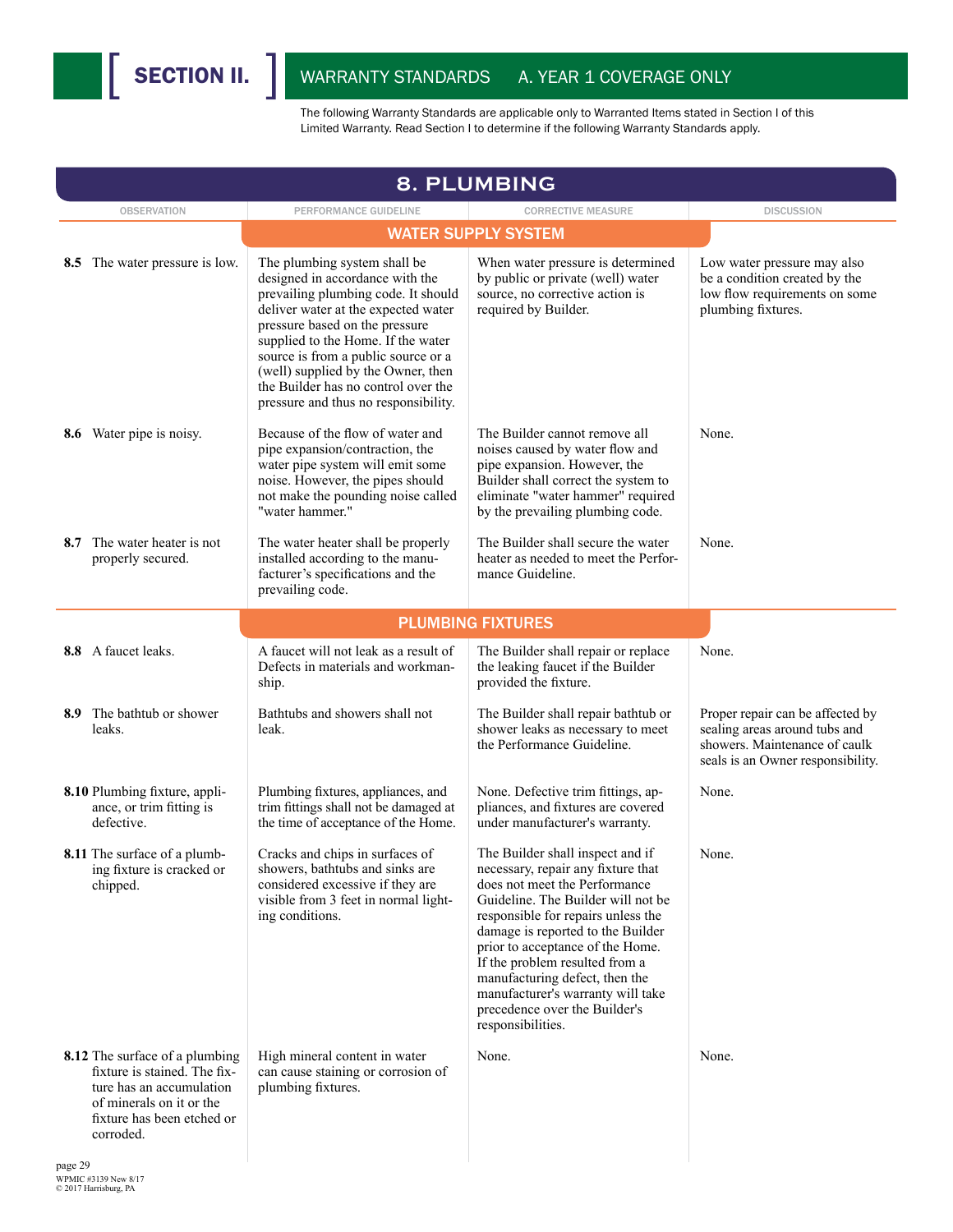# SECTION II. WARRANTY STANDARDS A. YEAR 1 COVERAGE ONLY

The following Warranty Standards are applicable only to Warranted Items stated in Section I of this Limited Warranty. Read Section I to determine if the following Warranty Standards apply.

## 8. PLUMBING

| OBSERVATION | PERFORMANCE GUIDELINE | CORRECTIVE MEASURE | DISCUSSION |
|---|---|---|---|
| | **WATER SUPPLY SYSTEM** | | |
| **8.5** The water pressure is low. | The plumbing system shall be designed in accordance with the prevailing plumbing code. It should deliver water at the expected water pressure based on the pressure supplied to the Home. If the water source is from a public source or a (well) supplied by the Owner, then the Builder has no control over the pressure and thus no responsibility. | When water pressure is determined by public or private (well) water source, no corrective action is required by Builder. | Low water pressure may also be a condition created by the low flow requirements on some plumbing fixtures. |
| **8.6** Water pipe is noisy. | Because of the flow of water and pipe expansion/contraction, the water pipe system will emit some noise. However, the pipes should not make the pounding noise called "water hammer." | The Builder cannot remove all noises caused by water flow and pipe expansion. However, the Builder shall correct the system to eliminate "water hammer" required by the prevailing plumbing code. | None. |
| **8.7** The water heater is not properly secured. | The water heater shall be properly installed according to the manufacturer's specifications and the prevailing code. | The Builder shall secure the water heater as needed to meet the Performance Guideline. | None. |
| | **PLUMBING FIXTURES** | | |
| **8.8** A faucet leaks. | A faucet will not leak as a result of Defects in materials and workmanship. | The Builder shall repair or replace the leaking faucet if the Builder provided the fixture. | None. |
| **8.9** The bathtub or shower leaks. | Bathtubs and showers shall not leak. | The Builder shall repair bathtub or shower leaks as necessary to meet the Performance Guideline. | Proper repair can be affected by sealing areas around tubs and showers. Maintenance of caulk seals is an Owner responsibility. |
| **8.10** Plumbing fixture, appliance, or trim fitting is defective. | Plumbing fixtures, appliances, and trim fittings shall not be damaged at the time of acceptance of the Home. | None. Defective trim fittings, appliances, and fixtures are covered under manufacturer's warranty. | None. |
| **8.11** The surface of a plumbing fixture is cracked or chipped. | Cracks and chips in surfaces of showers, bathtubs and sinks are considered excessive if they are visible from 3 feet in normal lighting conditions. | The Builder shall inspect and if necessary, repair any fixture that does not meet the Performance Guideline. The Builder will not be responsible for repairs unless the damage is reported to the Builder prior to acceptance of the Home. If the problem resulted from a manufacturing defect, then the manufacturer's warranty will take precedence over the Builder's responsibilities. | None. |
| **8.12** The surface of a plumbing fixture is stained. The fixture has an accumulation of minerals on it or the fixture has been etched or corroded. | High mineral content in water can cause staining or corrosion of plumbing fixtures. | None. | None. |

WPMIC #3139 New 8/17
© 2017 Harrisburg, PA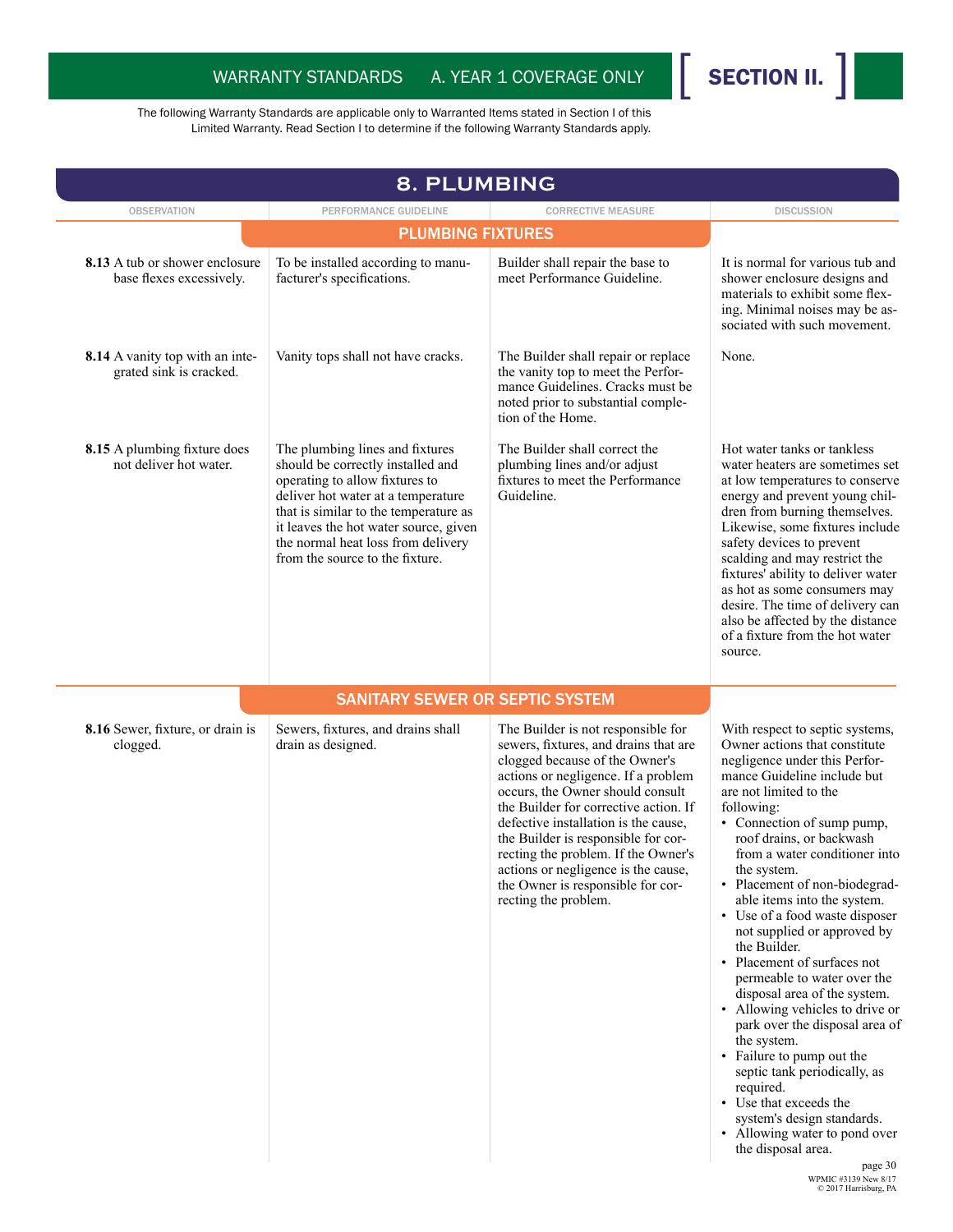WARRANTY STANDARDS A. YEAR 1 COVERAGE ONLY **SECTION II.**

The following Warranty Standards are applicable only to Warranted Items stated in Section I of this Limited Warranty. Read Section I to determine if the following Warranty Standards apply.

## 8. PLUMBING

| OBSERVATION | PERFORMANCE GUIDELINE | CORRECTIVE MEASURE | DISCUSSION |
|---|---|---|---|
| | **PLUMBING FIXTURES** | | |
| **8.13** A tub or shower enclosure base flexes excessively. | To be installed according to manufacturer's specifications. | Builder shall repair the base to meet Performance Guideline. | It is normal for various tub and shower enclosure designs and materials to exhibit some flexing. Minimal noises may be associated with such movement. |
| **8.14** A vanity top with an integrated sink is cracked. | Vanity tops shall not have cracks. | The Builder shall repair or replace the vanity top to meet the Performance Guidelines. Cracks must be noted prior to substantial completion of the Home. | None. |
| **8.15** A plumbing fixture does not deliver hot water. | The plumbing lines and fixtures should be correctly installed and operating to allow fixtures to deliver hot water at a temperature that is similar to the temperature as it leaves the hot water source, given the normal heat loss from delivery from the source to the fixture. | The Builder shall correct the plumbing lines and/or adjust fixtures to meet the Performance Guideline. | Hot water tanks or tankless water heaters are sometimes set at low temperatures to conserve energy and prevent young children from burning themselves. Likewise, some fixtures include safety devices to prevent scalding and may restrict the fixtures' ability to deliver water as hot as some consumers may desire. The time of delivery can also be affected by the distance of a fixture from the hot water source. |
| | **SANITARY SEWER OR SEPTIC SYSTEM** | | |
| **8.16** Sewer, fixture, or drain is clogged. | Sewers, fixtures, and drains shall drain as designed. | The Builder is not responsible for sewers, fixtures, and drains that are clogged because of the Owner's actions or negligence. If a problem occurs, the Owner should consult the Builder for corrective action. If defective installation is the cause, the Builder is responsible for correcting the problem. If the Owner's actions or negligence is the cause, the Owner is responsible for correcting the problem. | With respect to septic systems, Owner actions that constitute negligence under this Performance Guideline include but are not limited to the following:<br>• Connection of sump pump, roof drains, or backwash from a water conditioner into the system.<br>• Placement of non-biodegradable items into the system.<br>• Use of a food waste disposer not supplied or approved by the Builder.<br>• Placement of surfaces not permeable to water over the disposal area of the system.<br>• Allowing vehicles to drive or park over the disposal area of the system.<br>• Failure to pump out the septic tank periodically, as required.<br>• Use that exceeds the system's design standards.<br>• Allowing water to pond over the disposal area. |

WPMIC #3139 New 8/17
© 2017 Harrisburg, PA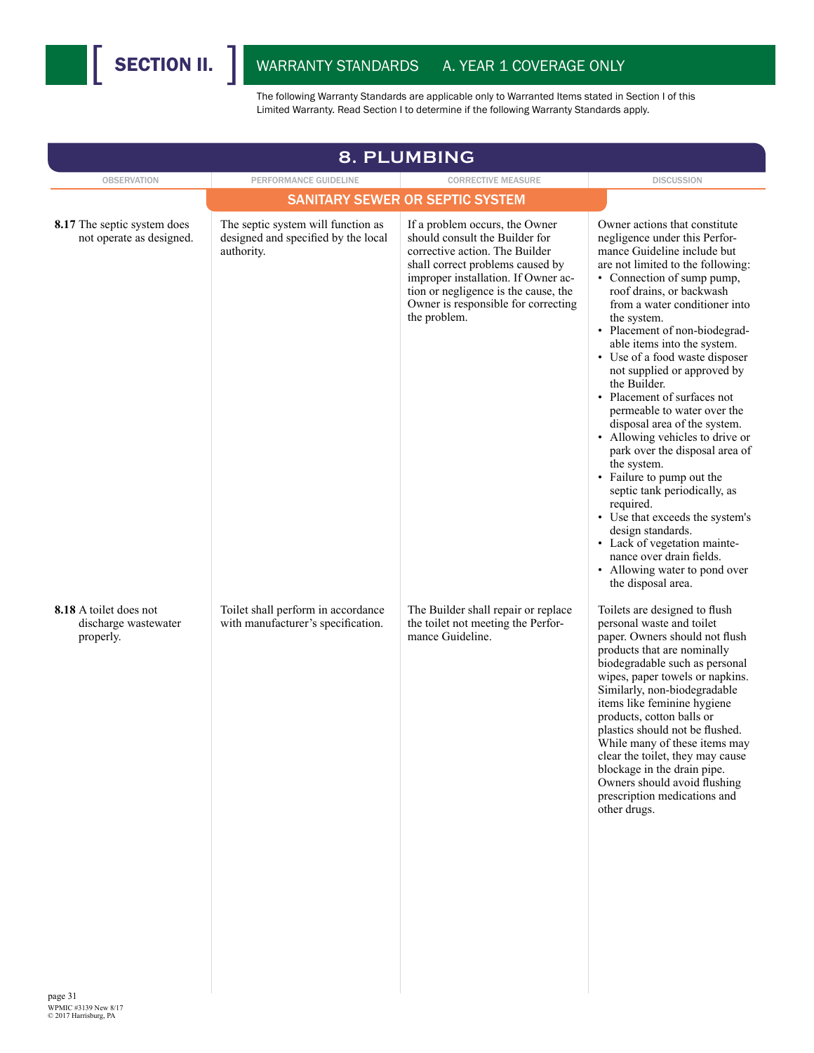# SECTION II. WARRANTY STANDARDS A. YEAR 1 COVERAGE ONLY

The following Warranty Standards are applicable only to Warranted Items stated in Section I of this Limited Warranty. Read Section I to determine if the following Warranty Standards apply.

## 8. PLUMBING

### SANITARY SEWER OR SEPTIC SYSTEM

| OBSERVATION | PERFORMANCE GUIDELINE | CORRECTIVE MEASURE | DISCUSSION |
|---|---|---|---|
| **8.17** The septic system does not operate as designed. | The septic system will function as designed and specified by the local authority. | If a problem occurs, the Owner should consult the Builder for corrective action. The Builder shall correct problems caused by improper installation. If Owner action or negligence is the cause, the Owner is responsible for correcting the problem. | Owner actions that constitute negligence under this Performance Guideline include but are not limited to the following: • Connection of sump pump, roof drains, or backwash from a water conditioner into the system. • Placement of non-biodegradable items into the system. • Use of a food waste disposer not supplied or approved by the Builder. • Placement of surfaces not permeable to water over the disposal area of the system. • Allowing vehicles to drive or park over the disposal area of the system. • Failure to pump out the septic tank periodically, as required. • Use that exceeds the system's design standards. • Lack of vegetation maintenance over drain fields. • Allowing water to pond over the disposal area. |
| **8.18** A toilet does not discharge wastewater properly. | Toilet shall perform in accordance with manufacturer's specification. | The Builder shall repair or replace the toilet not meeting the Performance Guideline. | Toilets are designed to flush personal waste and toilet paper. Owners should not flush products that are nominally biodegradable such as personal wipes, paper towels or napkins. Similarly, non-biodegradable items like feminine hygiene products, cotton balls or plastics should not be flushed. While many of these items may clear the toilet, they may cause blockage in the drain pipe. Owners should avoid flushing prescription medications and other drugs. |

WPMIC #3139 New 8/17
© 2017 Harrisburg, PA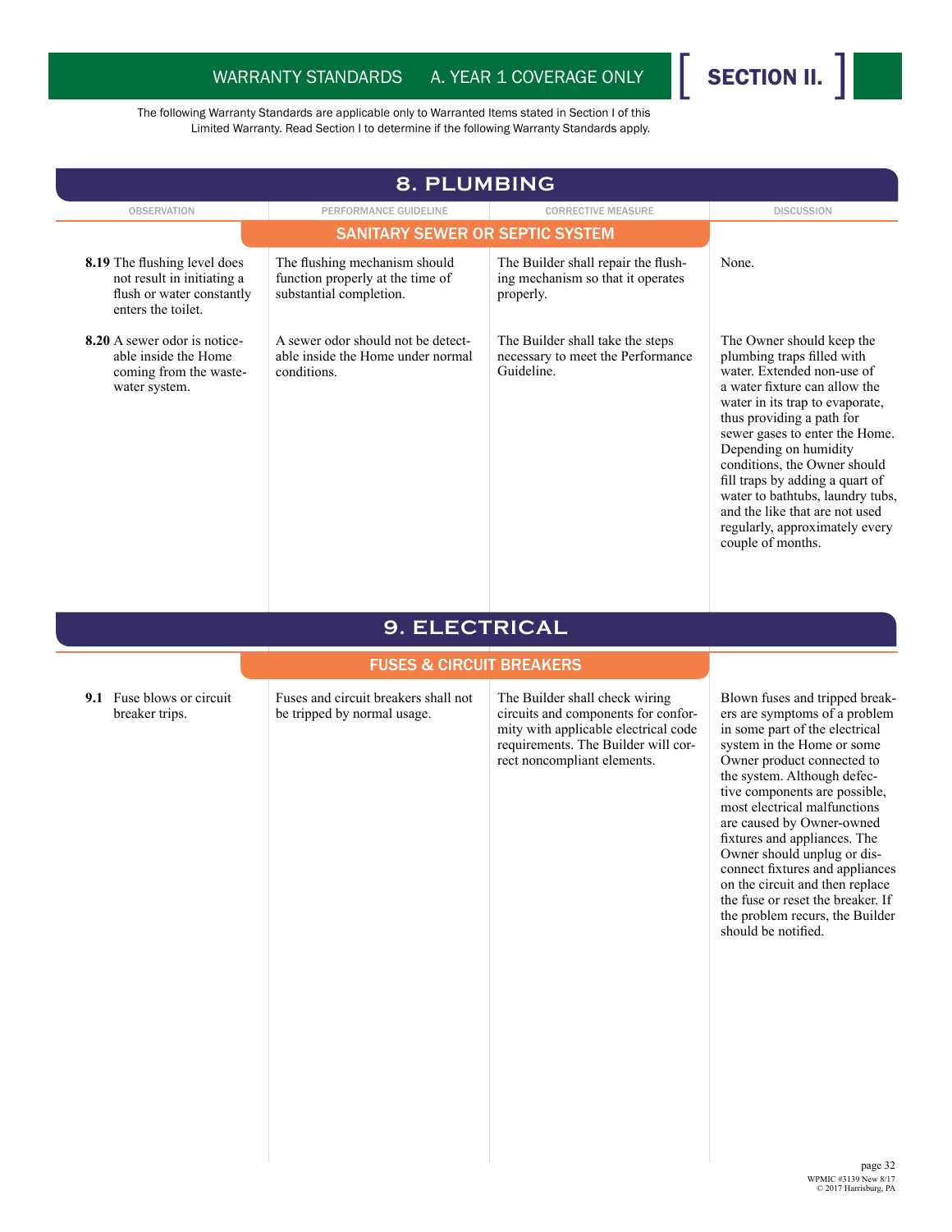The following Warranty Standards are applicable only to Warranted Items stated in Section I of this Limited Warranty. Read Section I to determine if the following Warranty Standards apply.

## 8. PLUMBING

### SANITARY SEWER OR SEPTIC SYSTEM

| OBSERVATION | PERFORMANCE GUIDELINE | CORRECTIVE MEASURE | DISCUSSION |
|---|---|---|---|
| **8.19** The flushing level does not result in initiating a flush or water constantly enters the toilet. | The flushing mechanism should function properly at the time of substantial completion. | The Builder shall repair the flushing mechanism so that it operates properly. | None. |
| **8.20** A sewer odor is noticeable inside the Home coming from the wastewater system. | A sewer odor should not be detectable inside the Home under normal conditions. | The Builder shall take the steps necessary to meet the Performance Guideline. | The Owner should keep the plumbing traps filled with water. Extended non-use of a water fixture can allow the water in its trap to evaporate, thus providing a path for sewer gases to enter the Home. Depending on humidity conditions, the Owner should fill traps by adding a quart of water to bathtubs, laundry tubs, and the like that are not used regularly, approximately every couple of months. |

## 9. ELECTRICAL

### FUSES & CIRCUIT BREAKERS

| OBSERVATION | PERFORMANCE GUIDELINE | CORRECTIVE MEASURE | DISCUSSION |
|---|---|---|---|
| **9.1** Fuse blows or circuit breaker trips. | Fuses and circuit breakers shall not be tripped by normal usage. | The Builder shall check wiring circuits and components for conformity with applicable electrical code requirements. The Builder will correct noncompliant elements. | Blown fuses and tripped breakers are symptoms of a problem in some part of the electrical system in the Home or some Owner product connected to the system. Although defective components are possible, most electrical malfunctions are caused by Owner-owned fixtures and appliances. The Owner should unplug or disconnect fixtures and appliances on the circuit and then replace the fuse or reset the breaker. If the problem recurs, the Builder should be notified. |

WPMIC #3139 New 8/17
© 2017 Harrisburg, PA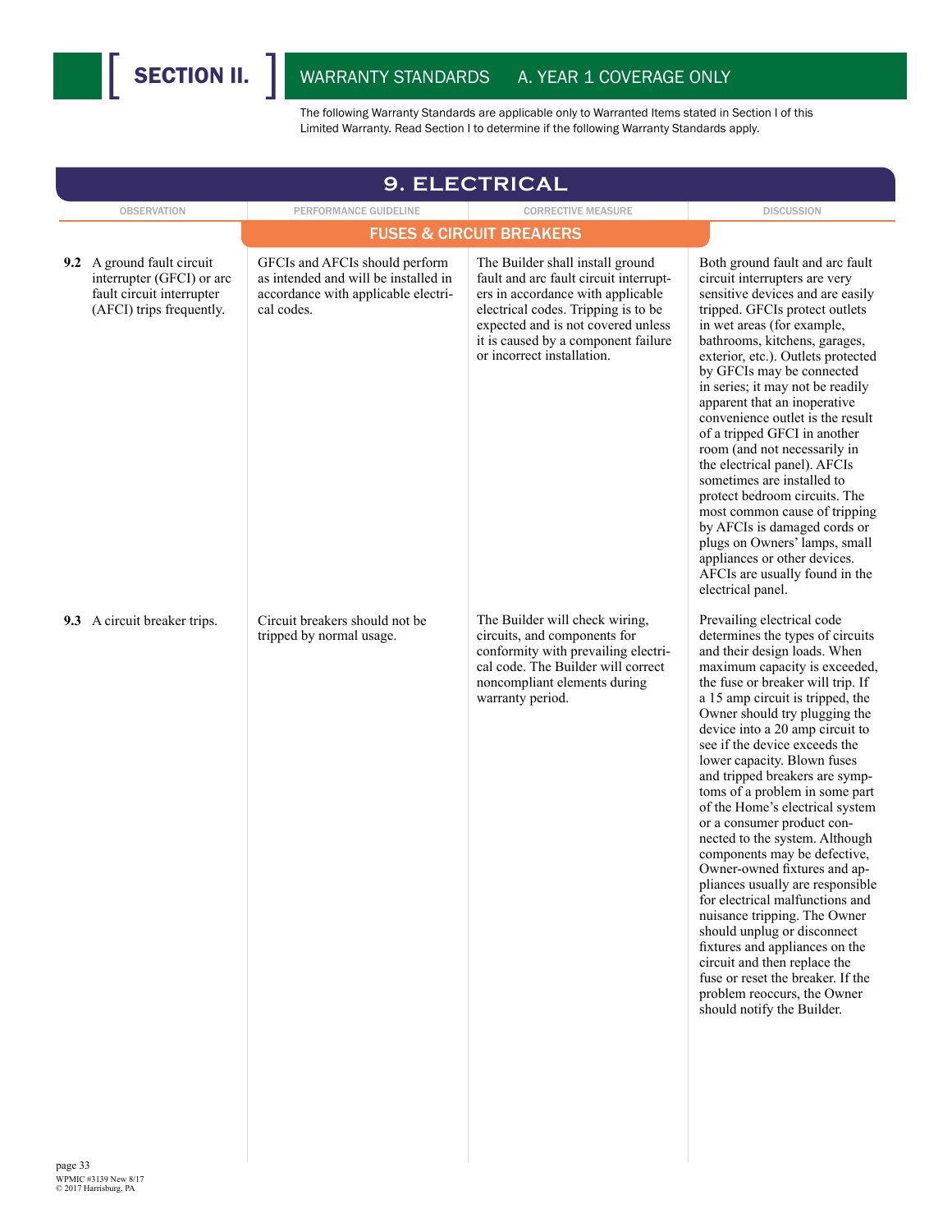# SECTION II. WARRANTY STANDARDS A. YEAR 1 COVERAGE ONLY

The following Warranty Standards are applicable only to Warranted Items stated in Section I of this Limited Warranty. Read Section I to determine if the following Warranty Standards apply.

## 9. ELECTRICAL

### FUSES & CIRCUIT BREAKERS

| OBSERVATION | PERFORMANCE GUIDELINE | CORRECTIVE MEASURE | DISCUSSION |
|---|---|---|---|
| **9.2** A ground fault circuit interrupter (GFCI) or arc fault circuit interrupter (AFCI) trips frequently. | GFCIs and AFCIs should perform as intended and will be installed in accordance with applicable electrical codes. | The Builder shall install ground fault and arc fault circuit interrupters in accordance with applicable electrical codes. Tripping is to be expected and is not covered unless it is caused by a component failure or incorrect installation. | Both ground fault and arc fault circuit interrupters are very sensitive devices and are easily tripped. GFCIs protect outlets in wet areas (for example, bathrooms, kitchens, garages, exterior, etc.). Outlets protected by GFCIs may be connected in series; it may not be readily apparent that an inoperative convenience outlet is the result of a tripped GFCI in another room (and not necessarily in the electrical panel). AFCIs sometimes are installed to protect bedroom circuits. The most common cause of tripping by AFCIs is damaged cords or plugs on Owners' lamps, small appliances or other devices. AFCIs are usually found in the electrical panel. |
| **9.3** A circuit breaker trips. | Circuit breakers should not be tripped by normal usage. | The Builder will check wiring, circuits, and components for conformity with prevailing electrical code. The Builder will correct noncompliant elements during warranty period. | Prevailing electrical code determines the types of circuits and their design loads. When maximum capacity is exceeded, the fuse or breaker will trip. If a 15 amp circuit is tripped, the Owner should try plugging the device into a 20 amp circuit to see if the device exceeds the lower capacity. Blown fuses and tripped breakers are symptoms of a problem in some part of the Home's electrical system or a consumer product connected to the system. Although components may be defective, Owner-owned fixtures and appliances usually are responsible for electrical malfunctions and nuisance tripping. The Owner should unplug or disconnect fixtures and appliances on the circuit and then replace the fuse or reset the breaker. If the problem reoccurs, the Owner should notify the Builder. |

WPMIC #3139 New 8/17
© 2017 Harrisburg, PA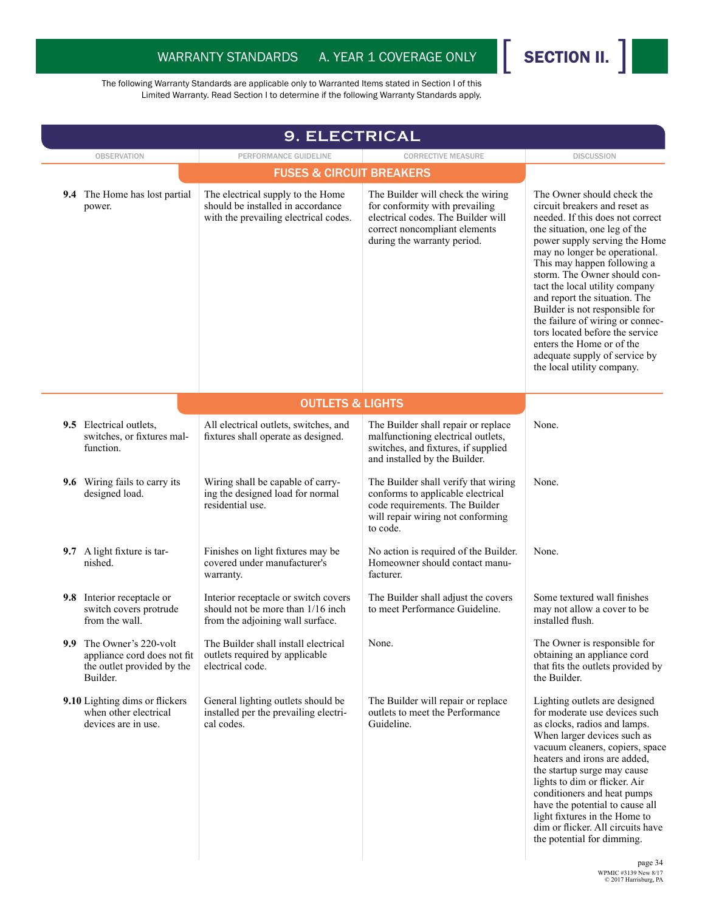# WARRANTY STANDARDS A. YEAR 1 COVERAGE ONLY

## SECTION II.

The following Warranty Standards are applicable only to Warranted Items stated in Section I of this Limited Warranty. Read Section I to determine if the following Warranty Standards apply.

## 9. ELECTRICAL

| OBSERVATION | PERFORMANCE GUIDELINE | CORRECTIVE MEASURE | DISCUSSION |
|---|---|---|---|
| **FUSES & CIRCUIT BREAKERS** | | | |
| **9.4** The Home has lost partial power. | The electrical supply to the Home should be installed in accordance with the prevailing electrical codes. | The Builder will check the wiring for conformity with prevailing electrical codes. The Builder will correct noncompliant elements during the warranty period. | The Owner should check the circuit breakers and reset as needed. If this does not correct the situation, one leg of the power supply serving the Home may no longer be operational. This may happen following a storm. The Owner should contact the local utility company and report the situation. The Builder is not responsible for the failure of wiring or connectors located before the service enters the Home or of the adequate supply of service by the local utility company. |
| **OUTLETS & LIGHTS** | | | |
| **9.5** Electrical outlets, switches, or fixtures malfunction. | All electrical outlets, switches, and fixtures shall operate as designed. | The Builder shall repair or replace malfunctioning electrical outlets, switches, and fixtures, if supplied and installed by the Builder. | None. |
| **9.6** Wiring fails to carry its designed load. | Wiring shall be capable of carrying the designed load for normal residential use. | The Builder shall verify that wiring conforms to applicable electrical code requirements. The Builder will repair wiring not conforming to code. | None. |
| **9.7** A light fixture is tarnished. | Finishes on light fixtures may be covered under manufacturer's warranty. | No action is required of the Builder. Homeowner should contact manufacturer. | None. |
| **9.8** Interior receptacle or switch covers protrude from the wall. | Interior receptacle or switch covers should not be more than 1/16 inch from the adjoining wall surface. | The Builder shall adjust the covers to meet Performance Guideline. | Some textured wall finishes may not allow a cover to be installed flush. |
| **9.9** The Owner's 220-volt appliance cord does not fit the outlet provided by the Builder. | The Builder shall install electrical outlets required by applicable electrical code. | None. | The Owner is responsible for obtaining an appliance cord that fits the outlets provided by the Builder. |
| **9.10** Lighting dims or flickers when other electrical devices are in use. | General lighting outlets should be installed per the prevailing electrical codes. | The Builder will repair or replace outlets to meet the Performance Guideline. | Lighting outlets are designed for moderate use devices such as clocks, radios and lamps. When larger devices such as vacuum cleaners, copiers, space heaters and irons are added, the startup surge may cause lights to dim or flicker. Air conditioners and heat pumps have the potential to cause all light fixtures in the Home to dim or flicker. All circuits have the potential for dimming. |

WPMIC #3139 New 8/17
© 2017 Harrisburg, PA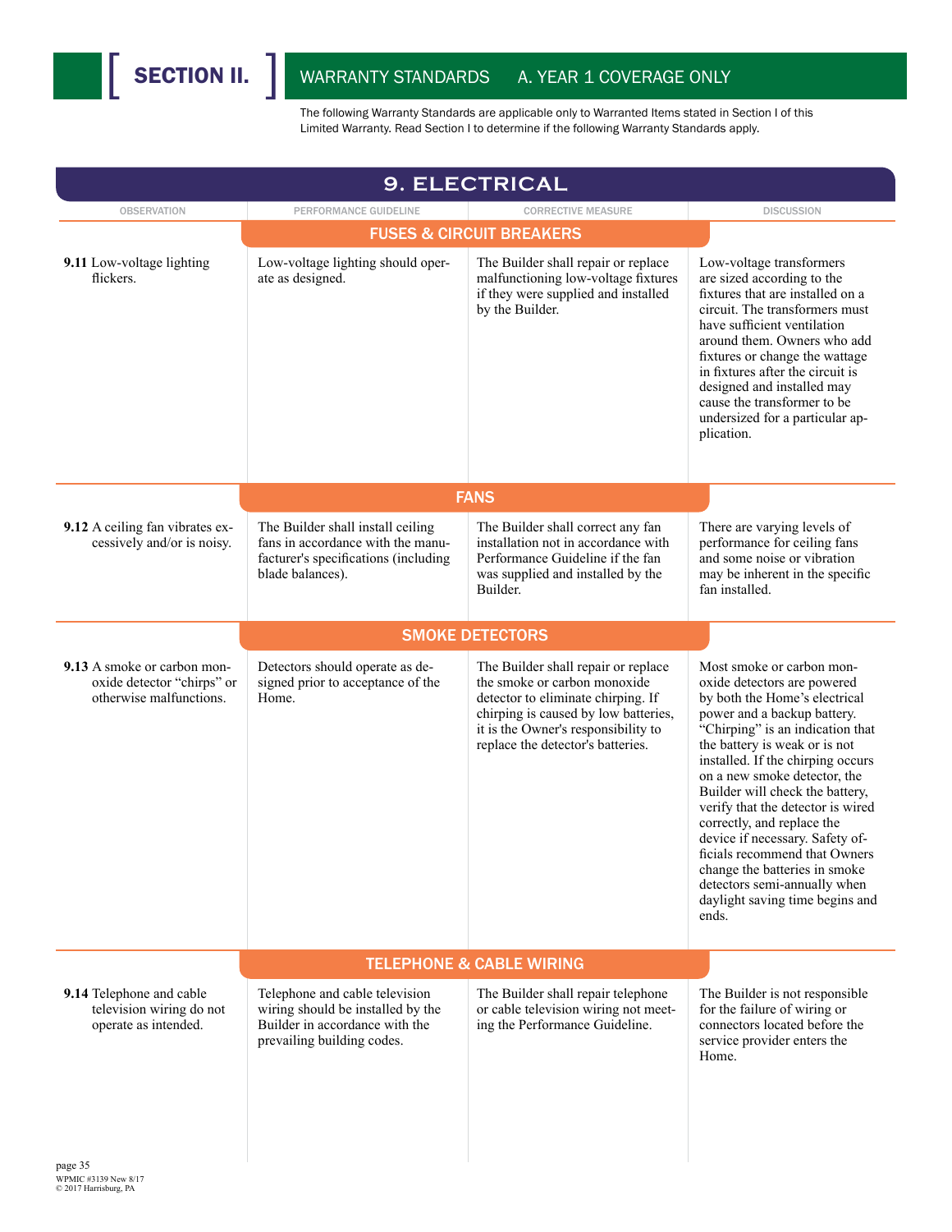# SECTION II.

## WARRANTY STANDARDS A. YEAR 1 COVERAGE ONLY

The following Warranty Standards are applicable only to Warranted Items stated in Section I of this Limited Warranty. Read Section I to determine if the following Warranty Standards apply.

## 9. ELECTRICAL

| OBSERVATION | PERFORMANCE GUIDELINE | CORRECTIVE MEASURE | DISCUSSION |
|---|---|---|---|
| | **FUSES & CIRCUIT BREAKERS** | | |
| **9.11** Low-voltage lighting flickers. | Low-voltage lighting should operate as designed. | The Builder shall repair or replace malfunctioning low-voltage fixtures if they were supplied and installed by the Builder. | Low-voltage transformers are sized according to the fixtures that are installed on a circuit. The transformers must have sufficient ventilation around them. Owners who add fixtures or change the wattage in fixtures after the circuit is designed and installed may cause the transformer to be undersized for a particular application. |
| | **FANS** | | |
| **9.12** A ceiling fan vibrates excessively and/or is noisy. | The Builder shall install ceiling fans in accordance with the manufacturer's specifications (including blade balances). | The Builder shall correct any fan installation not in accordance with Performance Guideline if the fan was supplied and installed by the Builder. | There are varying levels of performance for ceiling fans and some noise or vibration may be inherent in the specific fan installed. |
| | **SMOKE DETECTORS** | | |
| **9.13** A smoke or carbon monoxide detector "chirps" or otherwise malfunctions. | Detectors should operate as designed prior to acceptance of the Home. | The Builder shall repair or replace the smoke or carbon monoxide detector to eliminate chirping. If chirping is caused by low batteries, it is the Owner's responsibility to replace the detector's batteries. | Most smoke or carbon monoxide detectors are powered by both the Home's electrical power and a backup battery. "Chirping" is an indication that the battery is weak or is not installed. If the chirping occurs on a new smoke detector, the Builder will check the battery, verify that the detector is wired correctly, and replace the device if necessary. Safety officials recommend that Owners change the batteries in smoke detectors semi-annually when daylight saving time begins and ends. |
| | **TELEPHONE & CABLE WIRING** | | |
| **9.14** Telephone and cable television wiring do not operate as intended. | Telephone and cable television wiring should be installed by the Builder in accordance with the prevailing building codes. | The Builder shall repair telephone or cable television wiring not meeting the Performance Guideline. | The Builder is not responsible for the failure of wiring or connectors located before the service provider enters the Home. |

WPMIC #3139 New 8/17
© 2017 Harrisburg, PA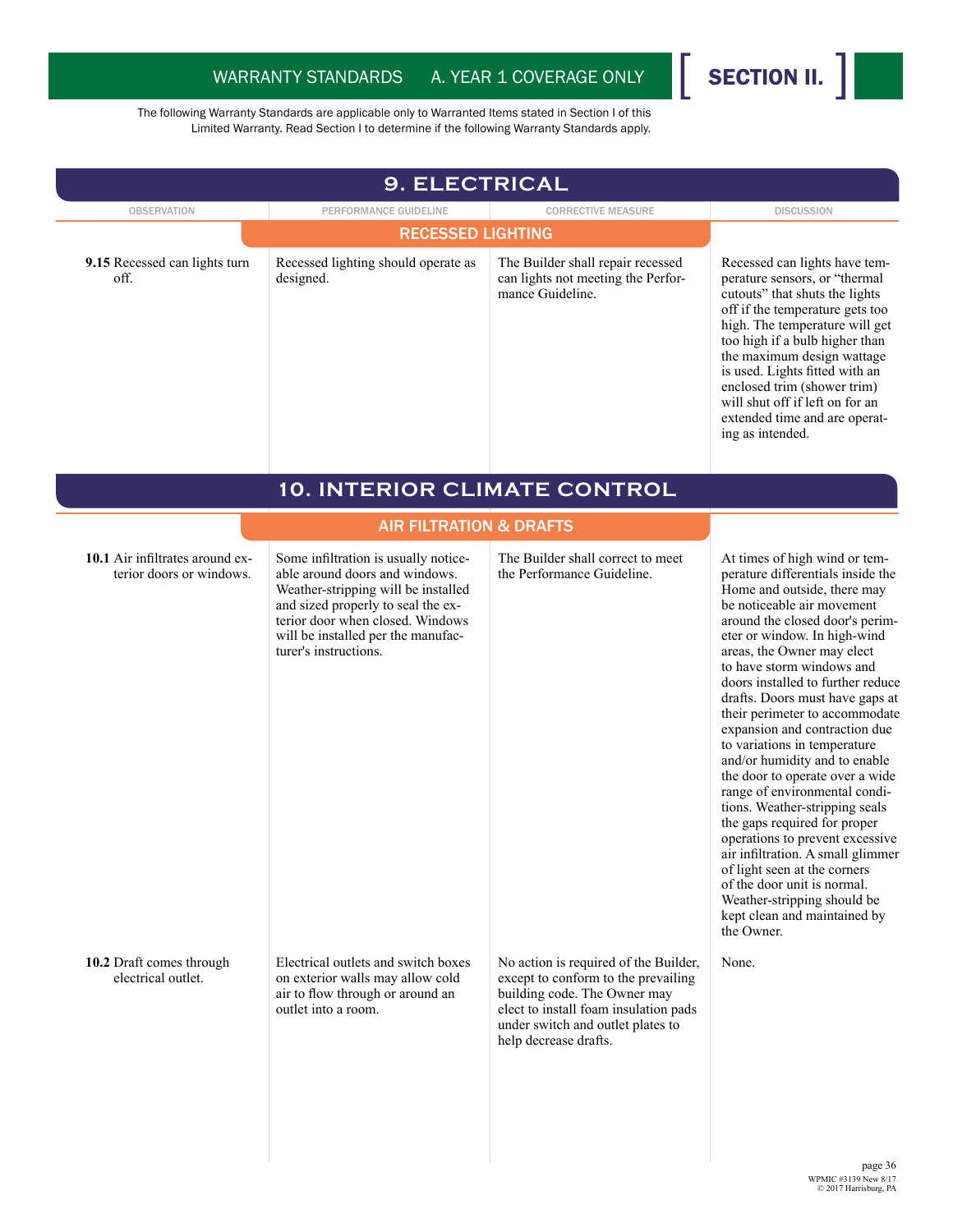The following Warranty Standards are applicable only to Warranted Items stated in Section I of this Limited Warranty. Read Section I to determine if the following Warranty Standards apply.

## 9. ELECTRICAL

| OBSERVATION | PERFORMANCE GUIDELINE | CORRECTIVE MEASURE | DISCUSSION |
|---|---|---|---|
| **RECESSED LIGHTING** | | | |
| **9.15** Recessed can lights turn off. | Recessed lighting should operate as designed. | The Builder shall repair recessed can lights not meeting the Performance Guideline. | Recessed can lights have temperature sensors, or "thermal cutouts" that shuts the lights off if the temperature gets too high. The temperature will get too high if a bulb higher than the maximum design wattage is used. Lights fitted with an enclosed trim (shower trim) will shut off if left on for an extended time and are operating as intended. |

## 10. INTERIOR CLIMATE CONTROL

| OBSERVATION | PERFORMANCE GUIDELINE | CORRECTIVE MEASURE | DISCUSSION |
|---|---|---|---|
| **AIR FILTRATION & DRAFTS** | | | |
| **10.1** Air infiltrates around exterior doors or windows. | Some infiltration is usually noticeable around doors and windows. Weather-stripping will be installed and sized properly to seal the exterior door when closed. Windows will be installed per the manufacturer's instructions. | The Builder shall correct to meet the Performance Guideline. | At times of high wind or temperature differentials inside the Home and outside, there may be noticeable air movement around the closed door's perimeter or window. In high-wind areas, the Owner may elect to have storm windows and doors installed to further reduce drafts. Doors must have gaps at their perimeter to accommodate expansion and contraction due to variations in temperature and/or humidity and to enable the door to operate over a wide range of environmental conditions. Weather-stripping seals the gaps required for proper operations to prevent excessive air infiltration. A small glimmer of light seen at the corners of the door unit is normal. Weather-stripping should be kept clean and maintained by the Owner. |
| **10.2** Draft comes through electrical outlet. | Electrical outlets and switch boxes on exterior walls may allow cold air to flow through or around an outlet into a room. | No action is required of the Builder, except to conform to the prevailing building code. The Owner may elect to install foam insulation pads under switch and outlet plates to help decrease drafts. | None. |

WPMIC #3139 New 8/17
© 2017 Harrisburg, PA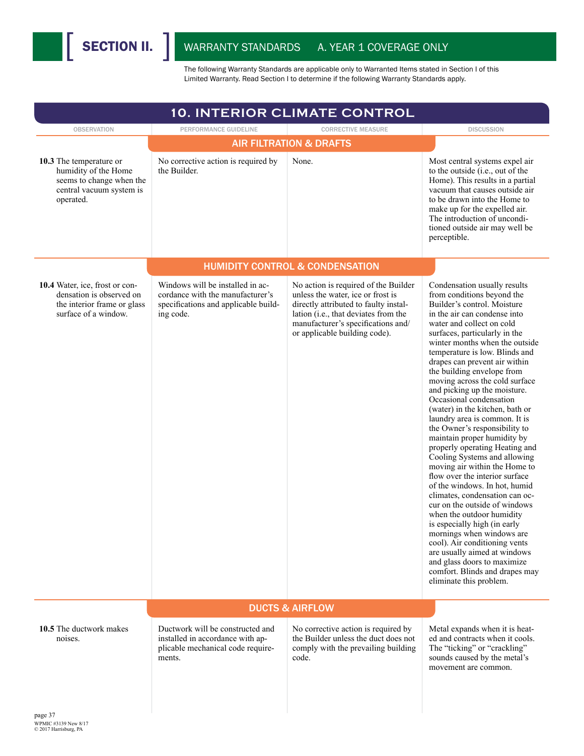# SECTION II. WARRANTY STANDARDS A. YEAR 1 COVERAGE ONLY

The following Warranty Standards are applicable only to Warranted Items stated in Section I of this Limited Warranty. Read Section I to determine if the following Warranty Standards apply.

## 10. INTERIOR CLIMATE CONTROL

| OBSERVATION | PERFORMANCE GUIDELINE | CORRECTIVE MEASURE | DISCUSSION |
|---|---|---|---|
| **AIR FILTRATION & DRAFTS** | | | |
| **10.3** The temperature or humidity of the Home seems to change when the central vacuum system is operated. | No corrective action is required by the Builder. | None. | Most central systems expel air to the outside (i.e., out of the Home). This results in a partial vacuum that causes outside air to be drawn into the Home to make up for the expelled air. The introduction of unconditioned outside air may well be perceptible. |
| **HUMIDITY CONTROL & CONDENSATION** | | | |
| **10.4** Water, ice, frost or condensation is observed on the interior frame or glass surface of a window. | Windows will be installed in accordance with the manufacturer's specifications and applicable building code. | No action is required of the Builder unless the water, ice or frost is directly attributed to faulty installation (i.e., that deviates from the manufacturer's specifications and/or applicable building code). | Condensation usually results from conditions beyond the Builder's control. Moisture in the air can condense into water and collect on cold surfaces, particularly in the winter months when the outside temperature is low. Blinds and drapes can prevent air within the building envelope from moving across the cold surface and picking up the moisture. Occasional condensation (water) in the kitchen, bath or laundry area is common. It is the Owner's responsibility to maintain proper humidity by properly operating Heating and Cooling Systems and allowing moving air within the Home to flow over the interior surface of the windows. In hot, humid climates, condensation can occur on the outside of windows when the outdoor humidity is especially high (in early mornings when windows are cool). Air conditioning vents are usually aimed at windows and glass doors to maximize comfort. Blinds and drapes may eliminate this problem. |
| **DUCTS & AIRFLOW** | | | |
| **10.5** The ductwork makes noises. | Ductwork will be constructed and installed in accordance with applicable mechanical code requirements. | No corrective action is required by the Builder unless the duct does not comply with the prevailing building code. | Metal expands when it is heated and contracts when it cools. The "ticking" or "crackling" sounds caused by the metal's movement are common. |

WPMIC #3139 New 8/17
© 2017 Harrisburg, PA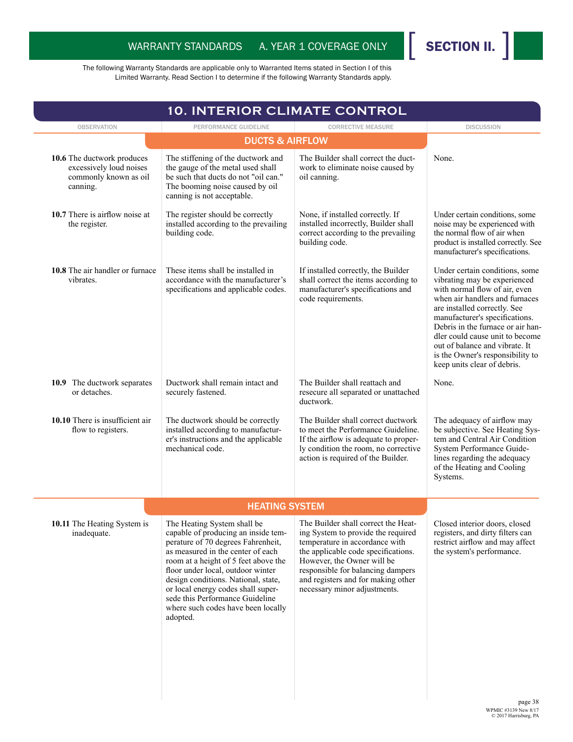WARRANTY STANDARDS A. YEAR 1 COVERAGE ONLY **SECTION II.**

The following Warranty Standards are applicable only to Warranted Items stated in Section I of this Limited Warranty. Read Section I to determine if the following Warranty Standards apply.

## 10. INTERIOR CLIMATE CONTROL

| OBSERVATION | PERFORMANCE GUIDELINE | CORRECTIVE MEASURE | DISCUSSION |
|---|---|---|---|
| | **DUCTS & AIRFLOW** | | |
| **10.6** The ductwork produces excessively loud noises commonly known as oil canning. | The stiffening of the ductwork and the gauge of the metal used shall be such that ducts do not "oil can." The booming noise caused by oil canning is not acceptable. | The Builder shall correct the ductwork to eliminate noise caused by oil canning. | None. |
| **10.7** There is airflow noise at the register. | The register should be correctly installed according to the prevailing building code. | None, if installed correctly. If installed incorrectly, Builder shall correct according to the prevailing building code. | Under certain conditions, some noise may be experienced with the normal flow of air when product is installed correctly. See manufacturer's specifications. |
| **10.8** The air handler or furnace vibrates. | These items shall be installed in accordance with the manufacturer's specifications and applicable codes. | If installed correctly, the Builder shall correct the items according to manufacturer's specifications and code requirements. | Under certain conditions, some vibrating may be experienced with normal flow of air, even when air handlers and furnaces are installed correctly. See manufacturer's specifications. Debris in the furnace or air handler could cause unit to become out of balance and vibrate. It is the Owner's responsibility to keep units clear of debris. |
| **10.9** The ductwork separates or detaches. | Ductwork shall remain intact and securely fastened. | The Builder shall reattach and resecure all separated or unattached ductwork. | None. |
| **10.10** There is insufficient air flow to registers. | The ductwork should be correctly installed according to manufacturer's instructions and the applicable mechanical code. | The Builder shall correct ductwork to meet the Performance Guideline. If the airflow is adequate to properly condition the room, no corrective action is required of the Builder. | The adequacy of airflow may be subjective. See Heating System and Central Air Condition System Performance Guidelines regarding the adequacy of the Heating and Cooling Systems. |
| | **HEATING SYSTEM** | | |
| **10.11** The Heating System is inadequate. | The Heating System shall be capable of producing an inside temperature of 70 degrees Fahrenheit, as measured in the center of each room at a height of 5 feet above the floor under local, outdoor winter design conditions. National, state, or local energy codes shall supersede this Performance Guideline where such codes have been locally adopted. | The Builder shall correct the Heating System to provide the required temperature in accordance with the applicable code specifications. However, the Owner will be responsible for balancing dampers and registers and for making other necessary minor adjustments. | Closed interior doors, closed registers, and dirty filters can restrict airflow and may affect the system's performance. |

WPMIC #3139 New 8/17
© 2017 Harrisburg, PA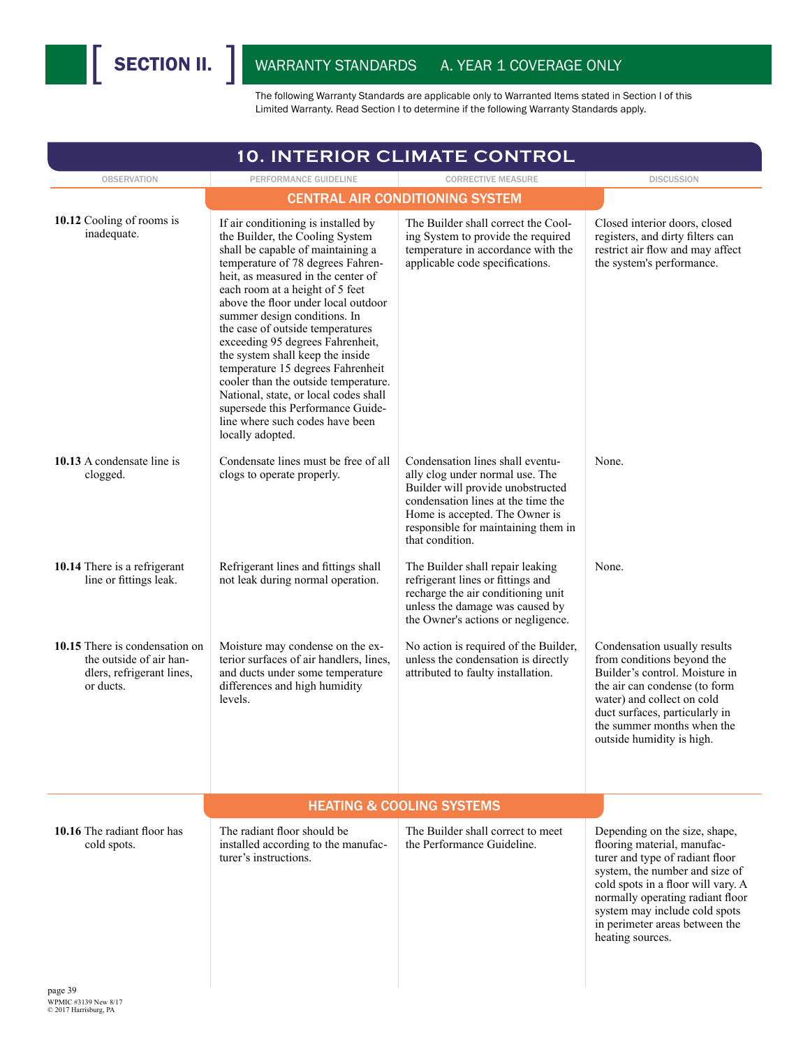# SECTION II. WARRANTY STANDARDS A. YEAR 1 COVERAGE ONLY

The following Warranty Standards are applicable only to Warranted Items stated in Section I of this Limited Warranty. Read Section I to determine if the following Warranty Standards apply.

## 10. INTERIOR CLIMATE CONTROL

| OBSERVATION | PERFORMANCE GUIDELINE | CORRECTIVE MEASURE | DISCUSSION |
|---|---|---|---|
| **CENTRAL AIR CONDITIONING SYSTEM** | | | |
| **10.12** Cooling of rooms is inadequate. | If air conditioning is installed by the Builder, the Cooling System shall be capable of maintaining a temperature of 78 degrees Fahrenheit, as measured in the center of each room at a height of 5 feet above the floor under local outdoor summer design conditions. In the case of outside temperatures exceeding 95 degrees Fahrenheit, the system shall keep the inside temperature 15 degrees Fahrenheit cooler than the outside temperature. National, state, or local codes shall supersede this Performance Guideline where such codes have been locally adopted. | The Builder shall correct the Cooling System to provide the required temperature in accordance with the applicable code specifications. | Closed interior doors, closed registers, and dirty filters can restrict air flow and may affect the system's performance. |
| **10.13** A condensate line is clogged. | Condensate lines must be free of all clogs to operate properly. | Condensation lines shall eventually clog under normal use. The Builder will provide unobstructed condensation lines at the time the Home is accepted. The Owner is responsible for maintaining them in that condition. | None. |
| **10.14** There is a refrigerant line or fittings leak. | Refrigerant lines and fittings shall not leak during normal operation. | The Builder shall repair leaking refrigerant lines or fittings and recharge the air conditioning unit unless the damage was caused by the Owner's actions or negligence. | None. |
| **10.15** There is condensation on the outside of air handlers, refrigerant lines, or ducts. | Moisture may condense on the exterior surfaces of air handlers, lines, and ducts under some temperature differences and high humidity levels. | No action is required of the Builder, unless the condensation is directly attributed to faulty installation. | Condensation usually results from conditions beyond the Builder's control. Moisture in the air can condense (to form water) and collect on cold duct surfaces, particularly in the summer months when the outside humidity is high. |
| **HEATING & COOLING SYSTEMS** | | | |
| **10.16** The radiant floor has cold spots. | The radiant floor should be installed according to the manufacturer's instructions. | The Builder shall correct to meet the Performance Guideline. | Depending on the size, shape, flooring material, manufacturer and type of radiant floor system, the number and size of cold spots in a floor will vary. A normally operating radiant floor system may include cold spots in perimeter areas between the heating sources. |

WPMIC #3139 New 8/17
© 2017 Harrisburg, PA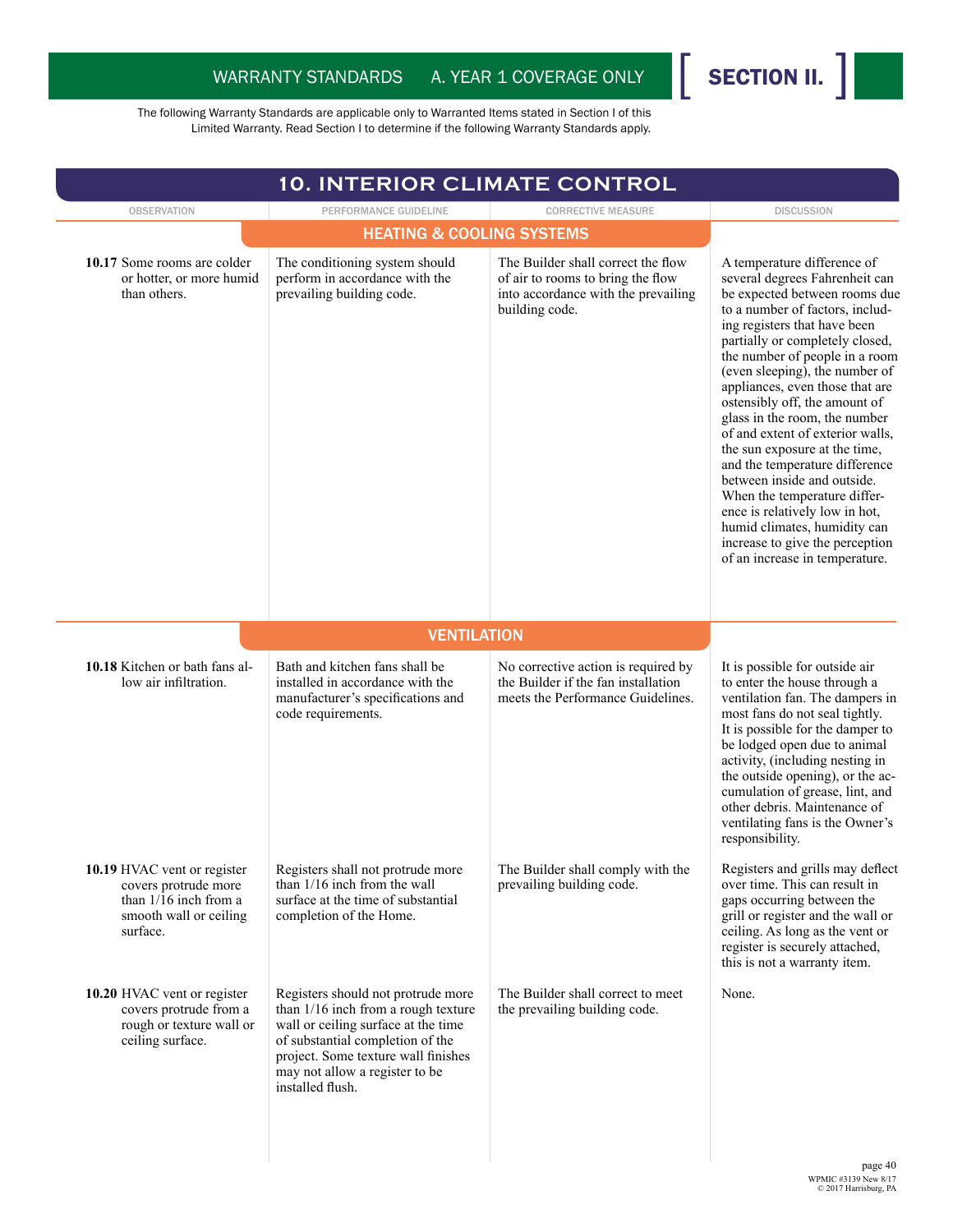The following Warranty Standards are applicable only to Warranted Items stated in Section I of this Limited Warranty. Read Section I to determine if the following Warranty Standards apply.

## 10. INTERIOR CLIMATE CONTROL

| OBSERVATION | PERFORMANCE GUIDELINE | CORRECTIVE MEASURE | DISCUSSION |
|---|---|---|---|
| **HEATING & COOLING SYSTEMS** | | | |
| **10.17** Some rooms are colder or hotter, or more humid than others. | The conditioning system should perform in accordance with the prevailing building code. | The Builder shall correct the flow of air to rooms to bring the flow into accordance with the prevailing building code. | A temperature difference of several degrees Fahrenheit can be expected between rooms due to a number of factors, including registers that have been partially or completely closed, the number of people in a room (even sleeping), the number of appliances, even those that are ostensibly off, the amount of glass in the room, the number of and extent of exterior walls, the sun exposure at the time, and the temperature difference between inside and outside. When the temperature difference is relatively low in hot, humid climates, humidity can increase to give the perception of an increase in temperature. |
| **VENTILATION** | | | |
| **10.18** Kitchen or bath fans allow air infiltration. | Bath and kitchen fans shall be installed in accordance with the manufacturer's specifications and code requirements. | No corrective action is required by the Builder if the fan installation meets the Performance Guidelines. | It is possible for outside air to enter the house through a ventilation fan. The dampers in most fans do not seal tightly. It is possible for the damper to be lodged open due to animal activity, (including nesting in the outside opening), or the accumulation of grease, lint, and other debris. Maintenance of ventilating fans is the Owner's responsibility. |
| **10.19** HVAC vent or register covers protrude more than 1/16 inch from a smooth wall or ceiling surface. | Registers shall not protrude more than 1/16 inch from the wall surface at the time of substantial completion of the Home. | The Builder shall comply with the prevailing building code. | Registers and grills may deflect over time. This can result in gaps occurring between the grill or register and the wall or ceiling. As long as the vent or register is securely attached, this is not a warranty item. |
| **10.20** HVAC vent or register covers protrude from a rough or texture wall or ceiling surface. | Registers should not protrude more than 1/16 inch from a rough texture wall or ceiling surface at the time of substantial completion of the project. Some texture wall finishes may not allow a register to be installed flush. | The Builder shall correct to meet the prevailing building code. | None. |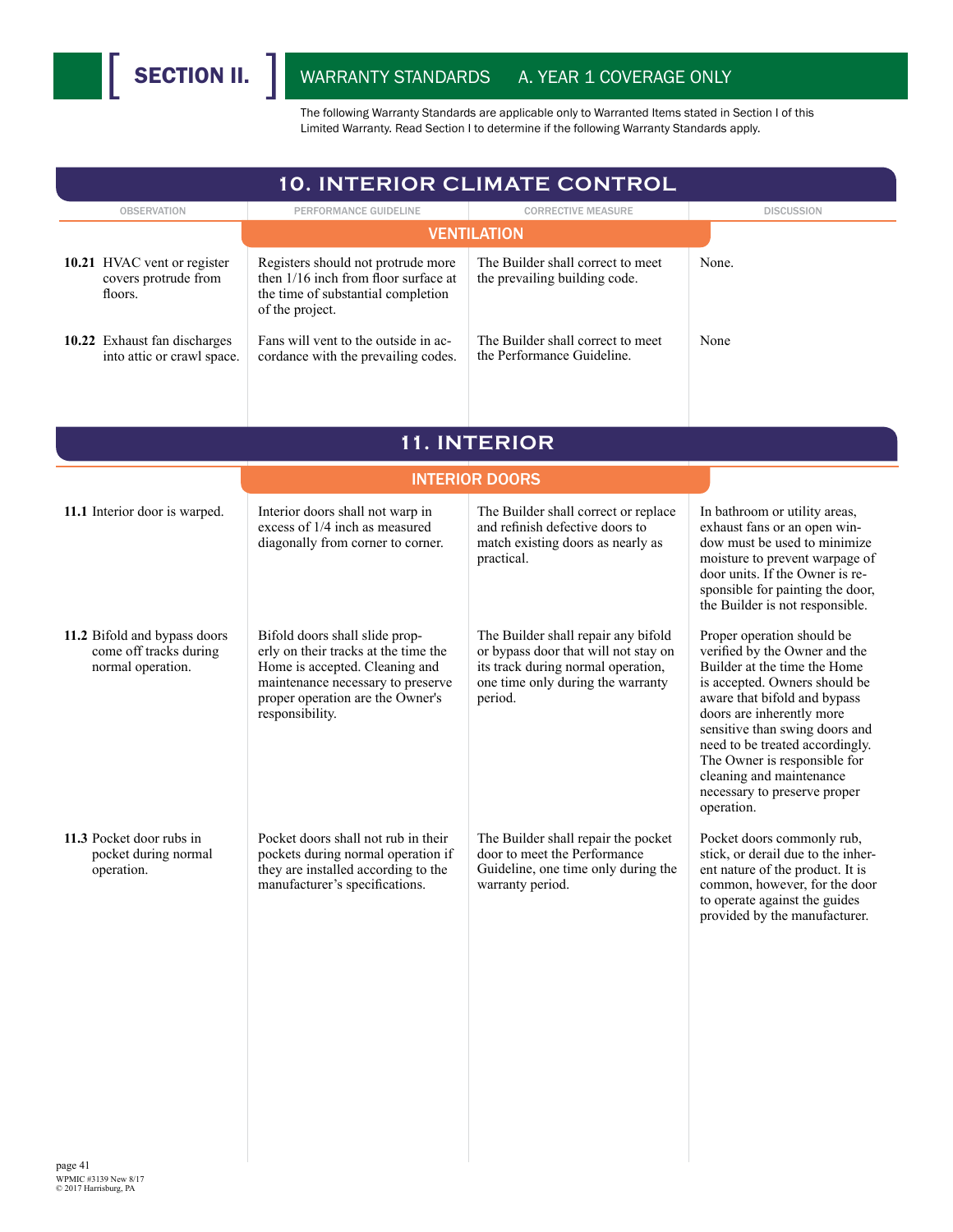# SECTION II. WARRANTY STANDARDS A. YEAR 1 COVERAGE ONLY

The following Warranty Standards are applicable only to Warranted Items stated in Section I of this Limited Warranty. Read Section I to determine if the following Warranty Standards apply.

## 10. INTERIOR CLIMATE CONTROL

| OBSERVATION | PERFORMANCE GUIDELINE | CORRECTIVE MEASURE | DISCUSSION |
|---|---|---|---|
| | **VENTILATION** | | |
| **10.21** HVAC vent or register covers protrude from floors. | Registers should not protrude more then 1/16 inch from floor surface at the time of substantial completion of the project. | The Builder shall correct to meet the prevailing building code. | None. |
| **10.22** Exhaust fan discharges into attic or crawl space. | Fans will vent to the outside in accordance with the prevailing codes. | The Builder shall correct to meet the Performance Guideline. | None |

## 11. INTERIOR

| OBSERVATION | PERFORMANCE GUIDELINE | CORRECTIVE MEASURE | DISCUSSION |
|---|---|---|---|
| | **INTERIOR DOORS** | | |
| **11.1** Interior door is warped. | Interior doors shall not warp in excess of 1/4 inch as measured diagonally from corner to corner. | The Builder shall correct or replace and refinish defective doors to match existing doors as nearly as practical. | In bathroom or utility areas, exhaust fans or an open window must be used to minimize moisture to prevent warpage of door units. If the Owner is responsible for painting the door, the Builder is not responsible. |
| **11.2** Bifold and bypass doors come off tracks during normal operation. | Bifold doors shall slide properly on their tracks at the time the Home is accepted. Cleaning and maintenance necessary to preserve proper operation are the Owner's responsibility. | The Builder shall repair any bifold or bypass door that will not stay on its track during normal operation, one time only during the warranty period. | Proper operation should be verified by the Owner and the Builder at the time the Home is accepted. Owners should be aware that bifold and bypass doors are inherently more sensitive than swing doors and need to be treated accordingly. The Owner is responsible for cleaning and maintenance necessary to preserve proper operation. |
| **11.3** Pocket door rubs in pocket during normal operation. | Pocket doors shall not rub in their pockets during normal operation if they are installed according to the manufacturer's specifications. | The Builder shall repair the pocket door to meet the Performance Guideline, one time only during the warranty period. | Pocket doors commonly rub, stick, or derail due to the inherent nature of the product. It is common, however, for the door to operate against the guides provided by the manufacturer. |

WPMIC #3139 New 8/17
© 2017 Harrisburg, PA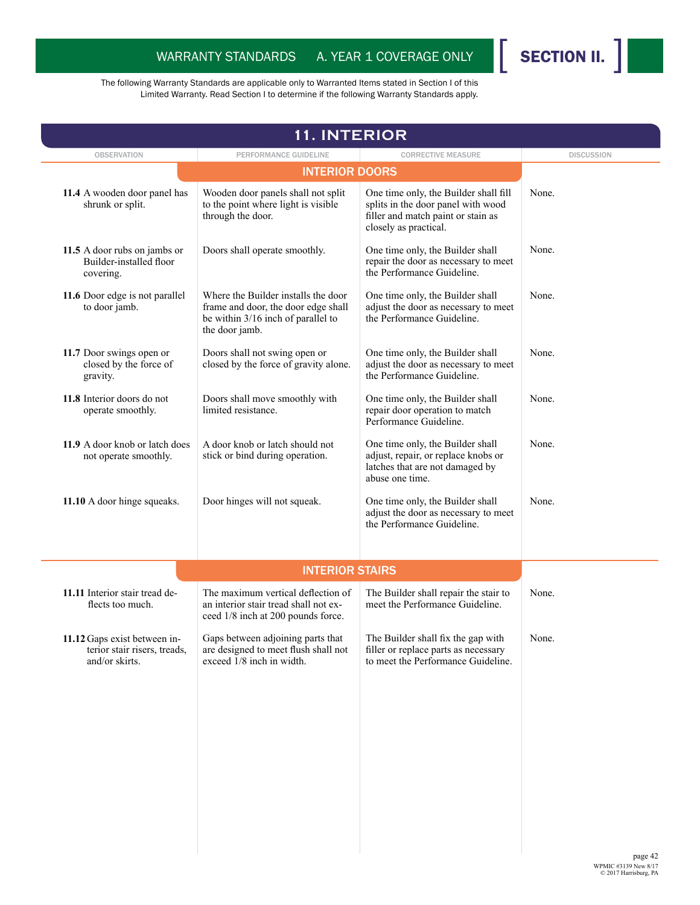WARRANTY STANDARDS A. YEAR 1 COVERAGE ONLY **SECTION II.**

The following Warranty Standards are applicable only to Warranted Items stated in Section I of this Limited Warranty. Read Section I to determine if the following Warranty Standards apply.

## 11. INTERIOR

### INTERIOR DOORS

| OBSERVATION | PERFORMANCE GUIDELINE | CORRECTIVE MEASURE | DISCUSSION |
|---|---|---|---|
| **11.4** A wooden door panel has shrunk or split. | Wooden door panels shall not split to the point where light is visible through the door. | One time only, the Builder shall fill splits in the door panel with wood filler and match paint or stain as closely as practical. | None. |
| **11.5** A door rubs on jambs or Builder-installed floor covering. | Doors shall operate smoothly. | One time only, the Builder shall repair the door as necessary to meet the Performance Guideline. | None. |
| **11.6** Door edge is not parallel to door jamb. | Where the Builder installs the door frame and door, the door edge shall be within 3/16 inch of parallel to the door jamb. | One time only, the Builder shall adjust the door as necessary to meet the Performance Guideline. | None. |
| **11.7** Door swings open or closed by the force of gravity. | Doors shall not swing open or closed by the force of gravity alone. | One time only, the Builder shall adjust the door as necessary to meet the Performance Guideline. | None. |
| **11.8** Interior doors do not operate smoothly. | Doors shall move smoothly with limited resistance. | One time only, the Builder shall repair door operation to match Performance Guideline. | None. |
| **11.9** A door knob or latch does not operate smoothly. | A door knob or latch should not stick or bind during operation. | One time only, the Builder shall adjust, repair, or replace knobs or latches that are not damaged by abuse one time. | None. |
| **11.10** A door hinge squeaks. | Door hinges will not squeak. | One time only, the Builder shall adjust the door as necessary to meet the Performance Guideline. | None. |

### INTERIOR STAIRS

| OBSERVATION | PERFORMANCE GUIDELINE | CORRECTIVE MEASURE | DISCUSSION |
|---|---|---|---|
| **11.11** Interior stair tread deflects too much. | The maximum vertical deflection of an interior stair tread shall not exceed 1/8 inch at 200 pounds force. | The Builder shall repair the stair to meet the Performance Guideline. | None. |
| **11.12** Gaps exist between interior stair risers, treads, and/or skirts. | Gaps between adjoining parts that are designed to meet flush shall not exceed 1/8 inch in width. | The Builder shall fix the gap with filler or replace parts as necessary to meet the Performance Guideline. | None. |

WPMIC #3139 New 8/17
© 2017 Harrisburg, PA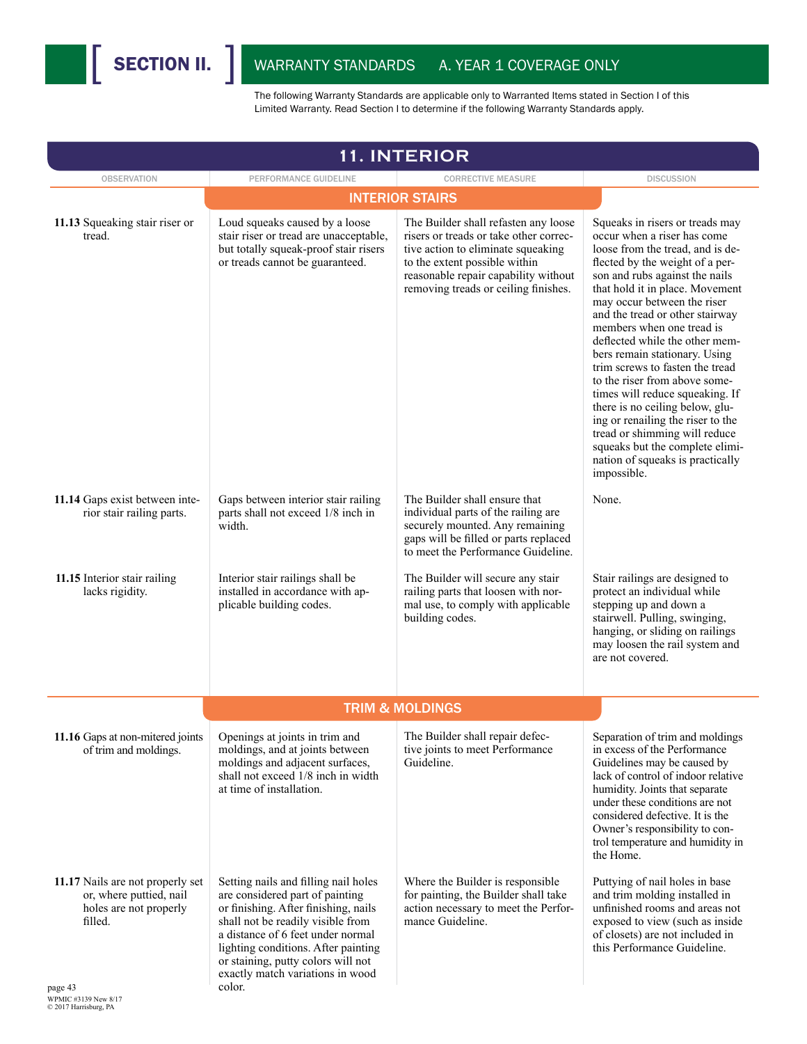# SECTION II. WARRANTY STANDARDS A. YEAR 1 COVERAGE ONLY

The following Warranty Standards are applicable only to Warranted Items stated in Section I of this Limited Warranty. Read Section I to determine if the following Warranty Standards apply.

## 11. INTERIOR

| OBSERVATION | PERFORMANCE GUIDELINE | CORRECTIVE MEASURE | DISCUSSION |
|---|---|---|---|
| **INTERIOR STAIRS** | | | |
| **11.13** Squeaking stair riser or tread. | Loud squeaks caused by a loose stair riser or tread are unacceptable, but totally squeak-proof stair risers or treads cannot be guaranteed. | The Builder shall refasten any loose risers or treads or take other corrective action to eliminate squeaking to the extent possible within reasonable repair capability without removing treads or ceiling finishes. | Squeaks in risers or treads may occur when a riser has come loose from the tread, and is deflected by the weight of a person and rubs against the nails that hold it in place. Movement may occur between the riser and the tread or other stairway members when one tread is deflected while the other members remain stationary. Using trim screws to fasten the tread to the riser from above sometimes will reduce squeaking. If there is no ceiling below, gluing or renailing the riser to the tread or shimming will reduce squeaks but the complete elimination of squeaks is practically impossible. |
| **11.14** Gaps exist between interior stair railing parts. | Gaps between interior stair railing parts shall not exceed 1/8 inch in width. | The Builder shall ensure that individual parts of the railing are securely mounted. Any remaining gaps will be filled or parts replaced to meet the Performance Guideline. | None. |
| **11.15** Interior stair railing lacks rigidity. | Interior stair railings shall be installed in accordance with applicable building codes. | The Builder will secure any stair railing parts that loosen with normal use, to comply with applicable building codes. | Stair railings are designed to protect an individual while stepping up and down a stairwell. Pulling, swinging, hanging, or sliding on railings may loosen the rail system and are not covered. |
| **TRIM & MOLDINGS** | | | |
| **11.16** Gaps at non-mitered joints of trim and moldings. | Openings at joints in trim and moldings, and at joints between moldings and adjacent surfaces, shall not exceed 1/8 inch in width at time of installation. | The Builder shall repair defective joints to meet Performance Guideline. | Separation of trim and moldings in excess of the Performance Guidelines may be caused by lack of control of indoor relative humidity. Joints that separate under these conditions are not considered defective. It is the Owner's responsibility to control temperature and humidity in the Home. |
| **11.17** Nails are not properly set or, where puttied, nail holes are not properly filled. | Setting nails and filling nail holes are considered part of painting or finishing. After finishing, nails shall not be readily visible from a distance of 6 feet under normal lighting conditions. After painting or staining, putty colors will not exactly match variations in wood color. | Where the Builder is responsible for painting, the Builder shall take action necessary to meet the Performance Guideline. | Puttying of nail holes in base and trim molding installed in unfinished rooms and areas not exposed to view (such as inside of closets) are not included in this Performance Guideline. |

WPMIC #3139 New 8/17
© 2017 Harrisburg, PA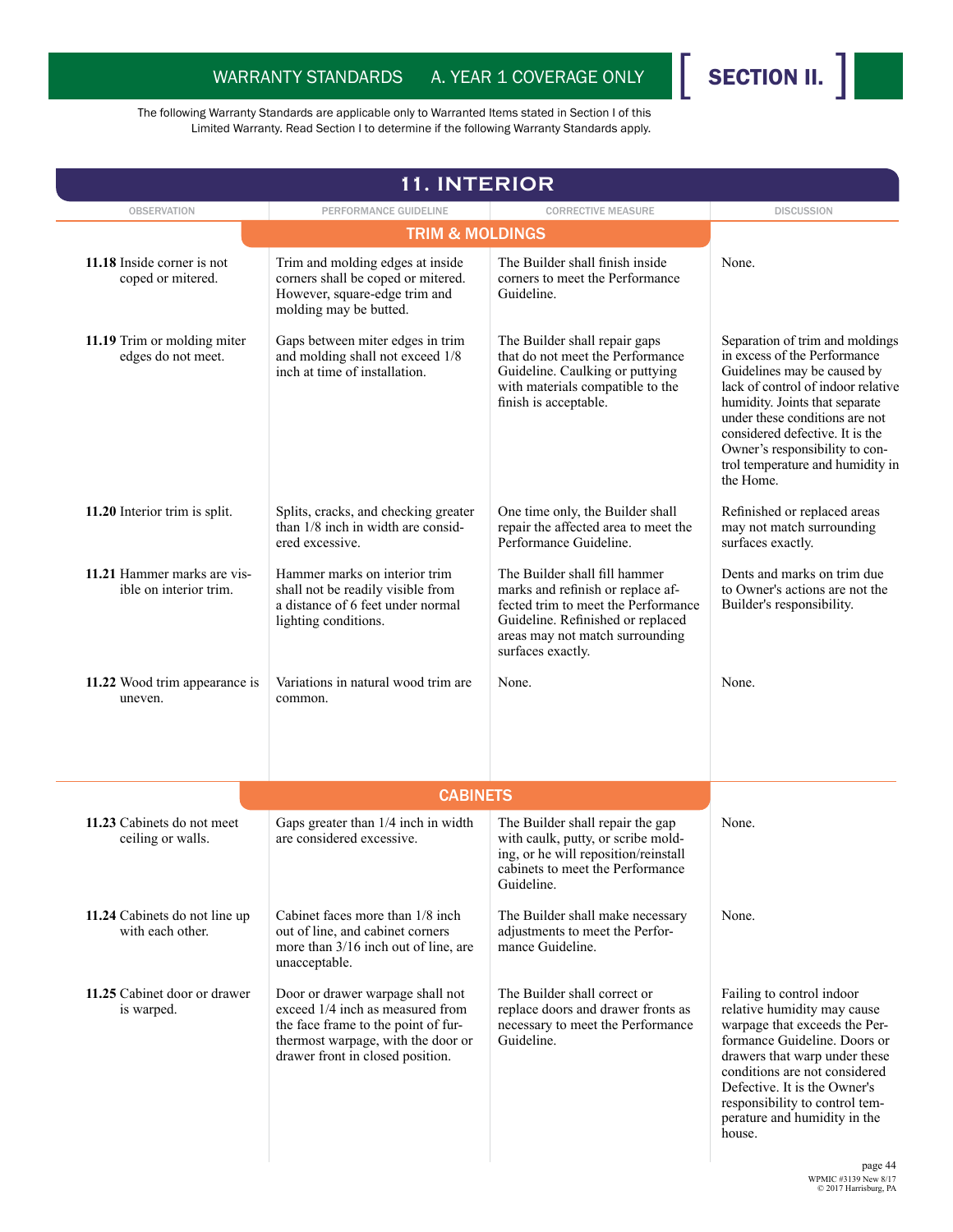The following Warranty Standards are applicable only to Warranted Items stated in Section I of this Limited Warranty. Read Section I to determine if the following Warranty Standards apply.

## 11. INTERIOR

### TRIM & MOLDINGS

| OBSERVATION | PERFORMANCE GUIDELINE | CORRECTIVE MEASURE | DISCUSSION |
|---|---|---|---|
| **11.18** Inside corner is not coped or mitered. | Trim and molding edges at inside corners shall be coped or mitered. However, square-edge trim and molding may be butted. | The Builder shall finish inside corners to meet the Performance Guideline. | None. |
| **11.19** Trim or molding miter edges do not meet. | Gaps between miter edges in trim and molding shall not exceed 1/8 inch at time of installation. | The Builder shall repair gaps that do not meet the Performance Guideline. Caulking or puttying with materials compatible to the finish is acceptable. | Separation of trim and moldings in excess of the Performance Guidelines may be caused by lack of control of indoor relative humidity. Joints that separate under these conditions are not considered defective. It is the Owner's responsibility to control temperature and humidity in the Home. |
| **11.20** Interior trim is split. | Splits, cracks, and checking greater than 1/8 inch in width are considered excessive. | One time only, the Builder shall repair the affected area to meet the Performance Guideline. | Refinished or replaced areas may not match surrounding surfaces exactly. |
| **11.21** Hammer marks are visible on interior trim. | Hammer marks on interior trim shall not be readily visible from a distance of 6 feet under normal lighting conditions. | The Builder shall fill hammer marks and refinish or replace affected trim to meet the Performance Guideline. Refinished or replaced areas may not match surrounding surfaces exactly. | Dents and marks on trim due to Owner's actions are not the Builder's responsibility. |
| **11.22** Wood trim appearance is uneven. | Variations in natural wood trim are common. | None. | None. |

### CABINETS

| OBSERVATION | PERFORMANCE GUIDELINE | CORRECTIVE MEASURE | DISCUSSION |
|---|---|---|---|
| **11.23** Cabinets do not meet ceiling or walls. | Gaps greater than 1/4 inch in width are considered excessive. | The Builder shall repair the gap with caulk, putty, or scribe molding, or he will reposition/reinstall cabinets to meet the Performance Guideline. | None. |
| **11.24** Cabinets do not line up with each other. | Cabinet faces more than 1/8 inch out of line, and cabinet corners more than 3/16 inch out of line, are unacceptable. | The Builder shall make necessary adjustments to meet the Performance Guideline. | None. |
| **11.25** Cabinet door or drawer is warped. | Door or drawer warpage shall not exceed 1/4 inch as measured from the face frame to the point of furthermost warpage, with the door or drawer front in closed position. | The Builder shall correct or replace doors and drawer fronts as necessary to meet the Performance Guideline. | Failing to control indoor relative humidity may cause warpage that exceeds the Performance Guideline. Doors or drawers that warp under these conditions are not considered Defective. It is the Owner's responsibility to control temperature and humidity in the house. |

WPMIC #3139 New 8/17
© 2017 Harrisburg, PA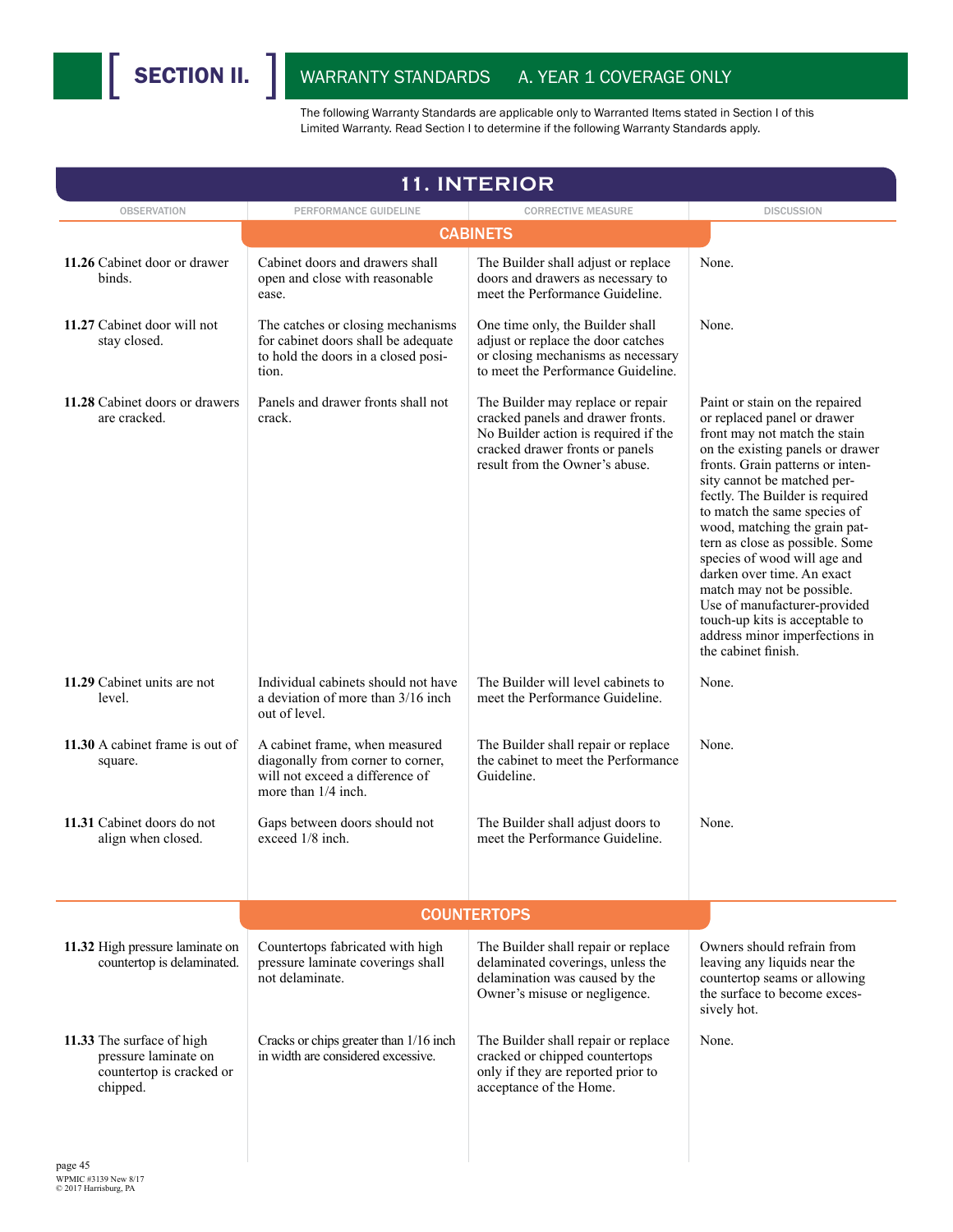# SECTION II. WARRANTY STANDARDS A. YEAR 1 COVERAGE ONLY

The following Warranty Standards are applicable only to Warranted Items stated in Section I of this Limited Warranty. Read Section I to determine if the following Warranty Standards apply.

## 11. INTERIOR

| OBSERVATION | PERFORMANCE GUIDELINE | CORRECTIVE MEASURE | DISCUSSION |
|---|---|---|---|
| **CABINETS** | | | |
| **11.26** Cabinet door or drawer binds. | Cabinet doors and drawers shall open and close with reasonable ease. | The Builder shall adjust or replace doors and drawers as necessary to meet the Performance Guideline. | None. |
| **11.27** Cabinet door will not stay closed. | The catches or closing mechanisms for cabinet doors shall be adequate to hold the doors in a closed position. | One time only, the Builder shall adjust or replace the door catches or closing mechanisms as necessary to meet the Performance Guideline. | None. |
| **11.28** Cabinet doors or drawers are cracked. | Panels and drawer fronts shall not crack. | The Builder may replace or repair cracked panels and drawer fronts. No Builder action is required if the cracked drawer fronts or panels result from the Owner's abuse. | Paint or stain on the repaired or replaced panel or drawer front may not match the stain on the existing panels or drawer fronts. Grain patterns or intensity cannot be matched perfectly. The Builder is required to match the same species of wood, matching the grain pattern as close as possible. Some species of wood will age and darken over time. An exact match may not be possible. Use of manufacturer-provided touch-up kits is acceptable to address minor imperfections in the cabinet finish. |
| **11.29** Cabinet units are not level. | Individual cabinets should not have a deviation of more than 3/16 inch out of level. | The Builder will level cabinets to meet the Performance Guideline. | None. |
| **11.30** A cabinet frame is out of square. | A cabinet frame, when measured diagonally from corner to corner, will not exceed a difference of more than 1/4 inch. | The Builder shall repair or replace the cabinet to meet the Performance Guideline. | None. |
| **11.31** Cabinet doors do not align when closed. | Gaps between doors should not exceed 1/8 inch. | The Builder shall adjust doors to meet the Performance Guideline. | None. |
| **COUNTERTOPS** | | | |
| **11.32** High pressure laminate on countertop is delaminated. | Countertops fabricated with high pressure laminate coverings shall not delaminate. | The Builder shall repair or replace delaminated coverings, unless the delamination was caused by the Owner's misuse or negligence. | Owners should refrain from leaving any liquids near the countertop seams or allowing the surface to become excessively hot. |
| **11.33** The surface of high pressure laminate on countertop is cracked or chipped. | Cracks or chips greater than 1/16 inch in width are considered excessive. | The Builder shall repair or replace cracked or chipped countertops only if they are reported prior to acceptance of the Home. | None. |

WPMIC #3139 New 8/17
© 2017 Harrisburg, PA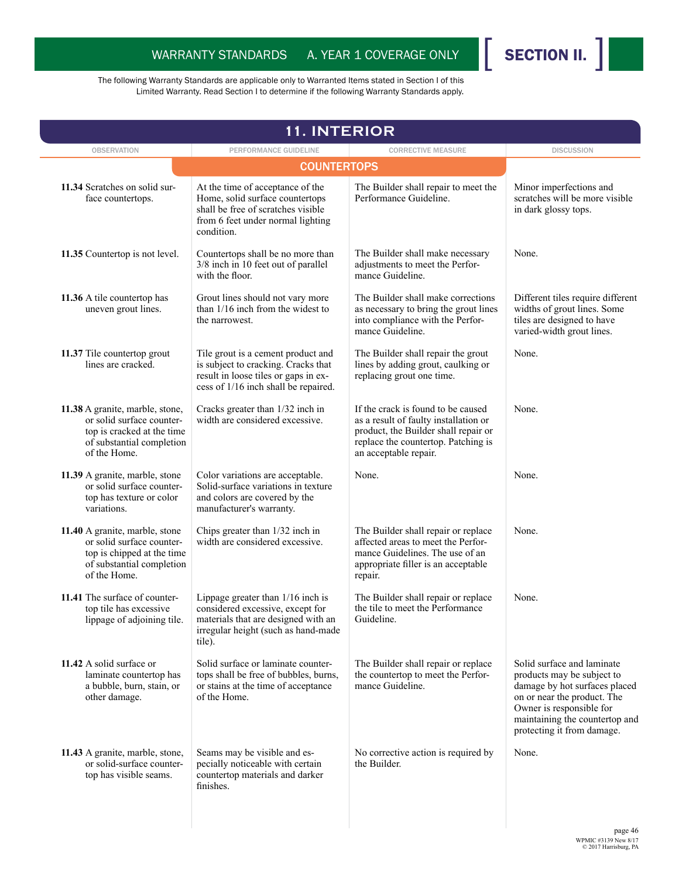WARRANTY STANDARDS A. YEAR 1 COVERAGE ONLY **SECTION II.**

The following Warranty Standards are applicable only to Warranted Items stated in Section I of this Limited Warranty. Read Section I to determine if the following Warranty Standards apply.

# 11. INTERIOR

## COUNTERTOPS

| OBSERVATION | PERFORMANCE GUIDELINE | CORRECTIVE MEASURE | DISCUSSION |
|---|---|---|---|
| **11.34** Scratches on solid surface countertops. | At the time of acceptance of the Home, solid surface countertops shall be free of scratches visible from 6 feet under normal lighting condition. | The Builder shall repair to meet the Performance Guideline. | Minor imperfections and scratches will be more visible in dark glossy tops. |
| **11.35** Countertop is not level. | Countertops shall be no more than 3/8 inch in 10 feet out of parallel with the floor. | The Builder shall make necessary adjustments to meet the Performance Guideline. | None. |
| **11.36** A tile countertop has uneven grout lines. | Grout lines should not vary more than 1/16 inch from the widest to the narrowest. | The Builder shall make corrections as necessary to bring the grout lines into compliance with the Performance Guideline. | Different tiles require different widths of grout lines. Some tiles are designed to have varied-width grout lines. |
| **11.37** Tile countertop grout lines are cracked. | Tile grout is a cement product and is subject to cracking. Cracks that result in loose tiles or gaps in excess of 1/16 inch shall be repaired. | The Builder shall repair the grout lines by adding grout, caulking or replacing grout one time. | None. |
| **11.38** A granite, marble, stone, or solid surface countertop is cracked at the time of substantial completion of the Home. | Cracks greater than 1/32 inch in width are considered excessive. | If the crack is found to be caused as a result of faulty installation or product, the Builder shall repair or replace the countertop. Patching is an acceptable repair. | None. |
| **11.39** A granite, marble, stone or solid surface countertop has texture or color variations. | Color variations are acceptable. Solid-surface variations in texture and colors are covered by the manufacturer's warranty. | None. | None. |
| **11.40** A granite, marble, stone or solid surface countertop is chipped at the time of substantial completion of the Home. | Chips greater than 1/32 inch in width are considered excessive. | The Builder shall repair or replace affected areas to meet the Performance Guidelines. The use of an appropriate filler is an acceptable repair. | None. |
| **11.41** The surface of countertop tile has excessive lippage of adjoining tile. | Lippage greater than 1/16 inch is considered excessive, except for materials that are designed with an irregular height (such as hand-made tile). | The Builder shall repair or replace the tile to meet the Performance Guideline. | None. |
| **11.42** A solid surface or laminate countertop has a bubble, burn, stain, or other damage. | Solid surface or laminate countertops shall be free of bubbles, burns, or stains at the time of acceptance of the Home. | The Builder shall repair or replace the countertop to meet the Performance Guideline. | Solid surface and laminate products may be subject to damage by hot surfaces placed on or near the product. The Owner is responsible for maintaining the countertop and protecting it from damage. |
| **11.43** A granite, marble, stone, or solid-surface countertop has visible seams. | Seams may be visible and especially noticeable with certain countertop materials and darker finishes. | No corrective action is required by the Builder. | None. |

WPMIC #3139 New 8/17
© 2017 Harrisburg, PA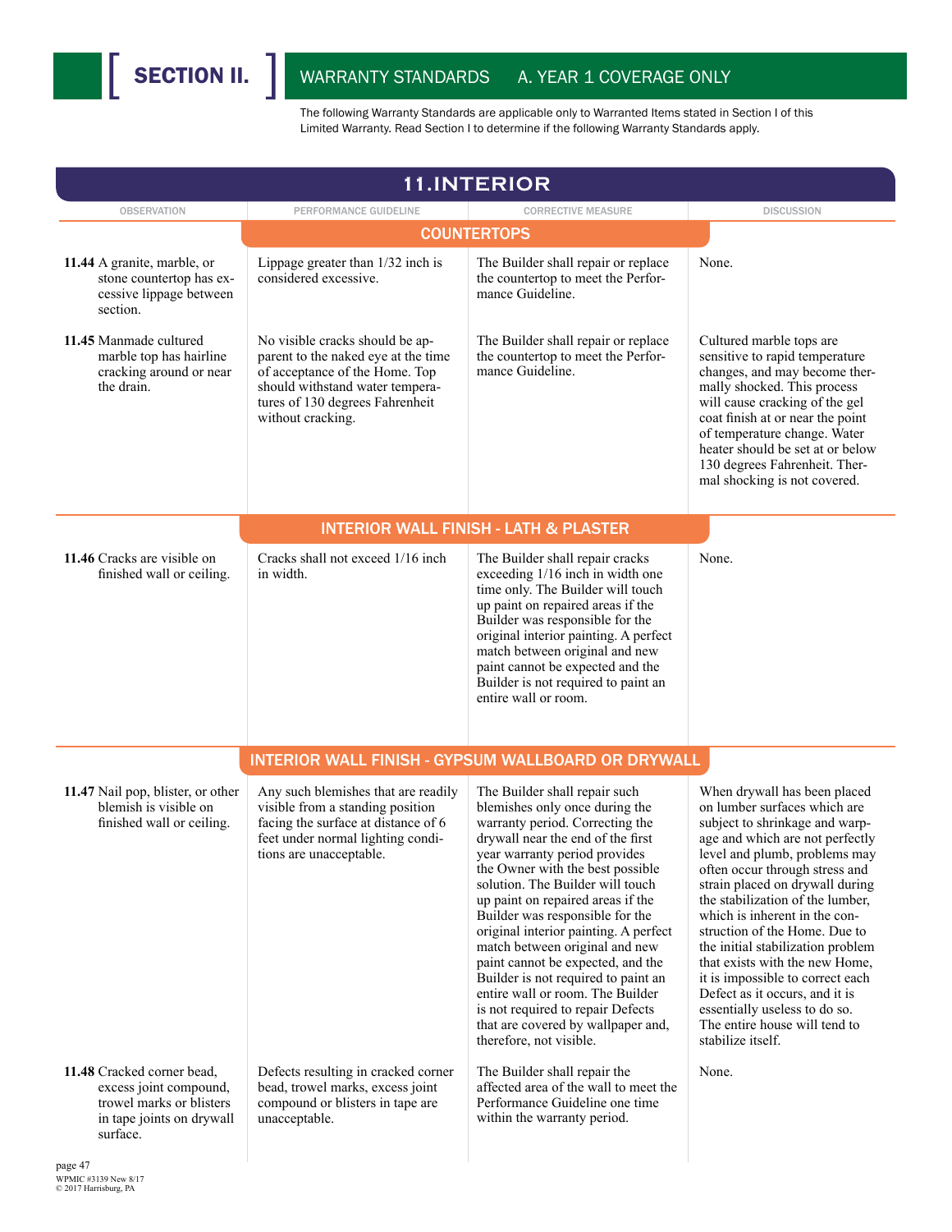# SECTION II. WARRANTY STANDARDS A. YEAR 1 COVERAGE ONLY

The following Warranty Standards are applicable only to Warranted Items stated in Section I of this Limited Warranty. Read Section I to determine if the following Warranty Standards apply.

## 11. INTERIOR

| OBSERVATION | PERFORMANCE GUIDELINE | CORRECTIVE MEASURE | DISCUSSION |
|---|---|---|---|
| **COUNTERTOPS** | | | |
| **11.44** A granite, marble, or stone countertop has excessive lippage between section. | Lippage greater than 1/32 inch is considered excessive. | The Builder shall repair or replace the countertop to meet the Performance Guideline. | None. |
| **11.45** Manmade cultured marble top has hairline cracking around or near the drain. | No visible cracks should be apparent to the naked eye at the time of acceptance of the Home. Top should withstand water temperatures of 130 degrees Fahrenheit without cracking. | The Builder shall repair or replace the countertop to meet the Performance Guideline. | Cultured marble tops are sensitive to rapid temperature changes, and may become thermally shocked. This process will cause cracking of the gel coat finish at or near the point of temperature change. Water heater should be set at or below 130 degrees Fahrenheit. Thermal shocking is not covered. |
| **INTERIOR WALL FINISH - LATH & PLASTER** | | | |
| **11.46** Cracks are visible on finished wall or ceiling. | Cracks shall not exceed 1/16 inch in width. | The Builder shall repair cracks exceeding 1/16 inch in width one time only. The Builder will touch up paint on repaired areas if the Builder was responsible for the original interior painting. A perfect match between original and new paint cannot be expected and the Builder is not required to paint an entire wall or room. | None. |
| **INTERIOR WALL FINISH - GYPSUM WALLBOARD OR DRYWALL** | | | |
| **11.47** Nail pop, blister, or other blemish is visible on finished wall or ceiling. | Any such blemishes that are readily visible from a standing position facing the surface at distance of 6 feet under normal lighting conditions are unacceptable. | The Builder shall repair such blemishes only once during the warranty period. Correcting the drywall near the end of the first year warranty period provides the Owner with the best possible solution. The Builder will touch up paint on repaired areas if the Builder was responsible for the original interior painting. A perfect match between original and new paint cannot be expected, and the Builder is not required to paint an entire wall or room. The Builder is not required to repair Defects that are covered by wallpaper and, therefore, not visible. | When drywall has been placed on lumber surfaces which are subject to shrinkage and warpage and which are not perfectly level and plumb, problems may often occur through stress and strain placed on drywall during the stabilization of the lumber, which is inherent in the construction of the Home. Due to the initial stabilization problem that exists with the new Home, it is impossible to correct each Defect as it occurs, and it is essentially useless to do so. The entire house will tend to stabilize itself. |
| **11.48** Cracked corner bead, excess joint compound, trowel marks or blisters in tape joints on drywall surface. | Defects resulting in cracked corner bead, trowel marks, excess joint compound or blisters in tape are unacceptable. | The Builder shall repair the affected area of the wall to meet the Performance Guideline one time within the warranty period. | None. |

WPMIC #3139 New 8/17
© 2017 Harrisburg, PA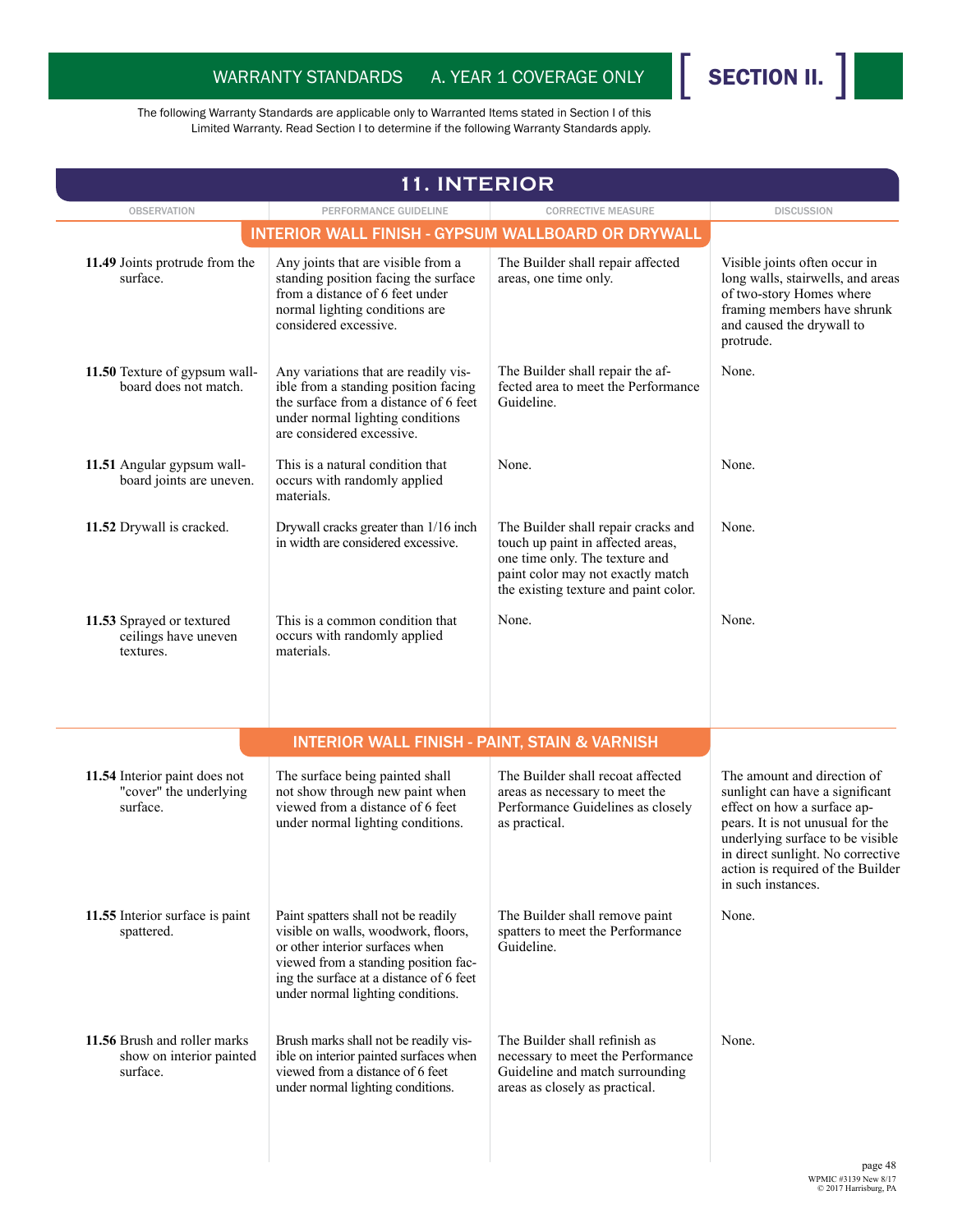# SECTION II.

## WARRANTY STANDARDS A. YEAR 1 COVERAGE ONLY

The following Warranty Standards are applicable only to Warranted Items stated in Section I of this Limited Warranty. Read Section I to determine if the following Warranty Standards apply.

## 11. INTERIOR

| OBSERVATION | PERFORMANCE GUIDELINE | CORRECTIVE MEASURE | DISCUSSION |
|---|---|---|---|
| | **INTERIOR WALL FINISH - GYPSUM WALLBOARD OR DRYWALL** | | |
| **11.49** Joints protrude from the surface. | Any joints that are visible from a standing position facing the surface from a distance of 6 feet under normal lighting conditions are considered excessive. | The Builder shall repair affected areas, one time only. | Visible joints often occur in long walls, stairwells, and areas of two-story Homes where framing members have shrunk and caused the drywall to protrude. |
| **11.50** Texture of gypsum wallboard does not match. | Any variations that are readily visible from a standing position facing the surface from a distance of 6 feet under normal lighting conditions are considered excessive. | The Builder shall repair the affected area to meet the Performance Guideline. | None. |
| **11.51** Angular gypsum wallboard joints are uneven. | This is a natural condition that occurs with randomly applied materials. | None. | None. |
| **11.52** Drywall is cracked. | Drywall cracks greater than 1/16 inch in width are considered excessive. | The Builder shall repair cracks and touch up paint in affected areas, one time only. The texture and paint color may not exactly match the existing texture and paint color. | None. |
| **11.53** Sprayed or textured ceilings have uneven textures. | This is a common condition that occurs with randomly applied materials. | None. | None. |
| | **INTERIOR WALL FINISH - PAINT, STAIN & VARNISH** | | |
| **11.54** Interior paint does not "cover" the underlying surface. | The surface being painted shall not show through new paint when viewed from a distance of 6 feet under normal lighting conditions. | The Builder shall recoat affected areas as necessary to meet the Performance Guidelines as closely as practical. | The amount and direction of sunlight can have a significant effect on how a surface appears. It is not unusual for the underlying surface to be visible in direct sunlight. No corrective action is required of the Builder in such instances. |
| **11.55** Interior surface is paint spattered. | Paint spatters shall not be readily visible on walls, woodwork, floors, or other interior surfaces when viewed from a standing position facing the surface at a distance of 6 feet under normal lighting conditions. | The Builder shall remove paint spatters to meet the Performance Guideline. | None. |
| **11.56** Brush and roller marks show on interior painted surface. | Brush marks shall not be readily visible on interior painted surfaces when viewed from a distance of 6 feet under normal lighting conditions. | The Builder shall refinish as necessary to meet the Performance Guideline and match surrounding areas as closely as practical. | None. |

WPMIC #3139 New 8/17
© 2017 Harrisburg, PA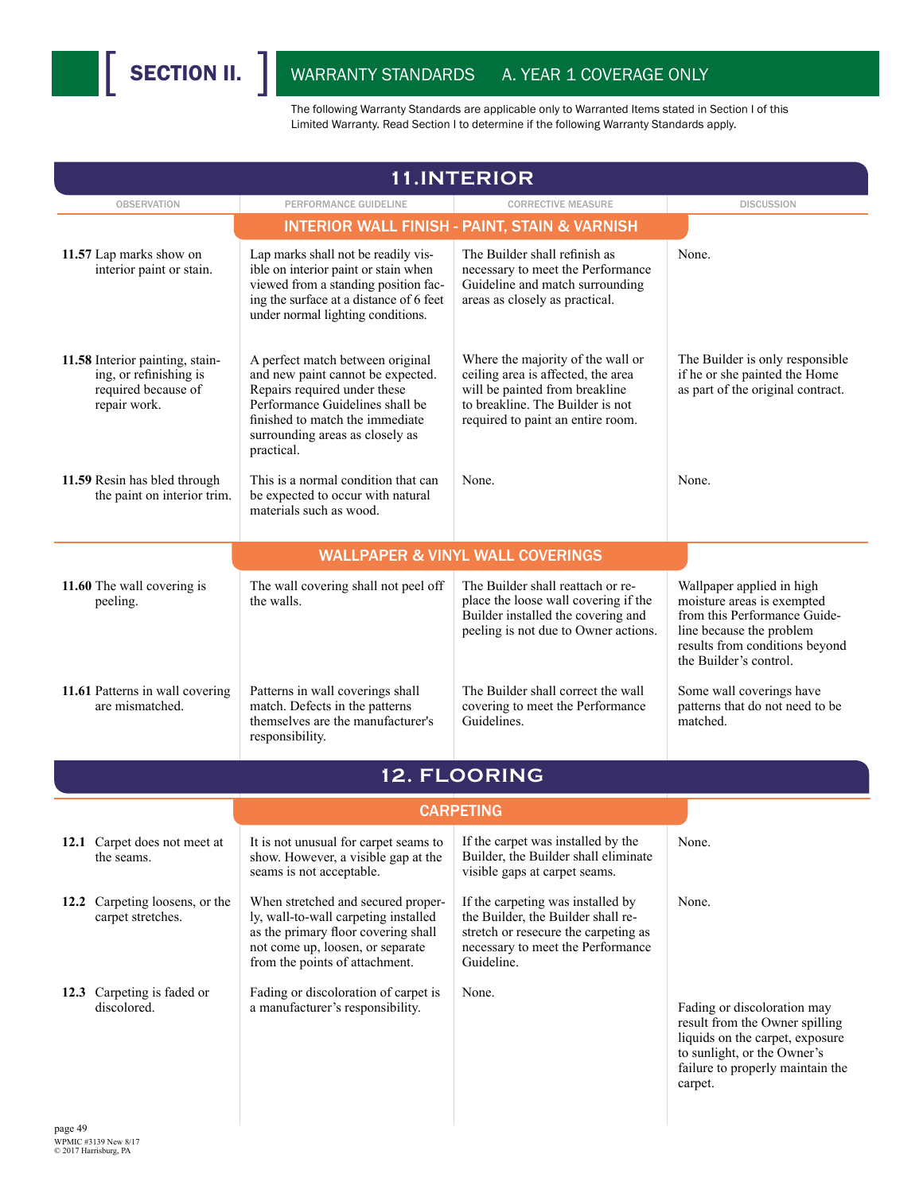## SECTION II. WARRANTY STANDARDS A. YEAR 1 COVERAGE ONLY

The following Warranty Standards are applicable only to Warranted Items stated in Section I of this Limited Warranty. Read Section I to determine if the following Warranty Standards apply.

# 11. INTERIOR

| OBSERVATION | PERFORMANCE GUIDELINE | CORRECTIVE MEASURE | DISCUSSION |
|---|---|---|---|
| **INTERIOR WALL FINISH - PAINT, STAIN & VARNISH** | | | |
| **11.57** Lap marks show on interior paint or stain. | Lap marks shall not be readily visible on interior paint or stain when viewed from a standing position facing the surface at a distance of 6 feet under normal lighting conditions. | The Builder shall refinish as necessary to meet the Performance Guideline and match surrounding areas as closely as practical. | None. |
| **11.58** Interior painting, staining, or refinishing is required because of repair work. | A perfect match between original and new paint cannot be expected. Repairs required under these Performance Guidelines shall be finished to match the immediate surrounding areas as closely as practical. | Where the majority of the wall or ceiling area is affected, the area will be painted from breakline to breakline. The Builder is not required to paint an entire room. | The Builder is only responsible if he or she painted the Home as part of the original contract. |
| **11.59** Resin has bled through the paint on interior trim. | This is a normal condition that can be expected to occur with natural materials such as wood. | None. | None. |
| **WALLPAPER & VINYL WALL COVERINGS** | | | |
| **11.60** The wall covering is peeling. | The wall covering shall not peel off the walls. | The Builder shall reattach or replace the loose wall covering if the Builder installed the covering and peeling is not due to Owner actions. | Wallpaper applied in high moisture areas is exempted from this Performance Guideline because the problem results from conditions beyond the Builder's control. |
| **11.61** Patterns in wall covering are mismatched. | Patterns in wall coverings shall match. Defects in the patterns themselves are the manufacturer's responsibility. | The Builder shall correct the wall covering to meet the Performance Guidelines. | Some wall coverings have patterns that do not need to be matched. |

# 12. FLOORING

| OBSERVATION | PERFORMANCE GUIDELINE | CORRECTIVE MEASURE | DISCUSSION |
|---|---|---|---|
| **CARPETING** | | | |
| **12.1** Carpet does not meet at the seams. | It is not unusual for carpet seams to show. However, a visible gap at the seams is not acceptable. | If the carpet was installed by the Builder, the Builder shall eliminate visible gaps at carpet seams. | None. |
| **12.2** Carpeting loosens, or the carpet stretches. | When stretched and secured properly, wall-to-wall carpeting installed as the primary floor covering shall not come up, loosen, or separate from the points of attachment. | If the carpeting was installed by the Builder, the Builder shall restretch or resecure the carpeting as necessary to meet the Performance Guideline. | None. |
| **12.3** Carpeting is faded or discolored. | Fading or discoloration of carpet is a manufacturer's responsibility. | None. | Fading or discoloration may result from the Owner spilling liquids on the carpet, exposure to sunlight, or the Owner's failure to properly maintain the carpet. |

WPMIC #3139 New 8/17
© 2017 Harrisburg, PA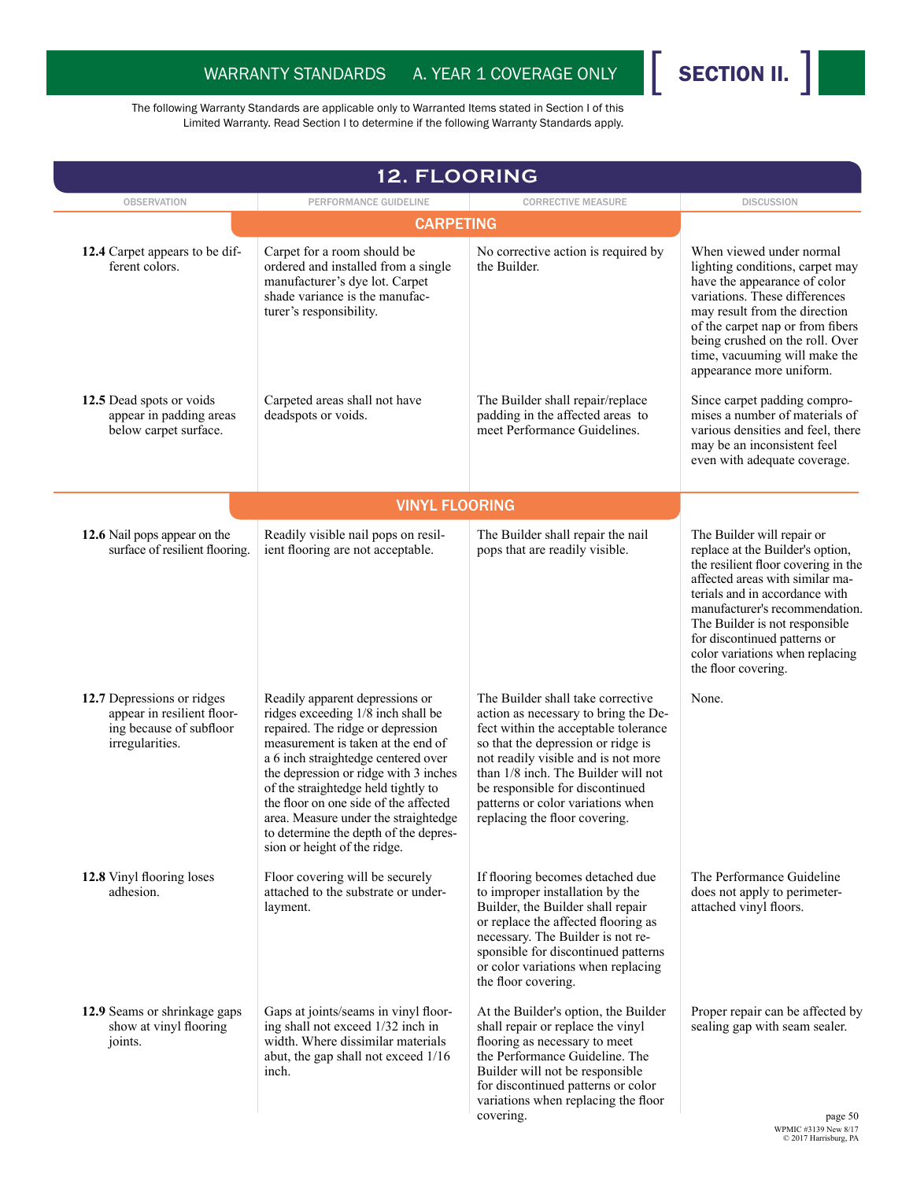## WARRANTY STANDARDS A. YEAR 1 COVERAGE ONLY [ SECTION II. ]

The following Warranty Standards are applicable only to Warranted Items stated in Section I of this Limited Warranty. Read Section I to determine if the following Warranty Standards apply.

# 12. FLOORING

| OBSERVATION | PERFORMANCE GUIDELINE | CORRECTIVE MEASURE | DISCUSSION |
|---|---|---|---|
| | **CARPETING** | | |
| **12.4** Carpet appears to be different colors. | Carpet for a room should be ordered and installed from a single manufacturer's dye lot. Carpet shade variance is the manufacturer's responsibility. | No corrective action is required by the Builder. | When viewed under normal lighting conditions, carpet may have the appearance of color variations. These differences may result from the direction of the carpet nap or from fibers being crushed on the roll. Over time, vacuuming will make the appearance more uniform. |
| **12.5** Dead spots or voids appear in padding areas below carpet surface. | Carpeted areas shall not have deadspots or voids. | The Builder shall repair/replace padding in the affected areas to meet Performance Guidelines. | Since carpet padding compromises a number of materials of various densities and feel, there may be an inconsistent feel even with adequate coverage. |
| | **VINYL FLOORING** | | |
| **12.6** Nail pops appear on the surface of resilient flooring. | Readily visible nail pops on resilient flooring are not acceptable. | The Builder shall repair the nail pops that are readily visible. | The Builder will repair or replace at the Builder's option, the resilient floor covering in the affected areas with similar materials and in accordance with manufacturer's recommendation. The Builder is not responsible for discontinued patterns or color variations when replacing the floor covering. |
| **12.7** Depressions or ridges appear in resilient flooring because of subfloor irregularities. | Readily apparent depressions or ridges exceeding 1/8 inch shall be repaired. The ridge or depression measurement is taken at the end of a 6 inch straightedge centered over the depression or ridge with 3 inches of the straightedge held tightly to the floor on one side of the affected area. Measure under the straightedge to determine the depth of the depression or height of the ridge. | The Builder shall take corrective action as necessary to bring the Defect within the acceptable tolerance so that the depression or ridge is not readily visible and is not more than 1/8 inch. The Builder will not be responsible for discontinued patterns or color variations when replacing the floor covering. | None. |
| **12.8** Vinyl flooring loses adhesion. | Floor covering will be securely attached to the substrate or underlayment. | If flooring becomes detached due to improper installation by the Builder, the Builder shall repair or replace the affected flooring as necessary. The Builder is not responsible for discontinued patterns or color variations when replacing the floor covering. | The Performance Guideline does not apply to perimeter-attached vinyl floors. |
| **12.9** Seams or shrinkage gaps show at vinyl flooring joints. | Gaps at joints/seams in vinyl flooring shall not exceed 1/32 inch in width. Where dissimilar materials abut, the gap shall not exceed 1/16 inch. | At the Builder's option, the Builder shall repair or replace the vinyl flooring as necessary to meet the Performance Guideline. The Builder will not be responsible for discontinued patterns or color variations when replacing the floor covering. | Proper repair can be affected by sealing gap with seam sealer. |

WPMIC #3139 New 8/17
© 2017 Harrisburg, PA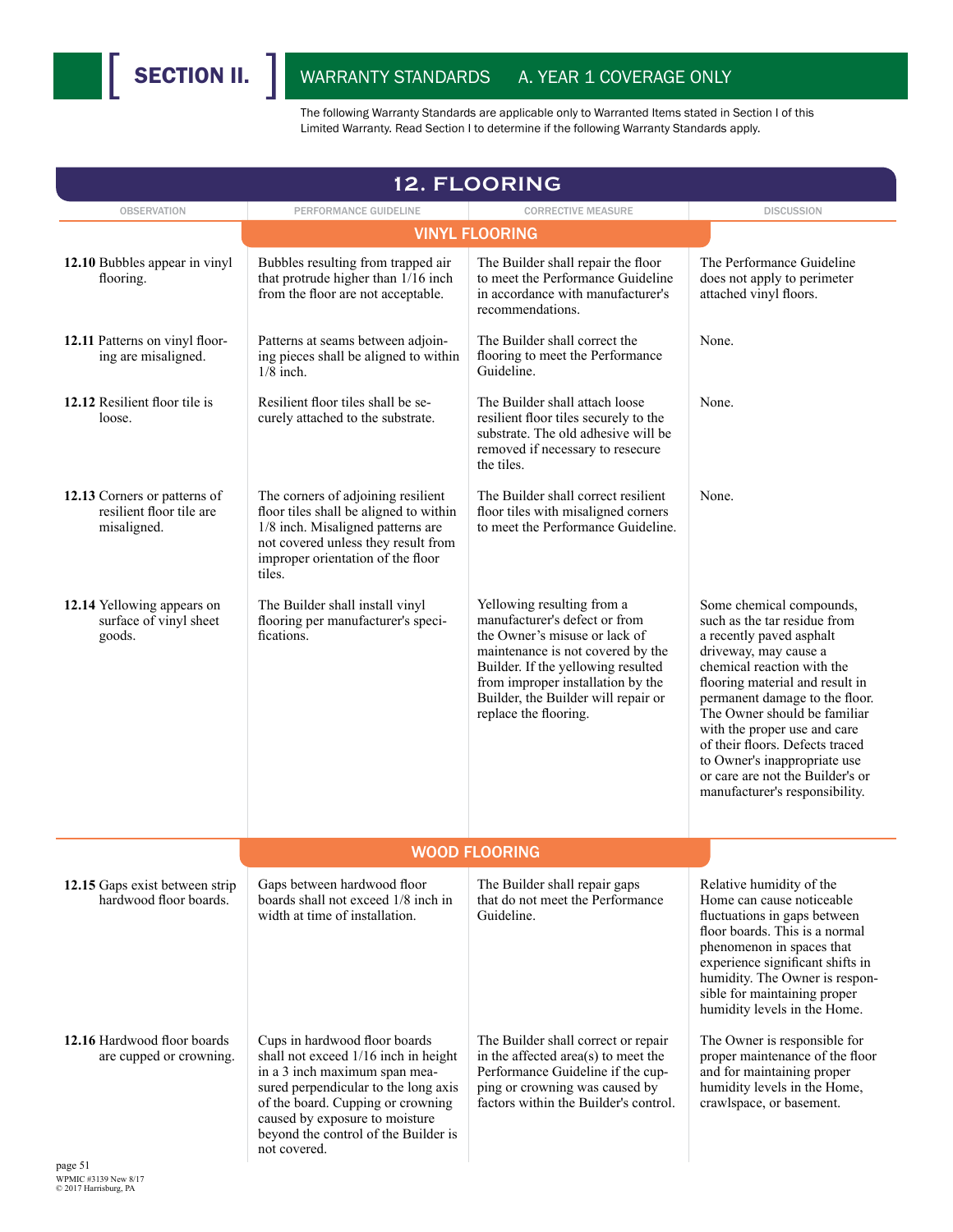# SECTION II. WARRANTY STANDARDS A. YEAR 1 COVERAGE ONLY

The following Warranty Standards are applicable only to Warranted Items stated in Section I of this Limited Warranty. Read Section I to determine if the following Warranty Standards apply.

## 12. FLOORING

| OBSERVATION | PERFORMANCE GUIDELINE | CORRECTIVE MEASURE | DISCUSSION |
|---|---|---|---|
| **VINYL FLOORING** | | | |
| **12.10** Bubbles appear in vinyl flooring. | Bubbles resulting from trapped air that protrude higher than 1/16 inch from the floor are not acceptable. | The Builder shall repair the floor to meet the Performance Guideline in accordance with manufacturer's recommendations. | The Performance Guideline does not apply to perimeter attached vinyl floors. |
| **12.11** Patterns on vinyl flooring are misaligned. | Patterns at seams between adjoining pieces shall be aligned to within 1/8 inch. | The Builder shall correct the flooring to meet the Performance Guideline. | None. |
| **12.12** Resilient floor tile is loose. | Resilient floor tiles shall be securely attached to the substrate. | The Builder shall attach loose resilient floor tiles securely to the substrate. The old adhesive will be removed if necessary to resecure the tiles. | None. |
| **12.13** Corners or patterns of resilient floor tile are misaligned. | The corners of adjoining resilient floor tiles shall be aligned to within 1/8 inch. Misaligned patterns are not covered unless they result from improper orientation of the floor tiles. | The Builder shall correct resilient floor tiles with misaligned corners to meet the Performance Guideline. | None. |
| **12.14** Yellowing appears on surface of vinyl sheet goods. | The Builder shall install vinyl flooring per manufacturer's specifications. | Yellowing resulting from a manufacturer's defect or from the Owner's misuse or lack of maintenance is not covered by the Builder. If the yellowing resulted from improper installation by the Builder, the Builder will repair or replace the flooring. | Some chemical compounds, such as the tar residue from a recently paved asphalt driveway, may cause a chemical reaction with the flooring material and result in permanent damage to the floor. The Owner should be familiar with the proper use and care of their floors. Defects traced to Owner's inappropriate use or care are not the Builder's or manufacturer's responsibility. |
| **WOOD FLOORING** | | | |
| **12.15** Gaps exist between strip hardwood floor boards. | Gaps between hardwood floor boards shall not exceed 1/8 inch in width at time of installation. | The Builder shall repair gaps that do not meet the Performance Guideline. | Relative humidity of the Home can cause noticeable fluctuations in gaps between floor boards. This is a normal phenomenon in spaces that experience significant shifts in humidity. The Owner is responsible for maintaining proper humidity levels in the Home. |
| **12.16** Hardwood floor boards are cupped or crowning. | Cups in hardwood floor boards shall not exceed 1/16 inch in height in a 3 inch maximum span measured perpendicular to the long axis of the board. Cupping or crowning caused by exposure to moisture beyond the control of the Builder is not covered. | The Builder shall correct or repair in the affected area(s) to meet the Performance Guideline if the cupping or crowning was caused by factors within the Builder's control. | The Owner is responsible for proper maintenance of the floor and for maintaining proper humidity levels in the Home, crawlspace, or basement. |

WPMIC #3139 New 8/17
© 2017 Harrisburg, PA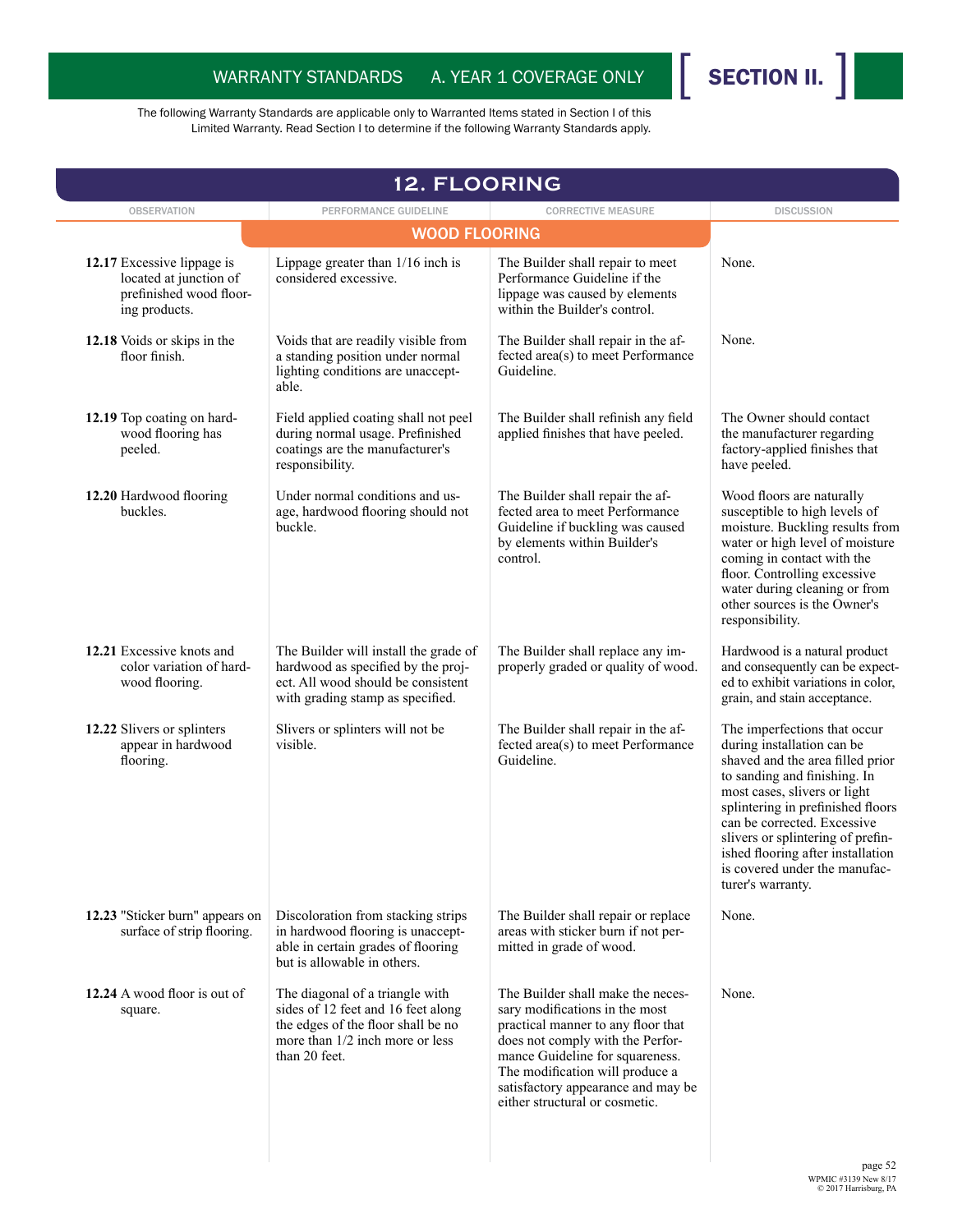WARRANTY STANDARDS A. YEAR 1 COVERAGE ONLY **[ SECTION II. ]**

The following Warranty Standards are applicable only to Warranted Items stated in Section I of this Limited Warranty. Read Section I to determine if the following Warranty Standards apply.

## 12. FLOORING

| OBSERVATION | PERFORMANCE GUIDELINE | CORRECTIVE MEASURE | DISCUSSION |
|---|---|---|---|
| **WOOD FLOORING** | | | |
| **12.17** Excessive lippage is located at junction of prefinished wood flooring products. | Lippage greater than 1/16 inch is considered excessive. | The Builder shall repair to meet Performance Guideline if the lippage was caused by elements within the Builder's control. | None. |
| **12.18** Voids or skips in the floor finish. | Voids that are readily visible from a standing position under normal lighting conditions are unacceptable. | The Builder shall repair in the affected area(s) to meet Performance Guideline. | None. |
| **12.19** Top coating on hardwood flooring has peeled. | Field applied coating shall not peel during normal usage. Prefinished coatings are the manufacturer's responsibility. | The Builder shall refinish any field applied finishes that have peeled. | The Owner should contact the manufacturer regarding factory-applied finishes that have peeled. |
| **12.20** Hardwood flooring buckles. | Under normal conditions and usage, hardwood flooring should not buckle. | The Builder shall repair the affected area to meet Performance Guideline if buckling was caused by elements within Builder's control. | Wood floors are naturally susceptible to high levels of moisture. Buckling results from water or high level of moisture coming in contact with the floor. Controlling excessive water during cleaning or from other sources is the Owner's responsibility. |
| **12.21** Excessive knots and color variation of hardwood flooring. | The Builder will install the grade of hardwood as specified by the project. All wood should be consistent with grading stamp as specified. | The Builder shall replace any improperly graded or quality of wood. | Hardwood is a natural product and consequently can be expected to exhibit variations in color, grain, and stain acceptance. |
| **12.22** Slivers or splinters appear in hardwood flooring. | Slivers or splinters will not be visible. | The Builder shall repair in the affected area(s) to meet Performance Guideline. | The imperfections that occur during installation can be shaved and the area filled prior to sanding and finishing. In most cases, slivers or light splintering in prefinished floors can be corrected. Excessive slivers or splintering of prefinished flooring after installation is covered under the manufacturer's warranty. |
| **12.23** "Sticker burn" appears on surface of strip flooring. | Discoloration from stacking strips in hardwood flooring is unacceptable in certain grades of flooring but is allowable in others. | The Builder shall repair or replace areas with sticker burn if not permitted in grade of wood. | None. |
| **12.24** A wood floor is out of square. | The diagonal of a triangle with sides of 12 feet and 16 feet along the edges of the floor shall be no more than 1/2 inch more or less than 20 feet. | The Builder shall make the necessary modifications in the most practical manner to any floor that does not comply with the Performance Guideline for squareness. The modification will produce a satisfactory appearance and may be either structural or cosmetic. | None. |

WPMIC #3139 New 8/17
© 2017 Harrisburg, PA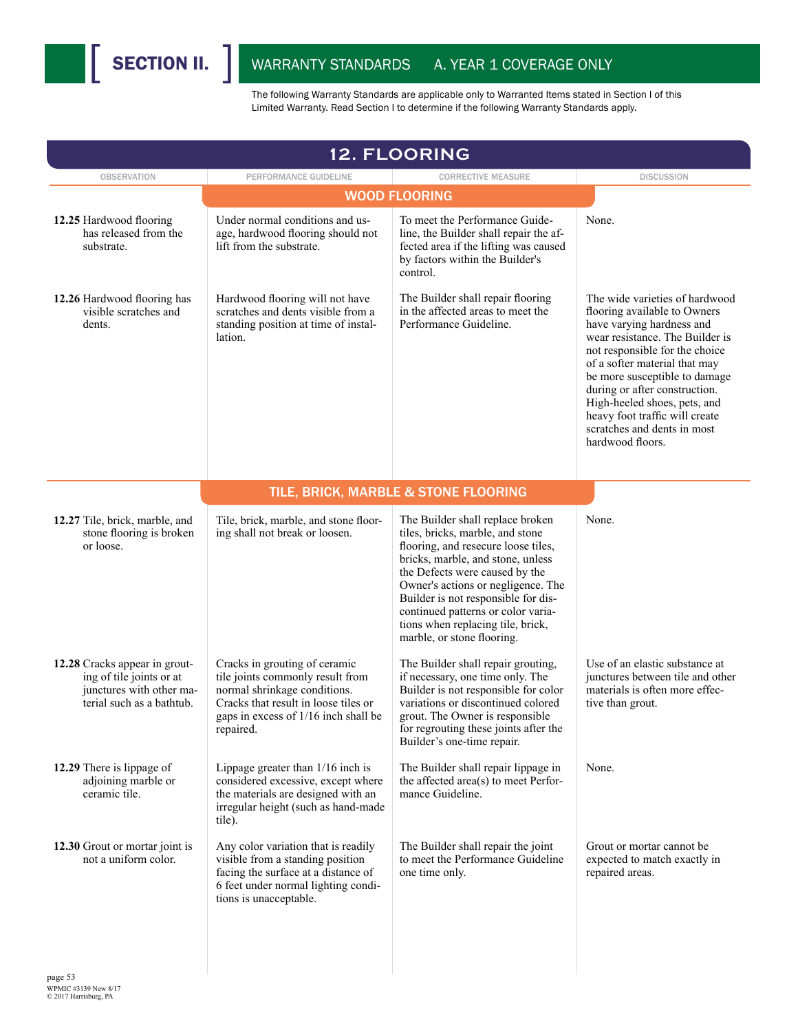# SECTION II. WARRANTY STANDARDS A. YEAR 1 COVERAGE ONLY

The following Warranty Standards are applicable only to Warranted Items stated in Section I of this Limited Warranty. Read Section I to determine if the following Warranty Standards apply.

## 12. FLOORING

### WOOD FLOORING

| OBSERVATION | PERFORMANCE GUIDELINE | CORRECTIVE MEASURE | DISCUSSION |
|---|---|---|---|
| **12.25** Hardwood flooring has released from the substrate. | Under normal conditions and usage, hardwood flooring should not lift from the substrate. | To meet the Performance Guideline, the Builder shall repair the affected area if the lifting was caused by factors within the Builder's control. | None. |
| **12.26** Hardwood flooring has visible scratches and dents. | Hardwood flooring will not have scratches and dents visible from a standing position at time of installation. | The Builder shall repair flooring in the affected areas to meet the Performance Guideline. | The wide varieties of hardwood flooring available to Owners have varying hardness and wear resistance. The Builder is not responsible for the choice of a softer material that may be more susceptible to damage during or after construction. High-heeled shoes, pets, and heavy foot traffic will create scratches and dents in most hardwood floors. |

### TILE, BRICK, MARBLE & STONE FLOORING

| OBSERVATION | PERFORMANCE GUIDELINE | CORRECTIVE MEASURE | DISCUSSION |
|---|---|---|---|
| **12.27** Tile, brick, marble, and stone flooring is broken or loose. | Tile, brick, marble, and stone flooring shall not break or loosen. | The Builder shall replace broken tiles, bricks, marble, and stone flooring, and resecure loose tiles, bricks, marble, and stone, unless the Defects were caused by the Owner's actions or negligence. The Builder is not responsible for discontinued patterns or color variations when replacing tile, brick, marble, or stone flooring. | None. |
| **12.28** Cracks appear in grouting of tile joints or at junctures with other material such as a bathtub. | Cracks in grouting of ceramic tile joints commonly result from normal shrinkage conditions. Cracks that result in loose tiles or gaps in excess of 1/16 inch shall be repaired. | The Builder shall repair grouting, if necessary, one time only. The Builder is not responsible for color variations or discontinued colored grout. The Owner is responsible for regrouting these joints after the Builder's one-time repair. | Use of an elastic substance at junctures between tile and other materials is often more effective than grout. |
| **12.29** There is lippage of adjoining marble or ceramic tile. | Lippage greater than 1/16 inch is considered excessive, except where the materials are designed with an irregular height (such as hand-made tile). | The Builder shall repair lippage in the affected area(s) to meet Performance Guideline. | None. |
| **12.30** Grout or mortar joint is not a uniform color. | Any color variation that is readily visible from a standing position facing the surface at a distance of 6 feet under normal lighting conditions is unacceptable. | The Builder shall repair the joint to meet the Performance Guideline one time only. | Grout or mortar cannot be expected to match exactly in repaired areas. |

WPMIC #3139 New 8/17
© 2017 Harrisburg, PA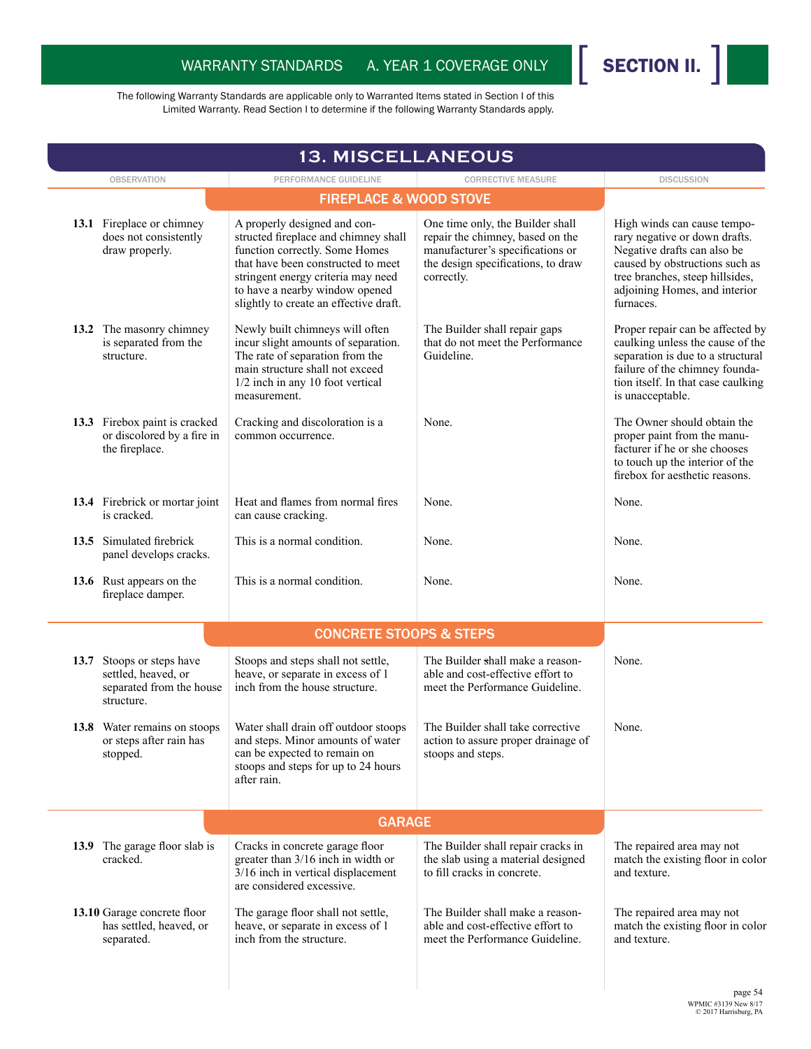WARRANTY STANDARDS A. YEAR 1 COVERAGE ONLY [ SECTION II. ]

The following Warranty Standards are applicable only to Warranted Items stated in Section I of this Limited Warranty. Read Section I to determine if the following Warranty Standards apply.

## 13. MISCELLANEOUS

| OBSERVATION | PERFORMANCE GUIDELINE | CORRECTIVE MEASURE | DISCUSSION |
|---|---|---|---|
| | **FIREPLACE & WOOD STOVE** | | |
| **13.1** Fireplace or chimney does not consistently draw properly. | A properly designed and constructed fireplace and chimney shall function correctly. Some Homes that have been constructed to meet stringent energy criteria may need to have a nearby window opened slightly to create an effective draft. | One time only, the Builder shall repair the chimney, based on the manufacturer's specifications or the design specifications, to draw correctly. | High winds can cause temporary negative or down drafts. Negative drafts can also be caused by obstructions such as tree branches, steep hillsides, adjoining Homes, and interior furnaces. |
| **13.2** The masonry chimney is separated from the structure. | Newly built chimneys will often incur slight amounts of separation. The rate of separation from the main structure shall not exceed 1/2 inch in any 10 foot vertical measurement. | The Builder shall repair gaps that do not meet the Performance Guideline. | Proper repair can be affected by caulking unless the cause of the separation is due to a structural failure of the chimney foundation itself. In that case caulking is unacceptable. |
| **13.3** Firebox paint is cracked or discolored by a fire in the fireplace. | Cracking and discoloration is a common occurrence. | None. | The Owner should obtain the proper paint from the manufacturer if he or she chooses to touch up the interior of the firebox for aesthetic reasons. |
| **13.4** Firebrick or mortar joint is cracked. | Heat and flames from normal fires can cause cracking. | None. | None. |
| **13.5** Simulated firebrick panel develops cracks. | This is a normal condition. | None. | None. |
| **13.6** Rust appears on the fireplace damper. | This is a normal condition. | None. | None. |
| | **CONCRETE STOOPS & STEPS** | | |
| **13.7** Stoops or steps have settled, heaved, or separated from the house structure. | Stoops and steps shall not settle, heave, or separate in excess of 1 inch from the house structure. | The Builder shall make a reasonable and cost-effective effort to meet the Performance Guideline. | None. |
| **13.8** Water remains on stoops or steps after rain has stopped. | Water shall drain off outdoor stoops and steps. Minor amounts of water can be expected to remain on stoops and steps for up to 24 hours after rain. | The Builder shall take corrective action to assure proper drainage of stoops and steps. | None. |
| | **GARAGE** | | |
| **13.9** The garage floor slab is cracked. | Cracks in concrete garage floor greater than 3/16 inch in width or 3/16 inch in vertical displacement are considered excessive. | The Builder shall repair cracks in the slab using a material designed to fill cracks in concrete. | The repaired area may not match the existing floor in color and texture. |
| **13.10** Garage concrete floor has settled, heaved, or separated. | The garage floor shall not settle, heave, or separate in excess of 1 inch from the structure. | The Builder shall make a reasonable and cost-effective effort to meet the Performance Guideline. | The repaired area may not match the existing floor in color and texture. |

WPMIC #3139 New 8/17
© 2017 Harrisburg, PA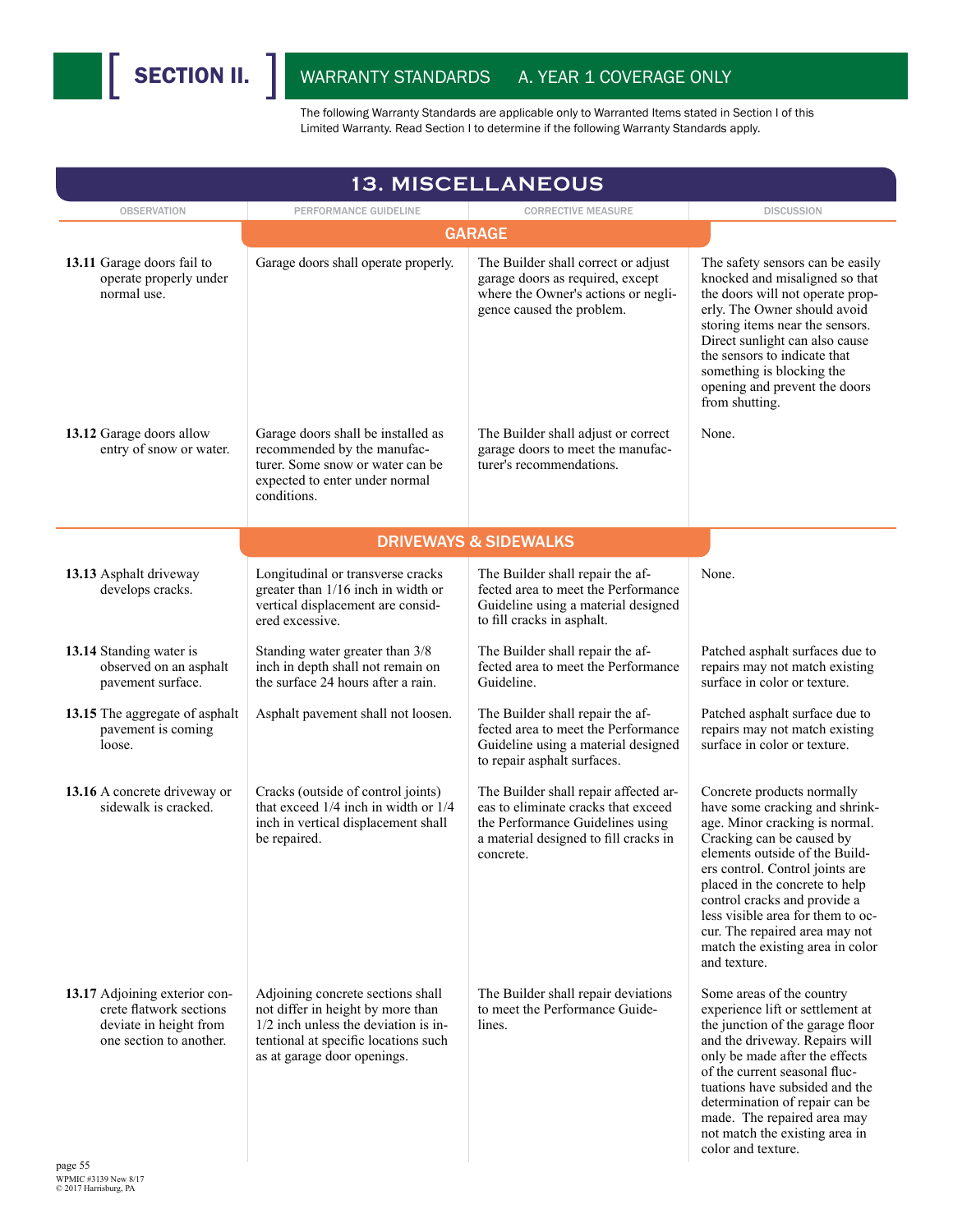# SECTION II. WARRANTY STANDARDS A. YEAR 1 COVERAGE ONLY

The following Warranty Standards are applicable only to Warranted Items stated in Section I of this Limited Warranty. Read Section I to determine if the following Warranty Standards apply.

## 13. MISCELLANEOUS

| OBSERVATION | PERFORMANCE GUIDELINE | CORRECTIVE MEASURE | DISCUSSION |
|---|---|---|---|
| | **GARAGE** | | |
| **13.11** Garage doors fail to operate properly under normal use. | Garage doors shall operate properly. | The Builder shall correct or adjust garage doors as required, except where the Owner's actions or negligence caused the problem. | The safety sensors can be easily knocked and misaligned so that the doors will not operate properly. The Owner should avoid storing items near the sensors. Direct sunlight can also cause the sensors to indicate that something is blocking the opening and prevent the doors from shutting. |
| **13.12** Garage doors allow entry of snow or water. | Garage doors shall be installed as recommended by the manufacturer. Some snow or water can be expected to enter under normal conditions. | The Builder shall adjust or correct garage doors to meet the manufacturer's recommendations. | None. |
| | **DRIVEWAYS & SIDEWALKS** | | |
| **13.13** Asphalt driveway develops cracks. | Longitudinal or transverse cracks greater than 1/16 inch in width or vertical displacement are considered excessive. | The Builder shall repair the affected area to meet the Performance Guideline using a material designed to fill cracks in asphalt. | None. |
| **13.14** Standing water is observed on an asphalt pavement surface. | Standing water greater than 3/8 inch in depth shall not remain on the surface 24 hours after a rain. | The Builder shall repair the affected area to meet the Performance Guideline. | Patched asphalt surfaces due to repairs may not match existing surface in color or texture. |
| **13.15** The aggregate of asphalt pavement is coming loose. | Asphalt pavement shall not loosen. | The Builder shall repair the affected area to meet the Performance Guideline using a material designed to repair asphalt surfaces. | Patched asphalt surface due to repairs may not match existing surface in color or texture. |
| **13.16** A concrete driveway or sidewalk is cracked. | Cracks (outside of control joints) that exceed 1/4 inch in width or 1/4 inch in vertical displacement shall be repaired. | The Builder shall repair affected areas to eliminate cracks that exceed the Performance Guidelines using a material designed to fill cracks in concrete. | Concrete products normally have some cracking and shrinkage. Minor cracking is normal. Cracking can be caused by elements outside of the Builders control. Control joints are placed in the concrete to help control cracks and provide a less visible area for them to occur. The repaired area may not match the existing area in color and texture. |
| **13.17** Adjoining exterior concrete flatwork sections deviate in height from one section to another. | Adjoining concrete sections shall not differ in height by more than 1/2 inch unless the deviation is intentional at specific locations such as at garage door openings. | The Builder shall repair deviations to meet the Performance Guidelines. | Some areas of the country experience lift or settlement at the junction of the garage floor and the driveway. Repairs will only be made after the effects of the current seasonal fluctuations have subsided and the determination of repair can be made. The repaired area may not match the existing area in color and texture. |

WPMIC #3139 New 8/17
© 2017 Harrisburg, PA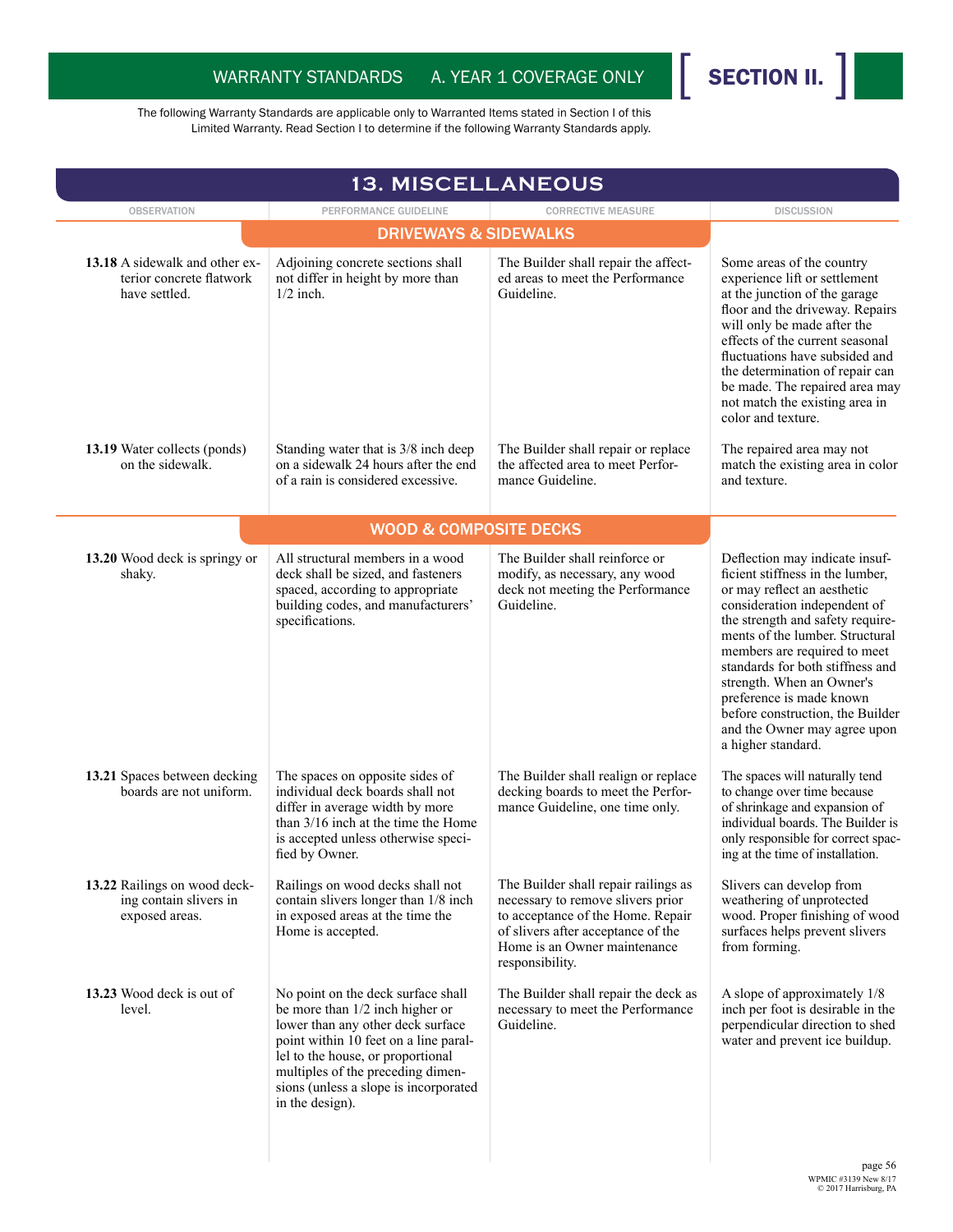WARRANTY STANDARDS A. YEAR 1 COVERAGE ONLY **SECTION II.**

The following Warranty Standards are applicable only to Warranted Items stated in Section I of this Limited Warranty. Read Section I to determine if the following Warranty Standards apply.

## 13. MISCELLANEOUS

| OBSERVATION | PERFORMANCE GUIDELINE | CORRECTIVE MEASURE | DISCUSSION |
|---|---|---|---|
| | **DRIVEWAYS & SIDEWALKS** | | |
| **13.18** A sidewalk and other exterior concrete flatwork have settled. | Adjoining concrete sections shall not differ in height by more than 1/2 inch. | The Builder shall repair the affected areas to meet the Performance Guideline. | Some areas of the country experience lift or settlement at the junction of the garage floor and the driveway. Repairs will only be made after the effects of the current seasonal fluctuations have subsided and the determination of repair can be made. The repaired area may not match the existing area in color and texture. |
| **13.19** Water collects (ponds) on the sidewalk. | Standing water that is 3/8 inch deep on a sidewalk 24 hours after the end of a rain is considered excessive. | The Builder shall repair or replace the affected area to meet Performance Guideline. | The repaired area may not match the existing area in color and texture. |
| | **WOOD & COMPOSITE DECKS** | | |
| **13.20** Wood deck is springy or shaky. | All structural members in a wood deck shall be sized, and fasteners spaced, according to appropriate building codes, and manufacturers' specifications. | The Builder shall reinforce or modify, as necessary, any wood deck not meeting the Performance Guideline. | Deflection may indicate insufficient stiffness in the lumber, or may reflect an aesthetic consideration independent of the strength and safety requirements of the lumber. Structural members are required to meet standards for both stiffness and strength. When an Owner's preference is made known before construction, the Builder and the Owner may agree upon a higher standard. |
| **13.21** Spaces between decking boards are not uniform. | The spaces on opposite sides of individual deck boards shall not differ in average width by more than 3/16 inch at the time the Home is accepted unless otherwise specified by Owner. | The Builder shall realign or replace decking boards to meet the Performance Guideline, one time only. | The spaces will naturally tend to change over time because of shrinkage and expansion of individual boards. The Builder is only responsible for correct spacing at the time of installation. |
| **13.22** Railings on wood decking contain slivers in exposed areas. | Railings on wood decks shall not contain slivers longer than 1/8 inch in exposed areas at the time the Home is accepted. | The Builder shall repair railings as necessary to remove slivers prior to acceptance of the Home. Repair of slivers after acceptance of the Home is an Owner maintenance responsibility. | Slivers can develop from weathering of unprotected wood. Proper finishing of wood surfaces helps prevent slivers from forming. |
| **13.23** Wood deck is out of level. | No point on the deck surface shall be more than 1/2 inch higher or lower than any other deck surface point within 10 feet on a line parallel to the house, or proportional multiples of the preceding dimensions (unless a slope is incorporated in the design). | The Builder shall repair the deck as necessary to meet the Performance Guideline. | A slope of approximately 1/8 inch per foot is desirable in the perpendicular direction to shed water and prevent ice buildup. |

WPMIC #3139 New 8/17
© 2017 Harrisburg, PA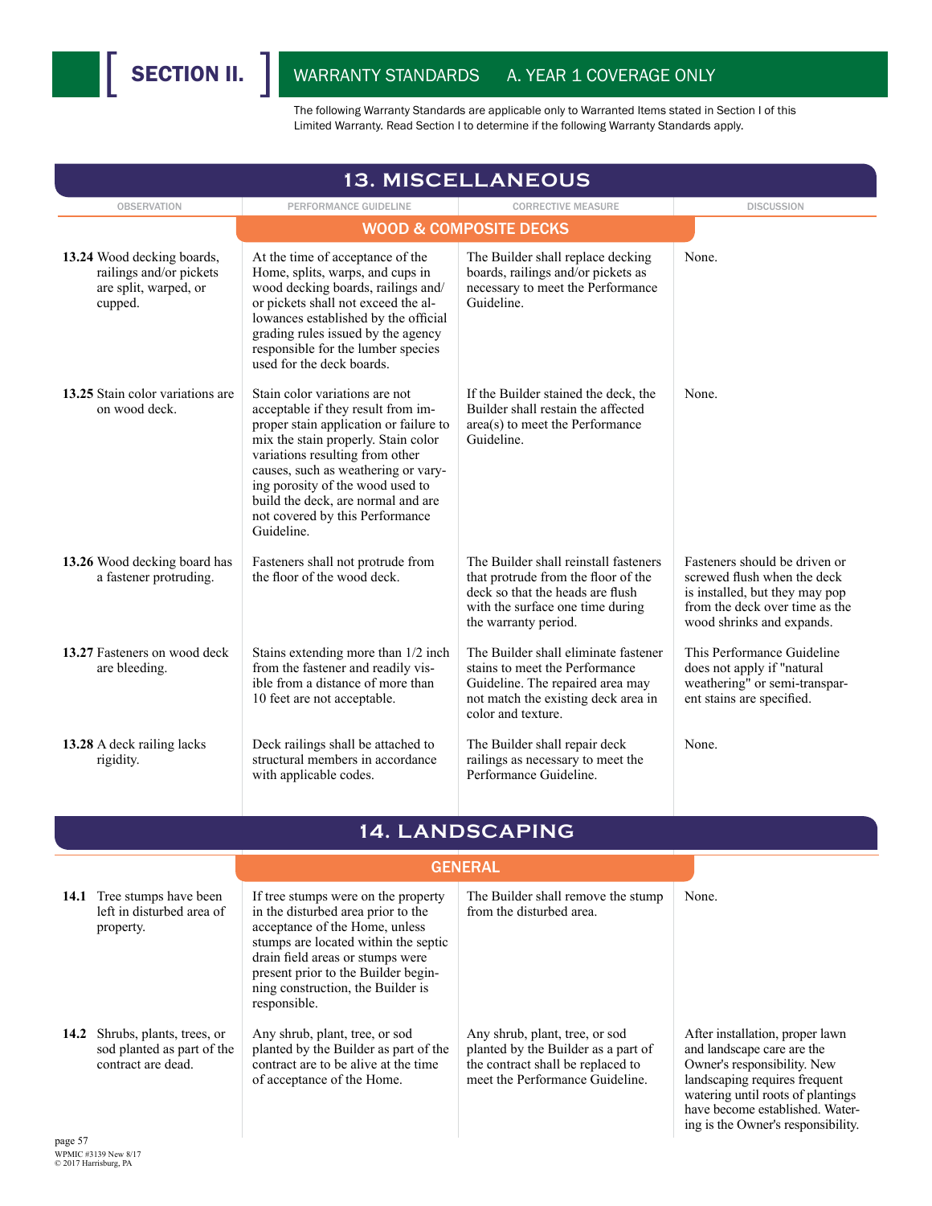# SECTION II. WARRANTY STANDARDS A. YEAR 1 COVERAGE ONLY

The following Warranty Standards are applicable only to Warranted Items stated in Section I of this Limited Warranty. Read Section I to determine if the following Warranty Standards apply.

## 13. MISCELLANEOUS

### WOOD & COMPOSITE DECKS

| OBSERVATION | PERFORMANCE GUIDELINE | CORRECTIVE MEASURE | DISCUSSION |
|---|---|---|---|
| **13.24** Wood decking boards, railings and/or pickets are split, warped, or cupped. | At the time of acceptance of the Home, splits, warps, and cups in wood decking boards, railings and/or pickets shall not exceed the allowances established by the official grading rules issued by the agency responsible for the lumber species used for the deck boards. | The Builder shall replace decking boards, railings and/or pickets as necessary to meet the Performance Guideline. | None. |
| **13.25** Stain color variations are on wood deck. | Stain color variations are not acceptable if they result from improper stain application or failure to mix the stain properly. Stain color variations resulting from other causes, such as weathering or varying porosity of the wood used to build the deck, are normal and are not covered by this Performance Guideline. | If the Builder stained the deck, the Builder shall restain the affected area(s) to meet the Performance Guideline. | None. |
| **13.26** Wood decking board has a fastener protruding. | Fasteners shall not protrude from the floor of the wood deck. | The Builder shall reinstall fasteners that protrude from the floor of the deck so that the heads are flush with the surface one time during the warranty period. | Fasteners should be driven or screwed flush when the deck is installed, but they may pop from the deck over time as the wood shrinks and expands. |
| **13.27** Fasteners on wood deck are bleeding. | Stains extending more than 1/2 inch from the fastener and readily visible from a distance of more than 10 feet are not acceptable. | The Builder shall eliminate fastener stains to meet the Performance Guideline. The repaired area may not match the existing deck area in color and texture. | This Performance Guideline does not apply if "natural weathering" or semi-transparent stains are specified. |
| **13.28** A deck railing lacks rigidity. | Deck railings shall be attached to structural members in accordance with applicable codes. | The Builder shall repair deck railings as necessary to meet the Performance Guideline. | None. |

## 14. LANDSCAPING

### GENERAL

| OBSERVATION | PERFORMANCE GUIDELINE | CORRECTIVE MEASURE | DISCUSSION |
|---|---|---|---|
| **14.1** Tree stumps have been left in disturbed area of property. | If tree stumps were on the property in the disturbed area prior to the acceptance of the Home, unless stumps are located within the septic drain field areas or stumps were present prior to the Builder beginning construction, the Builder is responsible. | The Builder shall remove the stump from the disturbed area. | None. |
| **14.2** Shrubs, plants, trees, or sod planted as part of the contract are dead. | Any shrub, plant, tree, or sod planted by the Builder as part of the contract are to be alive at the time of acceptance of the Home. | Any shrub, plant, tree, or sod planted by the Builder as a part of the contract shall be replaced to meet the Performance Guideline. | After installation, proper lawn and landscape care are the Owner's responsibility. New landscaping requires frequent watering until roots of plantings have become established. Watering is the Owner's responsibility. |

WPMIC #3139 New 8/17
© 2017 Harrisburg, PA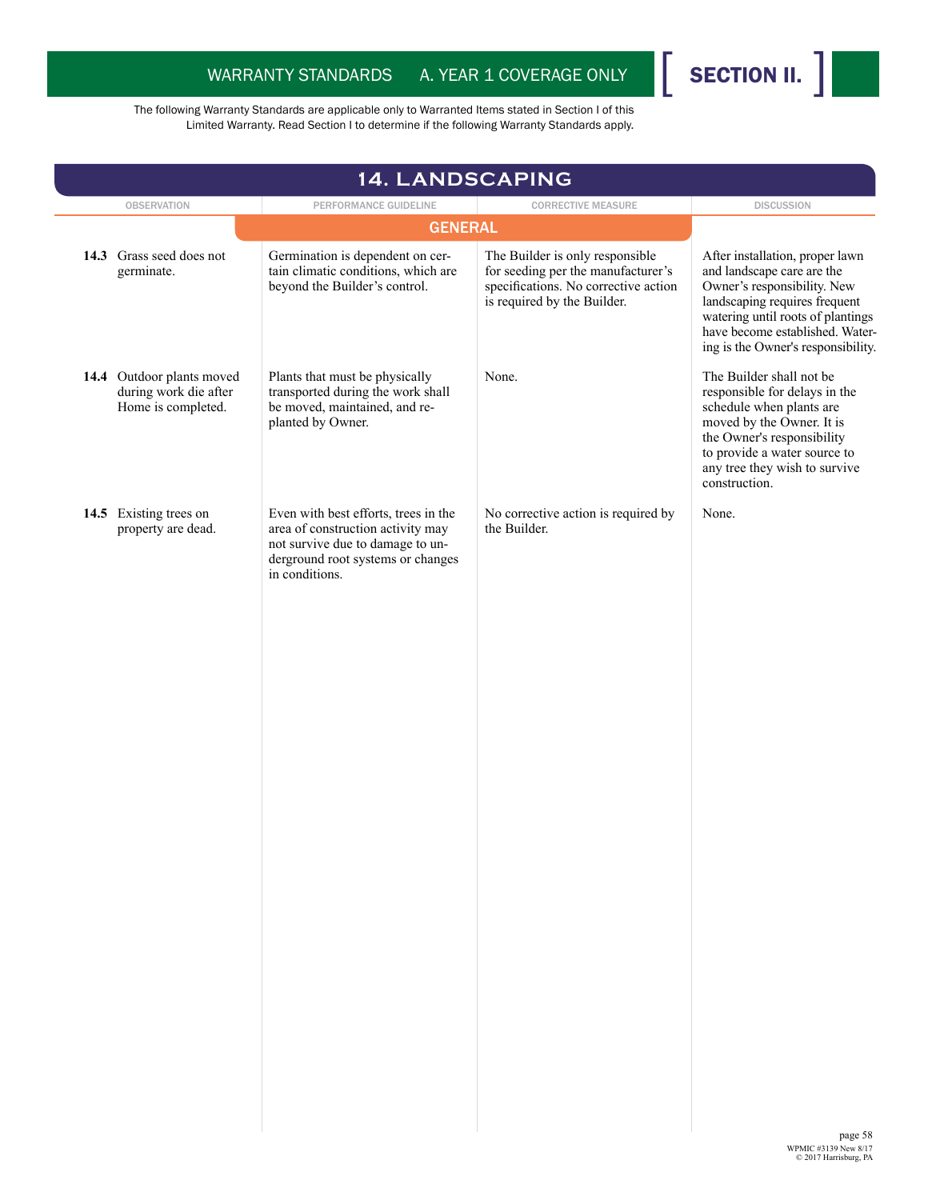The following Warranty Standards are applicable only to Warranted Items stated in Section I of this Limited Warranty. Read Section I to determine if the following Warranty Standards apply.

## 14. LANDSCAPING

| OBSERVATION | PERFORMANCE GUIDELINE | CORRECTIVE MEASURE | DISCUSSION |
|---|---|---|---|
| | **GENERAL** | | |
| **14.3** Grass seed does not germinate. | Germination is dependent on certain climatic conditions, which are beyond the Builder's control. | The Builder is only responsible for seeding per the manufacturer's specifications. No corrective action is required by the Builder. | After installation, proper lawn and landscape care are the Owner's responsibility. New landscaping requires frequent watering until roots of plantings have become established. Watering is the Owner's responsibility. |
| **14.4** Outdoor plants moved during work die after Home is completed. | Plants that must be physically transported during the work shall be moved, maintained, and re-planted by Owner. | None. | The Builder shall not be responsible for delays in the schedule when plants are moved by the Owner. It is the Owner's responsibility to provide a water source to any tree they wish to survive construction. |
| **14.5** Existing trees on property are dead. | Even with best efforts, trees in the area of construction activity may not survive due to damage to underground root systems or changes in conditions. | No corrective action is required by the Builder. | None. |

WPMIC #3139 New 8/17
© 2017 Harrisburg, PA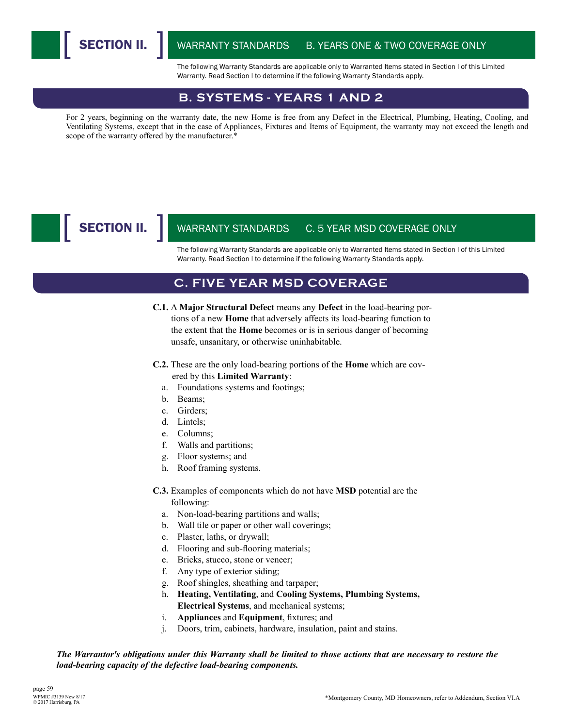## SECTION II. WARRANTY STANDARDS B. YEARS ONE & TWO COVERAGE ONLY

The following Warranty Standards are applicable only to Warranted Items stated in Section I of this Limited Warranty. Read Section I to determine if the following Warranty Standards apply.

### B. SYSTEMS - YEARS 1 AND 2

For 2 years, beginning on the warranty date, the new Home is free from any Defect in the Electrical, Plumbing, Heating, Cooling, and Ventilating Systems, except that in the case of Appliances, Fixtures and Items of Equipment, the warranty may not exceed the length and scope of the warranty offered by the manufacturer.*

## SECTION II. WARRANTY STANDARDS C. 5 YEAR MSD COVERAGE ONLY

The following Warranty Standards are applicable only to Warranted Items stated in Section I of this Limited Warranty. Read Section I to determine if the following Warranty Standards apply.

### C. FIVE YEAR MSD COVERAGE

**C.1.** A **Major Structural Defect** means any **Defect** in the load-bearing portions of a new **Home** that adversely affects its load-bearing function to the extent that the **Home** becomes or is in serious danger of becoming unsafe, unsanitary, or otherwise uninhabitable.

**C.2.** These are the only load-bearing portions of the **Home** which are covered by this **Limited Warranty**:

a. Foundations systems and footings;
b. Beams;
c. Girders;
d. Lintels;
e. Columns;
f. Walls and partitions;
g. Floor systems; and
h. Roof framing systems.

**C.3.** Examples of components which do not have **MSD** potential are the following:

a. Non-load-bearing partitions and walls;
b. Wall tile or paper or other wall coverings;
c. Plaster, laths, or drywall;
d. Flooring and sub-flooring materials;
e. Bricks, stucco, stone or veneer;
f. Any type of exterior siding;
g. Roof shingles, sheathing and tarpaper;
h. **Heating, Ventilating**, and **Cooling Systems, Plumbing Systems, Electrical Systems**, and mechanical systems;
i. **Appliances** and **Equipment**, fixtures; and
j. Doors, trim, cabinets, hardware, insulation, paint and stains.

***The Warrantor's obligations under this Warranty shall be limited to those actions that are necessary to restore the load-bearing capacity of the defective load-bearing components.***

*Montgomery County, MD Homeowners, refer to Addendum, Section VI.A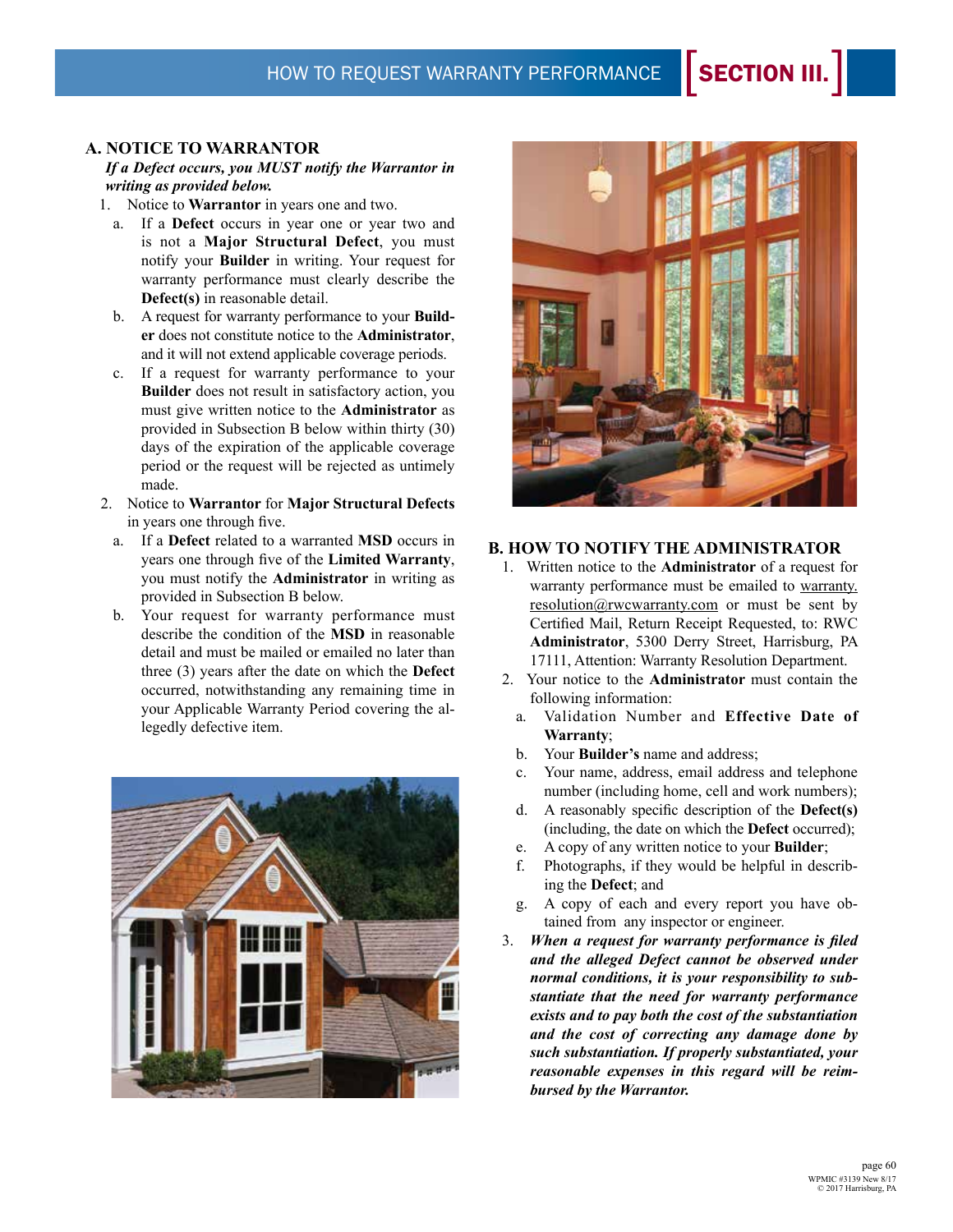## A. NOTICE TO WARRANTOR

***If a Defect occurs, you MUST notify the Warrantor in writing as provided below.***

1. Notice to **Warrantor** in years one and two.
   a. If a **Defect** occurs in year one or year two and is not a **Major Structural Defect**, you must notify your **Builder** in writing. Your request for warranty performance must clearly describe the **Defect(s)** in reasonable detail.
   b. A request for warranty performance to your **Builder** does not constitute notice to the **Administrator**, and it will not extend applicable coverage periods.
   c. If a request for warranty performance to your **Builder** does not result in satisfactory action, you must give written notice to the **Administrator** as provided in Subsection B below within thirty (30) days of the expiration of the applicable coverage period or the request will be rejected as untimely made.
2. Notice to **Warrantor** for **Major Structural Defects** in years one through five.
   a. If a **Defect** related to a warranted **MSD** occurs in years one through five of the **Limited Warranty**, you must notify the **Administrator** in writing as provided in Subsection B below.
   b. Your request for warranty performance must describe the condition of the **MSD** in reasonable detail and must be mailed or emailed no later than three (3) years after the date on which the **Defect** occurred, notwithstanding any remaining time in your Applicable Warranty Period covering the allegedly defective item.

## B. HOW TO NOTIFY THE ADMINISTRATOR

1. Written notice to the **Administrator** of a request for warranty performance must be emailed to warranty.resolution@rwcwarranty.com or must be sent by Certified Mail, Return Receipt Requested, to: RWC **Administrator**, 5300 Derry Street, Harrisburg, PA 17111, Attention: Warranty Resolution Department.
2. Your notice to the **Administrator** must contain the following information:
   a. Validation Number and **Effective Date of Warranty**;
   b. Your **Builder's** name and address;
   c. Your name, address, email address and telephone number (including home, cell and work numbers);
   d. A reasonably specific description of the **Defect(s)** (including, the date on which the **Defect** occurred);
   e. A copy of any written notice to your **Builder**;
   f. Photographs, if they would be helpful in describing the **Defect**; and
   g. A copy of each and every report you have obtained from any inspector or engineer.
3. ***When a request for warranty performance is filed and the alleged Defect cannot be observed under normal conditions, it is your responsibility to substantiate that the need for warranty performance exists and to pay both the cost of the substantiation and the cost of correcting any damage done by such substantiation. If properly substantiated, your reasonable expenses in this regard will be reimbursed by the Warrantor.***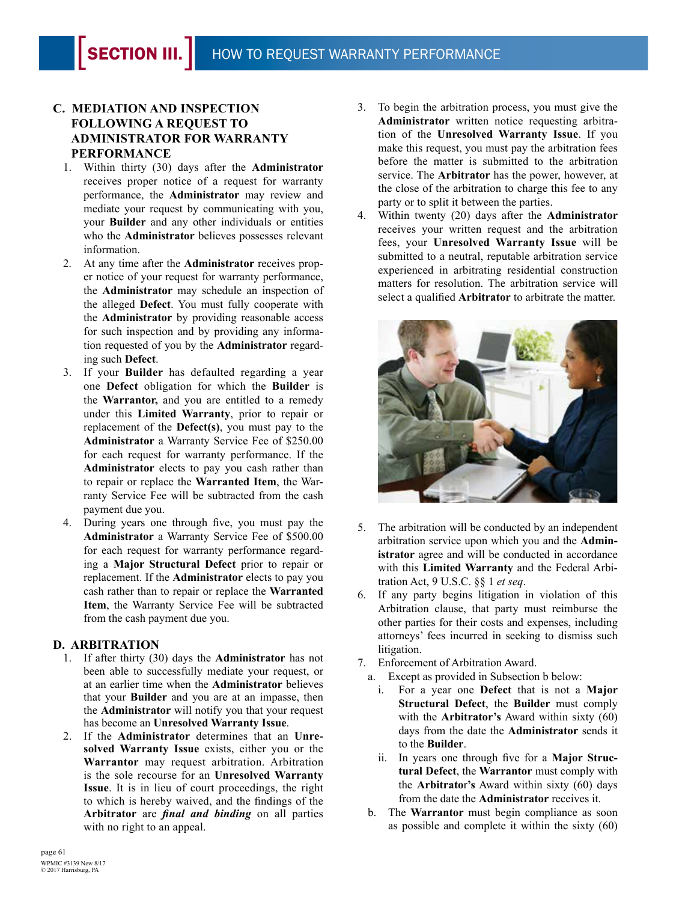## C. MEDIATION AND INSPECTION FOLLOWING A REQUEST TO ADMINISTRATOR FOR WARRANTY PERFORMANCE

1. Within thirty (30) days after the **Administrator** receives proper notice of a request for warranty performance, the **Administrator** may review and mediate your request by communicating with you, your **Builder** and any other individuals or entities who the **Administrator** believes possesses relevant information.
2. At any time after the **Administrator** receives proper notice of your request for warranty performance, the **Administrator** may schedule an inspection of the alleged **Defect**. You must fully cooperate with the **Administrator** by providing reasonable access for such inspection and by providing any information requested of you by the **Administrator** regarding such **Defect**.
3. If your **Builder** has defaulted regarding a year one **Defect** obligation for which the **Builder** is the **Warrantor,** and you are entitled to a remedy under this **Limited Warranty**, prior to repair or replacement of the **Defect(s)**, you must pay to the **Administrator** a Warranty Service Fee of $250.00 for each request for warranty performance. If the **Administrator** elects to pay you cash rather than to repair or replace the **Warranted Item**, the Warranty Service Fee will be subtracted from the cash payment due you.
4. During years one through five, you must pay the **Administrator** a Warranty Service Fee of $500.00 for each request for warranty performance regarding a **Major Structural Defect** prior to repair or replacement. If the **Administrator** elects to pay you cash rather than to repair or replace the **Warranted Item**, the Warranty Service Fee will be subtracted from the cash payment due you.

## D. ARBITRATION

1. If after thirty (30) days the **Administrator** has not been able to successfully mediate your request, or at an earlier time when the **Administrator** believes that your **Builder** and you are at an impasse, then the **Administrator** will notify you that your request has become an **Unresolved Warranty Issue**.
2. If the **Administrator** determines that an **Unresolved Warranty Issue** exists, either you or the **Warrantor** may request arbitration. Arbitration is the sole recourse for an **Unresolved Warranty Issue**. It is in lieu of court proceedings, the right to which is hereby waived, and the findings of the **Arbitrator** are ***final and binding*** on all parties with no right to an appeal.
3. To begin the arbitration process, you must give the **Administrator** written notice requesting arbitration of the **Unresolved Warranty Issue**. If you make this request, you must pay the arbitration fees before the matter is submitted to the arbitration service. The **Arbitrator** has the power, however, at the close of the arbitration to charge this fee to any party or to split it between the parties.
4. Within twenty (20) days after the **Administrator** receives your written request and the arbitration fees, your **Unresolved Warranty Issue** will be submitted to a neutral, reputable arbitration service experienced in arbitrating residential construction matters for resolution. The arbitration service will select a qualified **Arbitrator** to arbitrate the matter.
5. The arbitration will be conducted by an independent arbitration service upon which you and the **Administrator** agree and will be conducted in accordance with this **Limited Warranty** and the Federal Arbitration Act, 9 U.S.C. §§ 1 *et seq*.
6. If any party begins litigation in violation of this Arbitration clause, that party must reimburse the other parties for their costs and expenses, including attorneys' fees incurred in seeking to dismiss such litigation.
7. Enforcement of Arbitration Award.
   a. Except as provided in Subsection b below:
      i. For a year one **Defect** that is not a **Major Structural Defect**, the **Builder** must comply with the **Arbitrator's** Award within sixty (60) days from the date the **Administrator** sends it to the **Builder**.
      ii. In years one through five for a **Major Structural Defect**, the **Warrantor** must comply with the **Arbitrator's** Award within sixty (60) days from the date the **Administrator** receives it.
   b. The **Warrantor** must begin compliance as soon as possible and complete it within the sixty (60)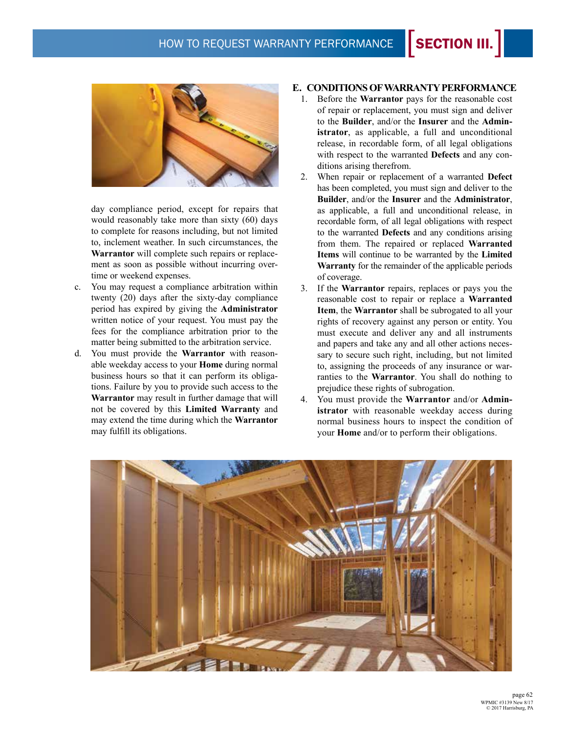day compliance period, except for repairs that would reasonably take more than sixty (60) days to complete for reasons including, but not limited to, inclement weather. In such circumstances, the **Warrantor** will complete such repairs or replacement as soon as possible without incurring overtime or weekend expenses.

c. You may request a compliance arbitration within twenty (20) days after the sixty-day compliance period has expired by giving the **Administrator** written notice of your request. You must pay the fees for the compliance arbitration prior to the matter being submitted to the arbitration service.

d. You must provide the **Warrantor** with reasonable weekday access to your **Home** during normal business hours so that it can perform its obligations. Failure by you to provide such access to the **Warrantor** may result in further damage that will not be covered by this **Limited Warranty** and may extend the time during which the **Warrantor** may fulfill its obligations.

### E. CONDITIONS OF WARRANTY PERFORMANCE

1. Before the **Warrantor** pays for the reasonable cost of repair or replacement, you must sign and deliver to the **Builder**, and/or the **Insurer** and the **Administrator**, as applicable, a full and unconditional release, in recordable form, of all legal obligations with respect to the warranted **Defects** and any conditions arising therefrom.
2. When repair or replacement of a warranted **Defect** has been completed, you must sign and deliver to the **Builder**, and/or the **Insurer** and the **Administrator**, as applicable, a full and unconditional release, in recordable form, of all legal obligations with respect to the warranted **Defects** and any conditions arising from them. The repaired or replaced **Warranted Items** will continue to be warranted by the **Limited Warranty** for the remainder of the applicable periods of coverage.
3. If the **Warrantor** repairs, replaces or pays you the reasonable cost to repair or replace a **Warranted Item**, the **Warrantor** shall be subrogated to all your rights of recovery against any person or entity. You must execute and deliver any and all instruments and papers and take any and all other actions necessary to secure such right, including, but not limited to, assigning the proceeds of any insurance or warranties to the **Warrantor**. You shall do nothing to prejudice these rights of subrogation.
4. You must provide the **Warrantor** and/or **Administrator** with reasonable weekday access during normal business hours to inspect the condition of your **Home** and/or to perform their obligations.

WPMIC #3139 New 8/17
© 2017 Harrisburg, PA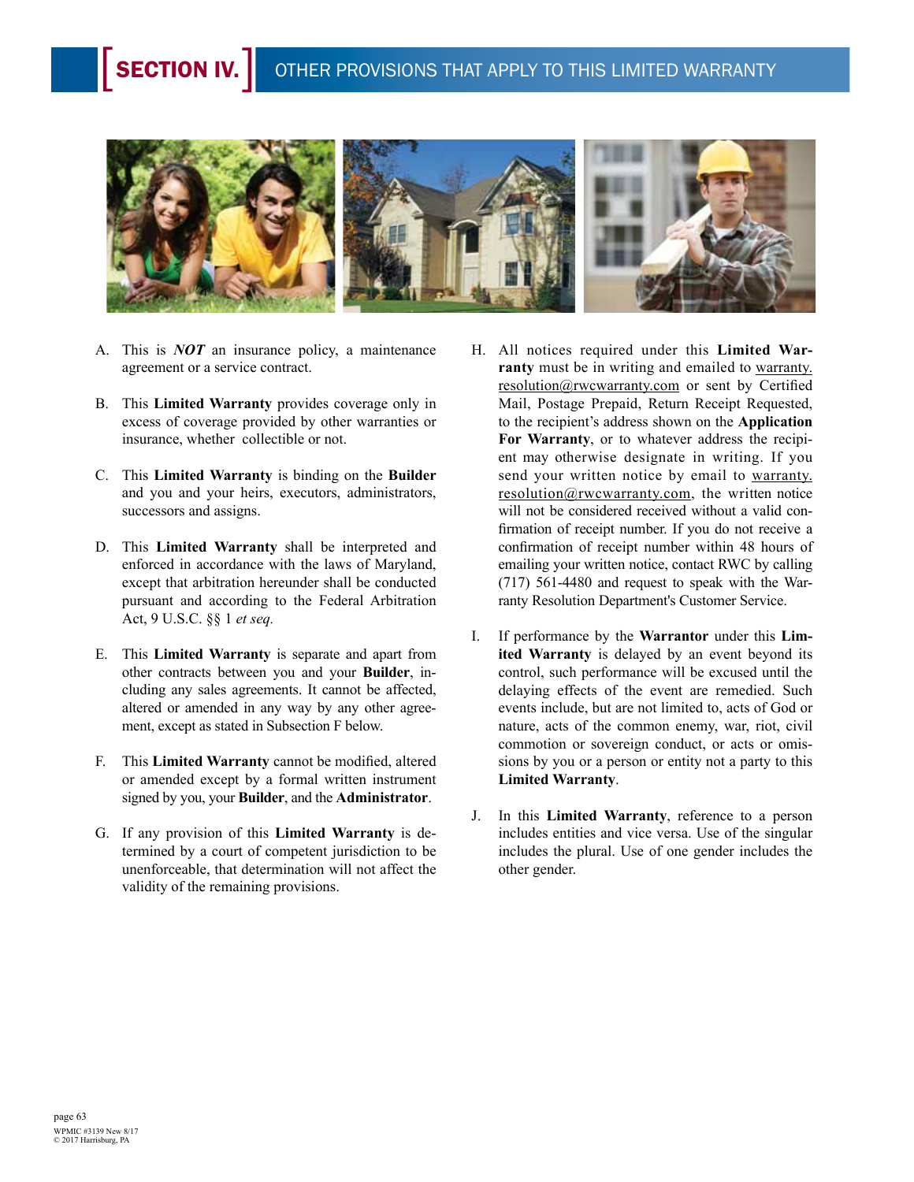# SECTION IV. OTHER PROVISIONS THAT APPLY TO THIS LIMITED WARRANTY

A. This is ***NOT*** an insurance policy, a maintenance agreement or a service contract.

B. This **Limited Warranty** provides coverage only in excess of coverage provided by other warranties or insurance, whether collectible or not.

C. This **Limited Warranty** is binding on the **Builder** and you and your heirs, executors, administrators, successors and assigns.

D. This **Limited Warranty** shall be interpreted and enforced in accordance with the laws of Maryland, except that arbitration hereunder shall be conducted pursuant and according to the Federal Arbitration Act, 9 U.S.C. §§ 1 *et seq.*

E. This **Limited Warranty** is separate and apart from other contracts between you and your **Builder**, including any sales agreements. It cannot be affected, altered or amended in any way by any other agreement, except as stated in Subsection F below.

F. This **Limited Warranty** cannot be modified, altered or amended except by a formal written instrument signed by you, your **Builder**, and the **Administrator**.

G. If any provision of this **Limited Warranty** is determined by a court of competent jurisdiction to be unenforceable, that determination will not affect the validity of the remaining provisions.

H. All notices required under this **Limited Warranty** must be in writing and emailed to warranty.resolution@rwcwarranty.com or sent by Certified Mail, Postage Prepaid, Return Receipt Requested, to the recipient's address shown on the **Application For Warranty**, or to whatever address the recipient may otherwise designate in writing. If you send your written notice by email to warranty.resolution@rwcwarranty.com, the written notice will not be considered received without a valid confirmation of receipt number. If you do not receive a confirmation of receipt number within 48 hours of emailing your written notice, contact RWC by calling (717) 561-4480 and request to speak with the Warranty Resolution Department's Customer Service.

I. If performance by the **Warrantor** under this **Limited Warranty** is delayed by an event beyond its control, such performance will be excused until the delaying effects of the event are remedied. Such events include, but are not limited to, acts of God or nature, acts of the common enemy, war, riot, civil commotion or sovereign conduct, or acts or omissions by you or a person or entity not a party to this **Limited Warranty**.

J. In this **Limited Warranty**, reference to a person includes entities and vice versa. Use of the singular includes the plural. Use of one gender includes the other gender.

WPMIC #3139 New 8/17
© 2017 Harrisburg, PA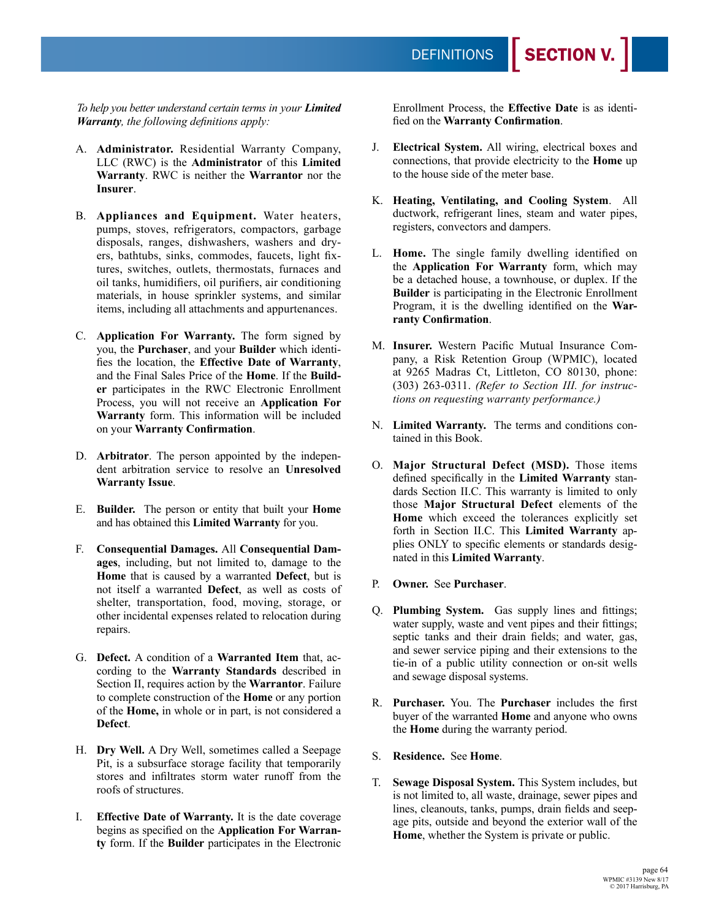# SECTION V. DEFINITIONS

*To help you better understand certain terms in your **Limited Warranty**, the following definitions apply:*

A. **Administrator.** Residential Warranty Company, LLC (RWC) is the **Administrator** of this **Limited Warranty**. RWC is neither the **Warrantor** nor the **Insurer**.

B. **Appliances and Equipment.** Water heaters, pumps, stoves, refrigerators, compactors, garbage disposals, ranges, dishwashers, washers and dryers, bathtubs, sinks, commodes, faucets, light fixtures, switches, outlets, thermostats, furnaces and oil tanks, humidifiers, oil purifiers, air conditioning materials, in house sprinkler systems, and similar items, including all attachments and appurtenances.

C. **Application For Warranty.** The form signed by you, the **Purchaser**, and your **Builder** which identifies the location, the **Effective Date of Warranty**, and the Final Sales Price of the **Home**. If the **Builder** participates in the RWC Electronic Enrollment Process, you will not receive an **Application For Warranty** form. This information will be included on your **Warranty Confirmation**.

D. **Arbitrator**. The person appointed by the independent arbitration service to resolve an **Unresolved Warranty Issue**.

E. **Builder.** The person or entity that built your **Home** and has obtained this **Limited Warranty** for you.

F. **Consequential Damages.** All **Consequential Damages**, including, but not limited to, damage to the **Home** that is caused by a warranted **Defect**, but is not itself a warranted **Defect**, as well as costs of shelter, transportation, food, moving, storage, or other incidental expenses related to relocation during repairs.

G. **Defect.** A condition of a **Warranted Item** that, according to the **Warranty Standards** described in Section II, requires action by the **Warrantor**. Failure to complete construction of the **Home** or any portion of the **Home,** in whole or in part, is not considered a **Defect**.

H. **Dry Well.** A Dry Well, sometimes called a Seepage Pit, is a subsurface storage facility that temporarily stores and infiltrates storm water runoff from the roofs of structures.

I. **Effective Date of Warranty.** It is the date coverage begins as specified on the **Application For Warranty** form. If the **Builder** participates in the Electronic Enrollment Process, the **Effective Date** is as identified on the **Warranty Confirmation**.

J. **Electrical System.** All wiring, electrical boxes and connections, that provide electricity to the **Home** up to the house side of the meter base.

K. **Heating, Ventilating, and Cooling System**. All ductwork, refrigerant lines, steam and water pipes, registers, convectors and dampers.

L. **Home.** The single family dwelling identified on the **Application For Warranty** form, which may be a detached house, a townhouse, or duplex. If the **Builder** is participating in the Electronic Enrollment Program, it is the dwelling identified on the **Warranty Confirmation**.

M. **Insurer.** Western Pacific Mutual Insurance Company, a Risk Retention Group (WPMIC), located at 9265 Madras Ct, Littleton, CO 80130, phone: (303) 263-0311. *(Refer to Section III. for instructions on requesting warranty performance.)*

N. **Limited Warranty.** The terms and conditions contained in this Book.

O. **Major Structural Defect (MSD).** Those items defined specifically in the **Limited Warranty** standards Section II.C. This warranty is limited to only those **Major Structural Defect** elements of the **Home** which exceed the tolerances explicitly set forth in Section II.C. This **Limited Warranty** applies ONLY to specific elements or standards designated in this **Limited Warranty**.

P. **Owner.** See **Purchaser**.

Q. **Plumbing System.** Gas supply lines and fittings; water supply, waste and vent pipes and their fittings; septic tanks and their drain fields; and water, gas, and sewer service piping and their extensions to the tie-in of a public utility connection or on-sit wells and sewage disposal systems.

R. **Purchaser.** You. The **Purchaser** includes the first buyer of the warranted **Home** and anyone who owns the **Home** during the warranty period.

S. **Residence.** See **Home**.

T. **Sewage Disposal System.** This System includes, but is not limited to, all waste, drainage, sewer pipes and lines, cleanouts, tanks, pumps, drain fields and seepage pits, outside and beyond the exterior wall of the **Home**, whether the System is private or public.

WPMIC #3139 New 8/17
© 2017 Harrisburg, PA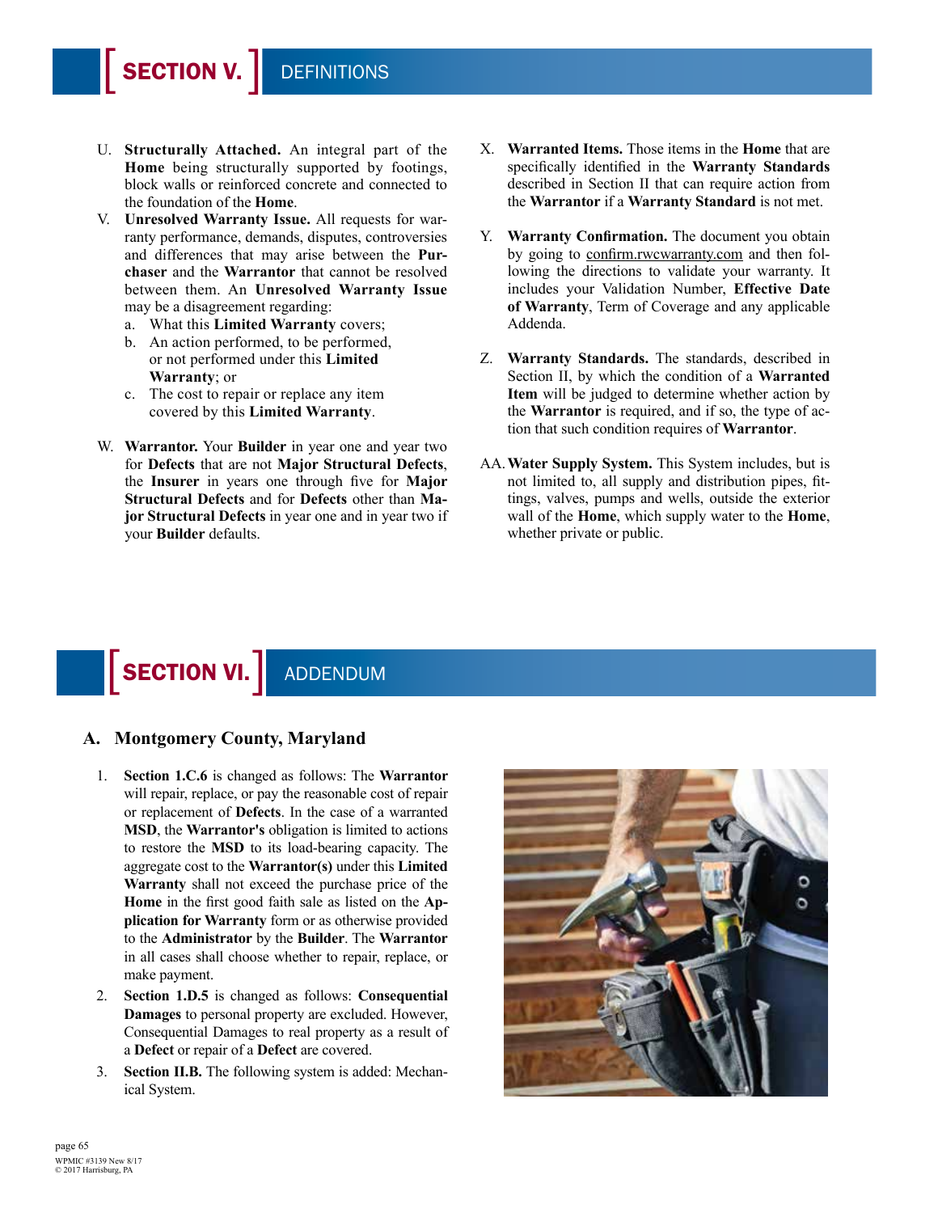# SECTION V. DEFINITIONS

U. **Structurally Attached.** An integral part of the **Home** being structurally supported by footings, block walls or reinforced concrete and connected to the foundation of the **Home**.

V. **Unresolved Warranty Issue.** All requests for warranty performance, demands, disputes, controversies and differences that may arise between the **Purchaser** and the **Warrantor** that cannot be resolved between them. An **Unresolved Warranty Issue** may be a disagreement regarding:

   a. What this **Limited Warranty** covers;
   b. An action performed, to be performed, or not performed under this **Limited Warranty**; or
   c. The cost to repair or replace any item covered by this **Limited Warranty**.

W. **Warrantor.** Your **Builder** in year one and year two for **Defects** that are not **Major Structural Defects**, the **Insurer** in years one through five for **Major Structural Defects** and for **Defects** other than **Major Structural Defects** in year one and in year two if your **Builder** defaults.

X. **Warranted Items.** Those items in the **Home** that are specifically identified in the **Warranty Standards** described in Section II that can require action from the **Warrantor** if a **Warranty Standard** is not met.

Y. **Warranty Confirmation.** The document you obtain by going to confirm.rwcwarranty.com and then following the directions to validate your warranty. It includes your Validation Number, **Effective Date of Warranty**, Term of Coverage and any applicable Addenda.

Z. **Warranty Standards.** The standards, described in Section II, by which the condition of a **Warranted Item** will be judged to determine whether action by the **Warrantor** is required, and if so, the type of action that such condition requires of **Warrantor**.

AA. **Water Supply System.** This System includes, but is not limited to, all supply and distribution pipes, fittings, valves, pumps and wells, outside the exterior wall of the **Home**, which supply water to the **Home**, whether private or public.

# SECTION VI. ADDENDUM

## A. Montgomery County, Maryland

1. **Section 1.C.6** is changed as follows: The **Warrantor** will repair, replace, or pay the reasonable cost of repair or replacement of **Defects**. In the case of a warranted **MSD**, the **Warrantor's** obligation is limited to actions to restore the **MSD** to its load-bearing capacity. The aggregate cost to the **Warrantor(s)** under this **Limited Warranty** shall not exceed the purchase price of the **Home** in the first good faith sale as listed on the **Application for Warranty** form or as otherwise provided to the **Administrator** by the **Builder**. The **Warrantor** in all cases shall choose whether to repair, replace, or make payment.
2. **Section 1.D.5** is changed as follows: **Consequential Damages** to personal property are excluded. However, Consequential Damages to real property as a result of a **Defect** or repair of a **Defect** are covered.
3. **Section II.B.** The following system is added: Mechanical System.

WPMIC #3139 New 8/17
© 2017 Harrisburg, PA